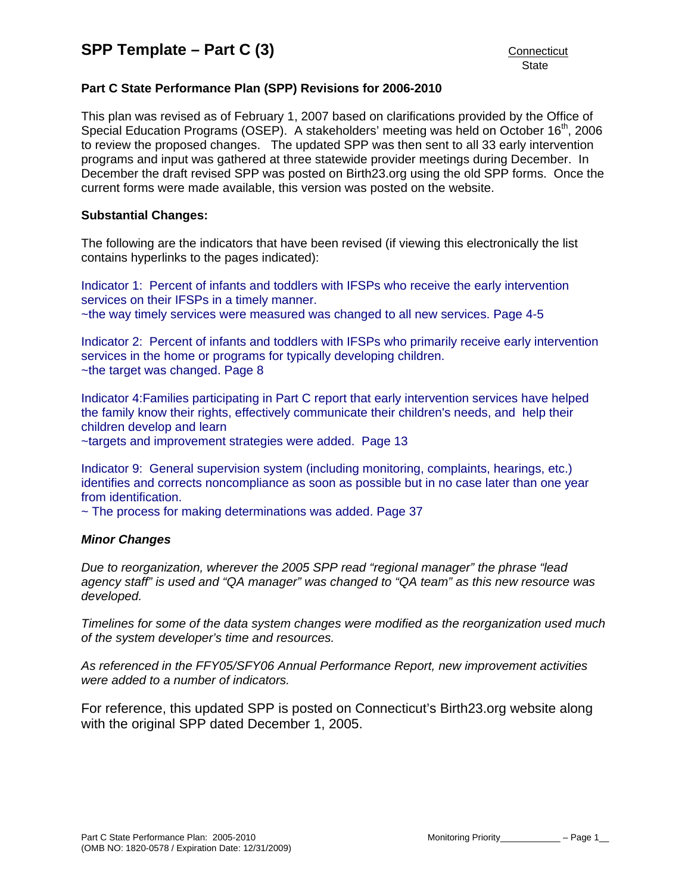# SPP Template – Part C (3)

Connecticut
State

## Part C State Performance Plan (SPP) Revisions for 2006-2010

This plan was revised as of February 1, 2007 based on clarifications provided by the Office of Special Education Programs (OSEP). A stakeholders' meeting was held on October 16th, 2006 to review the proposed changes. The updated SPP was then sent to all 33 early intervention programs and input was gathered at three statewide provider meetings during December. In December the draft revised SPP was posted on Birth23.org using the old SPP forms. Once the current forms were made available, this version was posted on the website.

**Substantial Changes:**

The following are the indicators that have been revised (if viewing this electronically the list contains hyperlinks to the pages indicated):

Indicator 1: Percent of infants and toddlers with IFSPs who receive the early intervention services on their IFSPs in a timely manner.
~the way timely services were measured was changed to all new services. Page 4-5

Indicator 2: Percent of infants and toddlers with IFSPs who primarily receive early intervention services in the home or programs for typically developing children.
~the target was changed. Page 8

Indicator 4:Families participating in Part C report that early intervention services have helped the family know their rights, effectively communicate their children's needs, and help their children develop and learn
~targets and improvement strategies were added. Page 13

Indicator 9: General supervision system (including monitoring, complaints, hearings, etc.) identifies and corrects noncompliance as soon as possible but in no case later than one year from identification.
~ The process for making determinations was added. Page 37

***Minor Changes***

*Due to reorganization, wherever the 2005 SPP read "regional manager" the phrase "lead agency staff" is used and "QA manager" was changed to "QA team" as this new resource was developed.*

*Timelines for some of the data system changes were modified as the reorganization used much of the system developer's time and resources.*

*As referenced in the FFY05/SFY06 Annual Performance Report, new improvement activities were added to a number of indicators.*

For reference, this updated SPP is posted on Connecticut's Birth23.org website along with the original SPP dated December 1, 2005.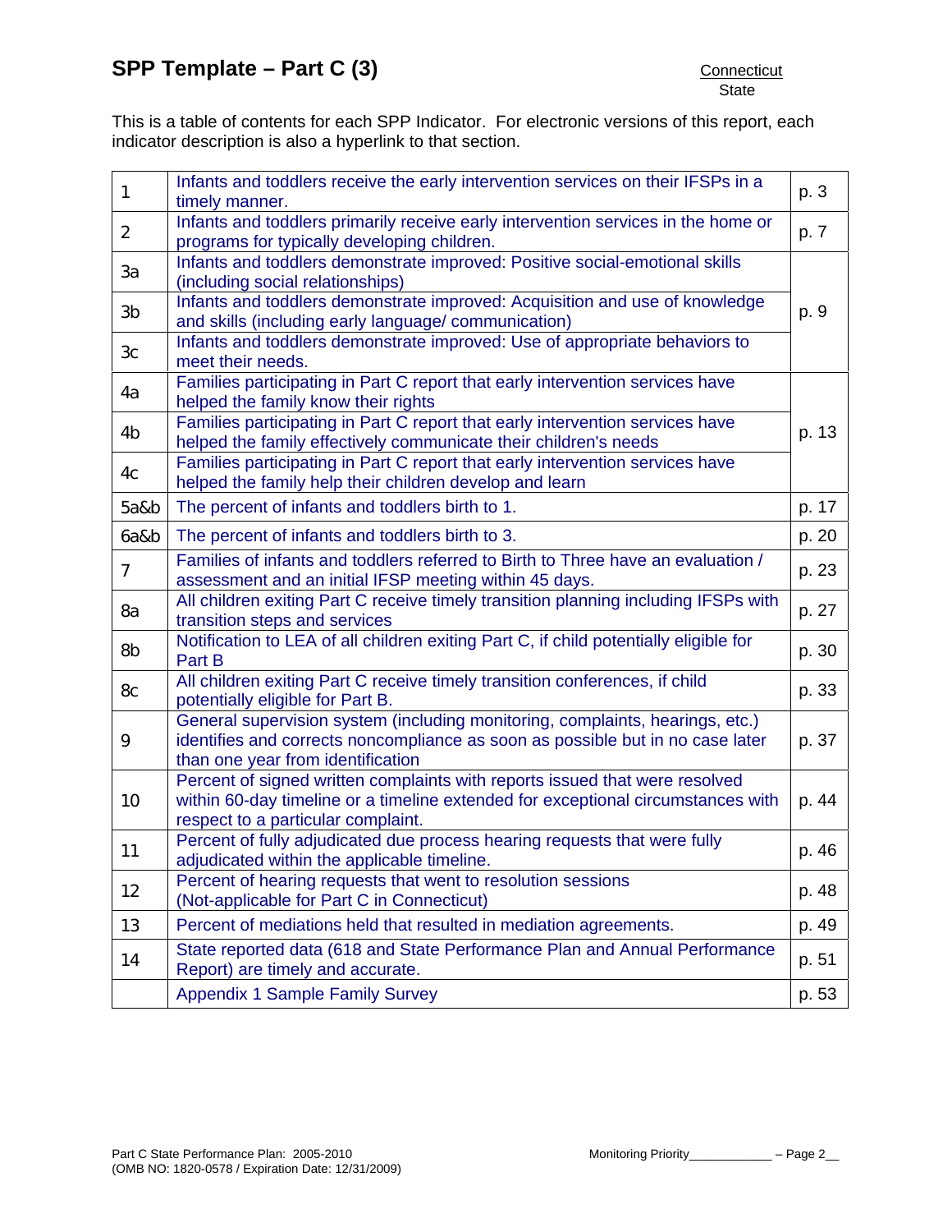# SPP Template – Part C (3)

Connecticut
State

This is a table of contents for each SPP Indicator. For electronic versions of this report, each indicator description is also a hyperlink to that section.

| | | |
|---|---|---|
| 1 | Infants and toddlers receive the early intervention services on their IFSPs in a timely manner. | p. 3 |
| 2 | Infants and toddlers primarily receive early intervention services in the home or programs for typically developing children. | p. 7 |
| 3a | Infants and toddlers demonstrate improved: Positive social-emotional skills (including social relationships) | p. 9 |
| 3b | Infants and toddlers demonstrate improved: Acquisition and use of knowledge and skills (including early language/ communication) | |
| 3c | Infants and toddlers demonstrate improved: Use of appropriate behaviors to meet their needs. | |
| 4a | Families participating in Part C report that early intervention services have helped the family know their rights | p. 13 |
| 4b | Families participating in Part C report that early intervention services have helped the family effectively communicate their children's needs | |
| 4c | Families participating in Part C report that early intervention services have helped the family help their children develop and learn | |
| 5a&b | The percent of infants and toddlers birth to 1. | p. 17 |
| 6a&b | The percent of infants and toddlers birth to 3. | p. 20 |
| 7 | Families of infants and toddlers referred to Birth to Three have an evaluation / assessment and an initial IFSP meeting within 45 days. | p. 23 |
| 8a | All children exiting Part C receive timely transition planning including IFSPs with transition steps and services | p. 27 |
| 8b | Notification to LEA of all children exiting Part C, if child potentially eligible for Part B | p. 30 |
| 8c | All children exiting Part C receive timely transition conferences, if child potentially eligible for Part B. | p. 33 |
| 9 | General supervision system (including monitoring, complaints, hearings, etc.) identifies and corrects noncompliance as soon as possible but in no case later than one year from identification | p. 37 |
| 10 | Percent of signed written complaints with reports issued that were resolved within 60-day timeline or a timeline extended for exceptional circumstances with respect to a particular complaint. | p. 44 |
| 11 | Percent of fully adjudicated due process hearing requests that were fully adjudicated within the applicable timeline. | p. 46 |
| 12 | Percent of hearing requests that went to resolution sessions (Not-applicable for Part C in Connecticut) | p. 48 |
| 13 | Percent of mediations held that resulted in mediation agreements. | p. 49 |
| 14 | State reported data (618 and State Performance Plan and Annual Performance Report) are timely and accurate. | p. 51 |
| | Appendix 1 Sample Family Survey | p. 53 |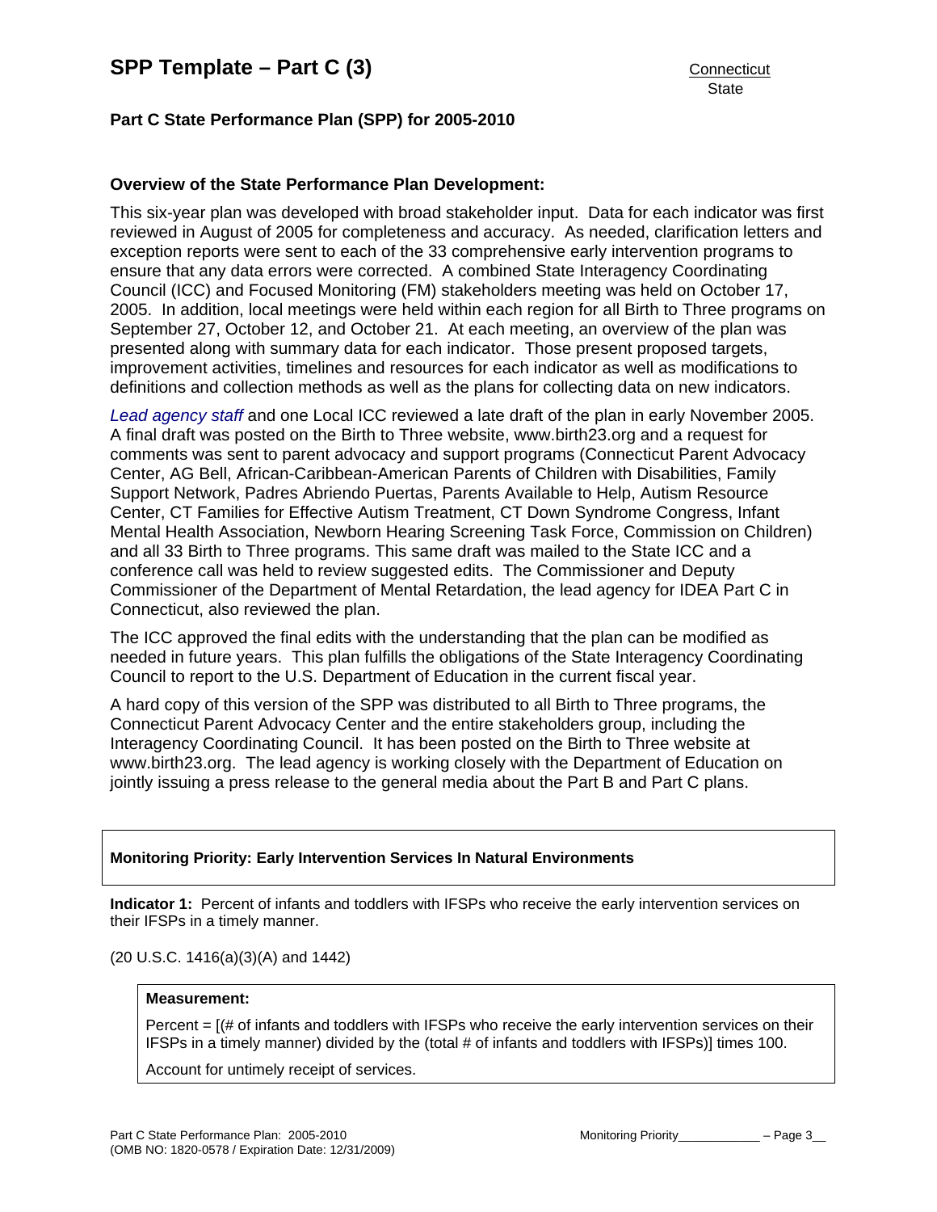## SPP Template – Part C (3)

Connecticut
State

### Part C State Performance Plan (SPP) for 2005-2010

### Overview of the State Performance Plan Development:

This six-year plan was developed with broad stakeholder input. Data for each indicator was first reviewed in August of 2005 for completeness and accuracy. As needed, clarification letters and exception reports were sent to each of the 33 comprehensive early intervention programs to ensure that any data errors were corrected. A combined State Interagency Coordinating Council (ICC) and Focused Monitoring (FM) stakeholders meeting was held on October 17, 2005. In addition, local meetings were held within each region for all Birth to Three programs on September 27, October 12, and October 21. At each meeting, an overview of the plan was presented along with summary data for each indicator. Those present proposed targets, improvement activities, timelines and resources for each indicator as well as modifications to definitions and collection methods as well as the plans for collecting data on new indicators.

*Lead agency staff* and one Local ICC reviewed a late draft of the plan in early November 2005. A final draft was posted on the Birth to Three website, www.birth23.org and a request for comments was sent to parent advocacy and support programs (Connecticut Parent Advocacy Center, AG Bell, African-Caribbean-American Parents of Children with Disabilities, Family Support Network, Padres Abriendo Puertas, Parents Available to Help, Autism Resource Center, CT Families for Effective Autism Treatment, CT Down Syndrome Congress, Infant Mental Health Association, Newborn Hearing Screening Task Force, Commission on Children) and all 33 Birth to Three programs. This same draft was mailed to the State ICC and a conference call was held to review suggested edits. The Commissioner and Deputy Commissioner of the Department of Mental Retardation, the lead agency for IDEA Part C in Connecticut, also reviewed the plan.

The ICC approved the final edits with the understanding that the plan can be modified as needed in future years. This plan fulfills the obligations of the State Interagency Coordinating Council to report to the U.S. Department of Education in the current fiscal year.

A hard copy of this version of the SPP was distributed to all Birth to Three programs, the Connecticut Parent Advocacy Center and the entire stakeholders group, including the Interagency Coordinating Council. It has been posted on the Birth to Three website at www.birth23.org. The lead agency is working closely with the Department of Education on jointly issuing a press release to the general media about the Part B and Part C plans.

**Monitoring Priority: Early Intervention Services In Natural Environments**

**Indicator 1:** Percent of infants and toddlers with IFSPs who receive the early intervention services on their IFSPs in a timely manner.

(20 U.S.C. 1416(a)(3)(A) and 1442)

**Measurement:**

Percent = [(# of infants and toddlers with IFSPs who receive the early intervention services on their IFSPs in a timely manner) divided by the (total # of infants and toddlers with IFSPs)] times 100.

Account for untimely receipt of services.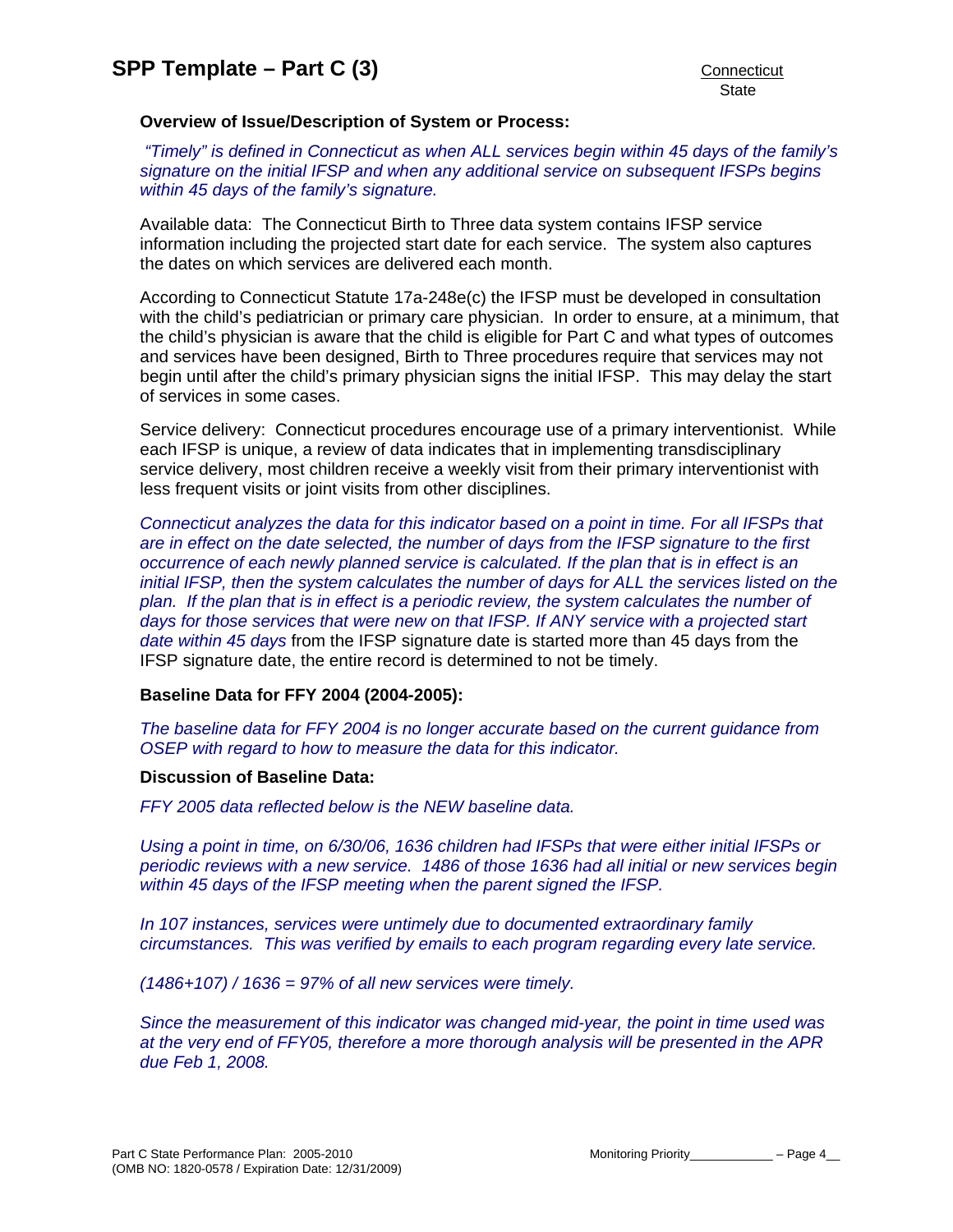**Overview of Issue/Description of System or Process:**

*"Timely" is defined in Connecticut as when ALL services begin within 45 days of the family's signature on the initial IFSP and when any additional service on subsequent IFSPs begins within 45 days of the family's signature.*

Available data: The Connecticut Birth to Three data system contains IFSP service information including the projected start date for each service. The system also captures the dates on which services are delivered each month.

According to Connecticut Statute 17a-248e(c) the IFSP must be developed in consultation with the child's pediatrician or primary care physician. In order to ensure, at a minimum, that the child's physician is aware that the child is eligible for Part C and what types of outcomes and services have been designed, Birth to Three procedures require that services may not begin until after the child's primary physician signs the initial IFSP. This may delay the start of services in some cases.

Service delivery: Connecticut procedures encourage use of a primary interventionist. While each IFSP is unique, a review of data indicates that in implementing transdisciplinary service delivery, most children receive a weekly visit from their primary interventionist with less frequent visits or joint visits from other disciplines.

*Connecticut analyzes the data for this indicator based on a point in time. For all IFSPs that are in effect on the date selected, the number of days from the IFSP signature to the first occurrence of each newly planned service is calculated. If the plan that is in effect is an initial IFSP, then the system calculates the number of days for ALL the services listed on the plan. If the plan that is in effect is a periodic review, the system calculates the number of days for those services that were new on that IFSP. If ANY service with a projected start date within 45 days* from the IFSP signature date is started more than 45 days from the IFSP signature date, the entire record is determined to not be timely.

**Baseline Data for FFY 2004 (2004-2005):**

*The baseline data for FFY 2004 is no longer accurate based on the current guidance from OSEP with regard to how to measure the data for this indicator.*

**Discussion of Baseline Data:**

*FFY 2005 data reflected below is the NEW baseline data.*

*Using a point in time, on 6/30/06, 1636 children had IFSPs that were either initial IFSPs or periodic reviews with a new service. 1486 of those 1636 had all initial or new services begin within 45 days of the IFSP meeting when the parent signed the IFSP.*

*In 107 instances, services were untimely due to documented extraordinary family circumstances. This was verified by emails to each program regarding every late service.*

*(1486+107) / 1636 = 97% of all new services were timely.*

*Since the measurement of this indicator was changed mid-year, the point in time used was at the very end of FFY05, therefore a more thorough analysis will be presented in the APR due Feb 1, 2008.*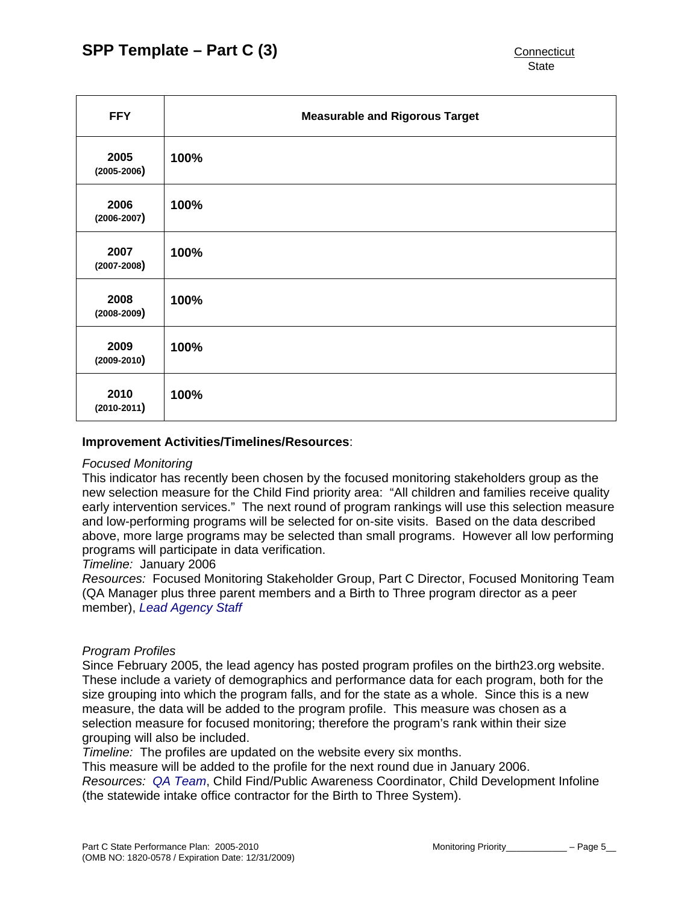| FFY | Measurable and Rigorous Target |
|---|---|
| **2005** **(2005-2006)** | **100%** |
| **2006** **(2006-2007)** | **100%** |
| **2007** **(2007-2008)** | **100%** |
| **2008** **(2008-2009)** | **100%** |
| **2009** **(2009-2010)** | **100%** |
| **2010** **(2010-2011)** | **100%** |

**Improvement Activities/Timelines/Resources**:

*Focused Monitoring*
This indicator has recently been chosen by the focused monitoring stakeholders group as the new selection measure for the Child Find priority area: "All children and families receive quality early intervention services." The next round of program rankings will use this selection measure and low-performing programs will be selected for on-site visits. Based on the data described above, more large programs may be selected than small programs. However all low performing programs will participate in data verification.
*Timeline:* January 2006
*Resources:* Focused Monitoring Stakeholder Group, Part C Director, Focused Monitoring Team (QA Manager plus three parent members and a Birth to Three program director as a peer member), *Lead Agency Staff*

*Program Profiles*
Since February 2005, the lead agency has posted program profiles on the birth23.org website. These include a variety of demographics and performance data for each program, both for the size grouping into which the program falls, and for the state as a whole. Since this is a new measure, the data will be added to the program profile. This measure was chosen as a selection measure for focused monitoring; therefore the program's rank within their size grouping will also be included.
*Timeline:* The profiles are updated on the website every six months.
This measure will be added to the profile for the next round due in January 2006.
*Resources:* *QA Team*, Child Find/Public Awareness Coordinator, Child Development Infoline (the statewide intake office contractor for the Birth to Three System).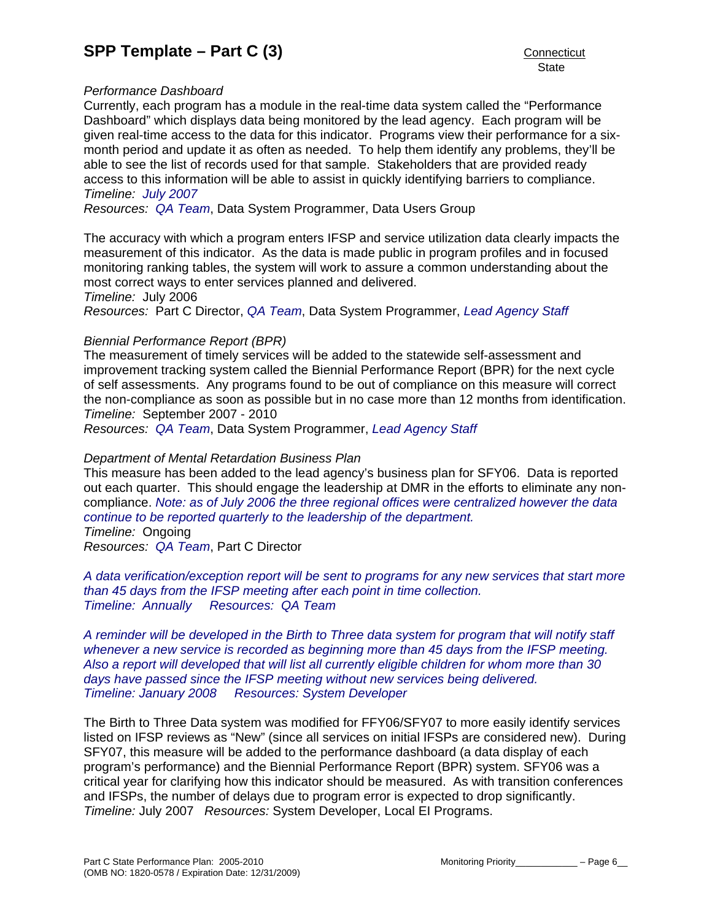*Performance Dashboard*

Currently, each program has a module in the real-time data system called the "Performance Dashboard" which displays data being monitored by the lead agency. Each program will be given real-time access to the data for this indicator. Programs view their performance for a six-month period and update it as often as needed. To help them identify any problems, they'll be able to see the list of records used for that sample. Stakeholders that are provided ready access to this information will be able to assist in quickly identifying barriers to compliance.
*Timeline: July 2007*
*Resources: QA Team*, Data System Programmer, Data Users Group

The accuracy with which a program enters IFSP and service utilization data clearly impacts the measurement of this indicator. As the data is made public in program profiles and in focused monitoring ranking tables, the system will work to assure a common understanding about the most correct ways to enter services planned and delivered.
*Timeline:* July 2006
*Resources:* Part C Director, *QA Team*, Data System Programmer, *Lead Agency Staff*

*Biennial Performance Report (BPR)*

The measurement of timely services will be added to the statewide self-assessment and improvement tracking system called the Biennial Performance Report (BPR) for the next cycle of self assessments. Any programs found to be out of compliance on this measure will correct the non-compliance as soon as possible but in no case more than 12 months from identification.
*Timeline:* September 2007 - 2010
*Resources: QA Team*, Data System Programmer, *Lead Agency Staff*

*Department of Mental Retardation Business Plan*

This measure has been added to the lead agency's business plan for SFY06. Data is reported out each quarter. This should engage the leadership at DMR in the efforts to eliminate any non-compliance. *Note: as of July 2006 the three regional offices were centralized however the data continue to be reported quarterly to the leadership of the department.*
*Timeline:* Ongoing
*Resources: QA Team*, Part C Director

*A data verification/exception report will be sent to programs for any new services that start more than 45 days from the IFSP meeting after each point in time collection.*
*Timeline: Annually     Resources: QA Team*

*A reminder will be developed in the Birth to Three data system for program that will notify staff whenever a new service is recorded as beginning more than 45 days from the IFSP meeting. Also a report will developed that will list all currently eligible children for whom more than 30 days have passed since the IFSP meeting without new services being delivered.*
*Timeline: January 2008     Resources: System Developer*

The Birth to Three Data system was modified for FFY06/SFY07 to more easily identify services listed on IFSP reviews as "New" (since all services on initial IFSPs are considered new). During SFY07, this measure will be added to the performance dashboard (a data display of each program's performance) and the Biennial Performance Report (BPR) system. SFY06 was a critical year for clarifying how this indicator should be measured. As with transition conferences and IFSPs, the number of delays due to program error is expected to drop significantly.
*Timeline:* July 2007   *Resources:* System Developer, Local EI Programs.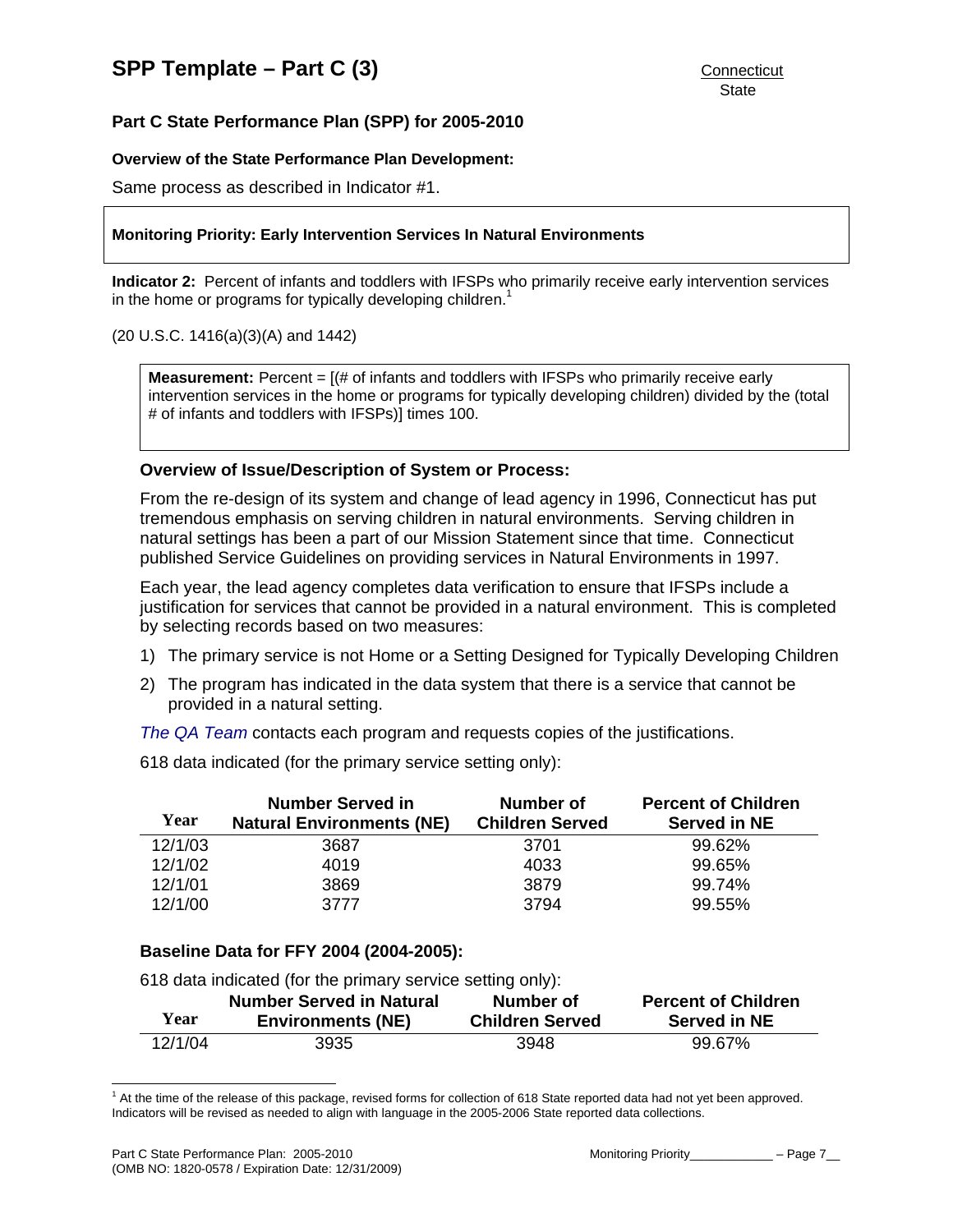## SPP Template – Part C (3)

Connecticut
State

### Part C State Performance Plan (SPP) for 2005-2010

**Overview of the State Performance Plan Development:**

Same process as described in Indicator #1.

**Monitoring Priority: Early Intervention Services In Natural Environments**

**Indicator 2:** Percent of infants and toddlers with IFSPs who primarily receive early intervention services in the home or programs for typically developing children.[1]

(20 U.S.C. 1416(a)(3)(A) and 1442)

**Measurement:** Percent = [(# of infants and toddlers with IFSPs who primarily receive early intervention services in the home or programs for typically developing children) divided by the (total # of infants and toddlers with IFSPs)] times 100.

**Overview of Issue/Description of System or Process:**

From the re-design of its system and change of lead agency in 1996, Connecticut has put tremendous emphasis on serving children in natural environments. Serving children in natural settings has been a part of our Mission Statement since that time. Connecticut published Service Guidelines on providing services in Natural Environments in 1997.

Each year, the lead agency completes data verification to ensure that IFSPs include a justification for services that cannot be provided in a natural environment. This is completed by selecting records based on two measures:

1) The primary service is not Home or a Setting Designed for Typically Developing Children
2) The program has indicated in the data system that there is a service that cannot be provided in a natural setting.

*The QA Team* contacts each program and requests copies of the justifications.

618 data indicated (for the primary service setting only):

| Year | Number Served in Natural Environments (NE) | Number of Children Served | Percent of Children Served in NE |
|---|---|---|---|
| 12/1/03 | 3687 | 3701 | 99.62% |
| 12/1/02 | 4019 | 4033 | 99.65% |
| 12/1/01 | 3869 | 3879 | 99.74% |
| 12/1/00 | 3777 | 3794 | 99.55% |

**Baseline Data for FFY 2004 (2004-2005):**

618 data indicated (for the primary service setting only):

| Year | Number Served in Natural Environments (NE) | Number of Children Served | Percent of Children Served in NE |
|---|---|---|---|
| 12/1/04 | 3935 | 3948 | 99.67% |

[1] At the time of the release of this package, revised forms for collection of 618 State reported data had not yet been approved. Indicators will be revised as needed to align with language in the 2005-2006 State reported data collections.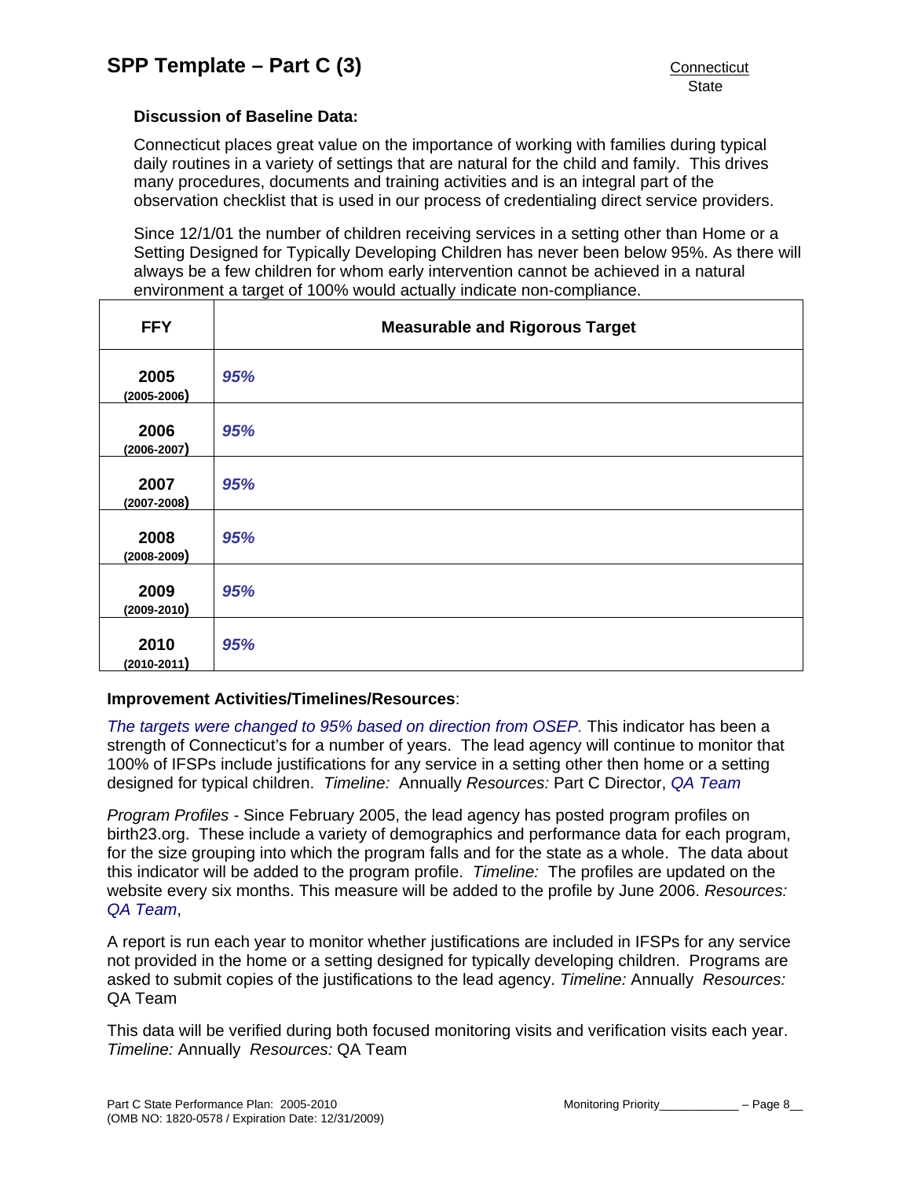**Discussion of Baseline Data:**

Connecticut places great value on the importance of working with families during typical daily routines in a variety of settings that are natural for the child and family. This drives many procedures, documents and training activities and is an integral part of the observation checklist that is used in our process of credentialing direct service providers.

Since 12/1/01 the number of children receiving services in a setting other than Home or a Setting Designed for Typically Developing Children has never been below 95%. As there will always be a few children for whom early intervention cannot be achieved in a natural environment a target of 100% would actually indicate non-compliance.

| FFY | Measurable and Rigorous Target |
| --- | --- |
| **2005** (2005-2006) | *95%* |
| **2006** (2006-2007) | *95%* |
| **2007** (2007-2008) | *95%* |
| **2008** (2008-2009) | *95%* |
| **2009** (2009-2010) | *95%* |
| **2010** (2010-2011) | *95%* |

**Improvement Activities/Timelines/Resources**:

*The targets were changed to 95% based on direction from OSEP.* This indicator has been a strength of Connecticut's for a number of years. The lead agency will continue to monitor that 100% of IFSPs include justifications for any service in a setting other then home or a setting designed for typical children. *Timeline:* Annually *Resources:* Part C Director, QA Team

*Program Profiles* - Since February 2005, the lead agency has posted program profiles on birth23.org. These include a variety of demographics and performance data for each program, for the size grouping into which the program falls and for the state as a whole. The data about this indicator will be added to the program profile. *Timeline:* The profiles are updated on the website every six months. This measure will be added to the profile by June 2006. *Resources:* QA Team,

A report is run each year to monitor whether justifications are included in IFSPs for any service not provided in the home or a setting designed for typically developing children. Programs are asked to submit copies of the justifications to the lead agency. *Timeline:* Annually *Resources:* QA Team

This data will be verified during both focused monitoring visits and verification visits each year. *Timeline:* Annually *Resources:* QA Team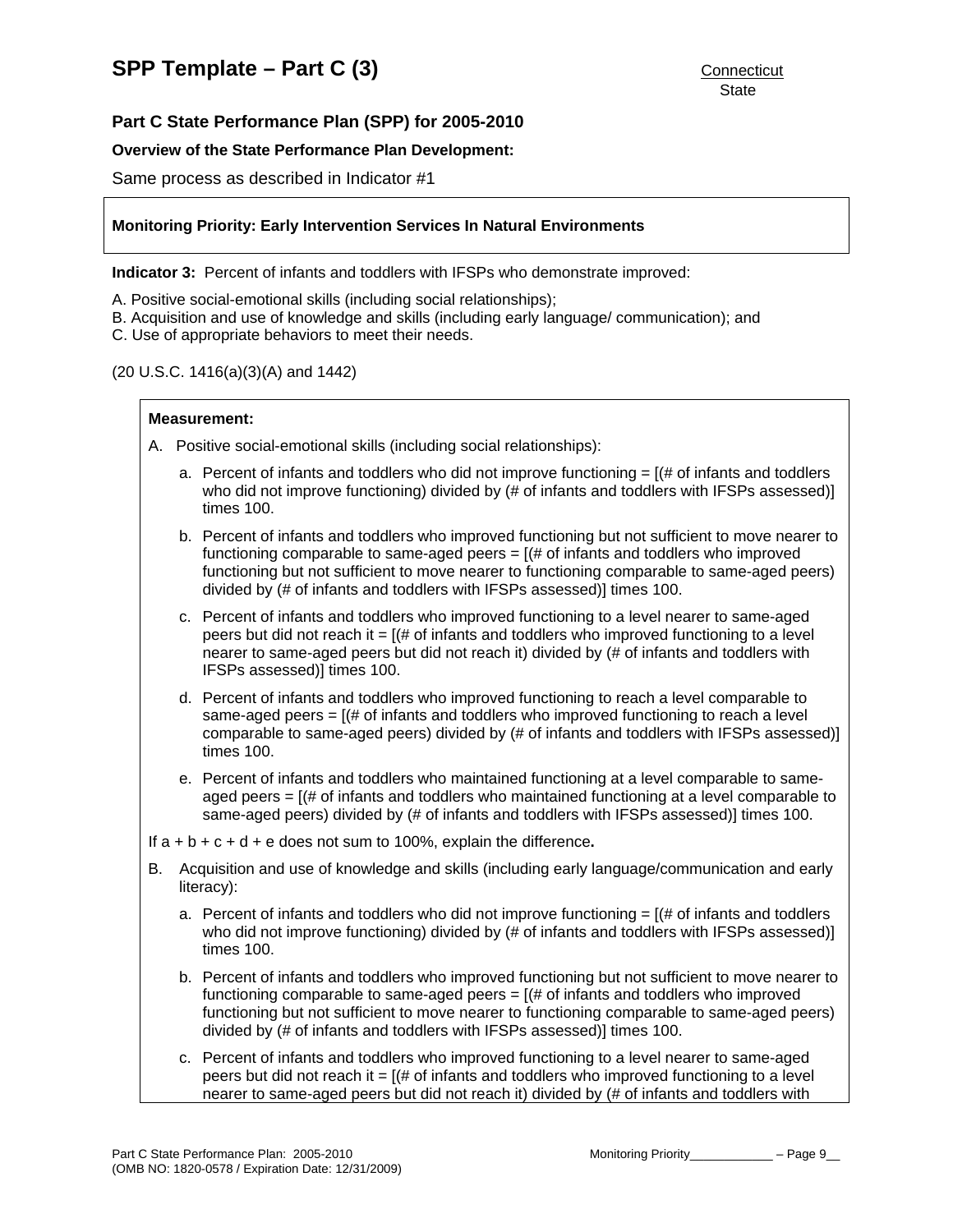# SPP Template – Part C (3)

Connecticut
State

## Part C State Performance Plan (SPP) for 2005-2010

**Overview of the State Performance Plan Development:**

Same process as described in Indicator #1

**Monitoring Priority: Early Intervention Services In Natural Environments**

**Indicator 3:** Percent of infants and toddlers with IFSPs who demonstrate improved:

A. Positive social-emotional skills (including social relationships);
B. Acquisition and use of knowledge and skills (including early language/ communication); and
C. Use of appropriate behaviors to meet their needs.

(20 U.S.C. 1416(a)(3)(A) and 1442)

**Measurement:**

A. Positive social-emotional skills (including social relationships):

a. Percent of infants and toddlers who did not improve functioning = [(# of infants and toddlers who did not improve functioning) divided by (# of infants and toddlers with IFSPs assessed)] times 100.

b. Percent of infants and toddlers who improved functioning but not sufficient to move nearer to functioning comparable to same-aged peers = [(# of infants and toddlers who improved functioning but not sufficient to move nearer to functioning comparable to same-aged peers) divided by (# of infants and toddlers with IFSPs assessed)] times 100.

c. Percent of infants and toddlers who improved functioning to a level nearer to same-aged peers but did not reach it = [(# of infants and toddlers who improved functioning to a level nearer to same-aged peers but did not reach it) divided by (# of infants and toddlers with IFSPs assessed)] times 100.

d. Percent of infants and toddlers who improved functioning to reach a level comparable to same-aged peers = [(# of infants and toddlers who improved functioning to reach a level comparable to same-aged peers) divided by (# of infants and toddlers with IFSPs assessed)] times 100.

e. Percent of infants and toddlers who maintained functioning at a level comparable to same-aged peers = [(# of infants and toddlers who maintained functioning at a level comparable to same-aged peers) divided by (# of infants and toddlers with IFSPs assessed)] times 100.

If a + b + c + d + e does not sum to 100%, explain the difference**.**

B. Acquisition and use of knowledge and skills (including early language/communication and early literacy):

a. Percent of infants and toddlers who did not improve functioning = [(# of infants and toddlers who did not improve functioning) divided by (# of infants and toddlers with IFSPs assessed)] times 100.

b. Percent of infants and toddlers who improved functioning but not sufficient to move nearer to functioning comparable to same-aged peers = [(# of infants and toddlers who improved functioning but not sufficient to move nearer to functioning comparable to same-aged peers) divided by (# of infants and toddlers with IFSPs assessed)] times 100.

c. Percent of infants and toddlers who improved functioning to a level nearer to same-aged peers but did not reach it = [(# of infants and toddlers who improved functioning to a level nearer to same-aged peers but did not reach it) divided by (# of infants and toddlers with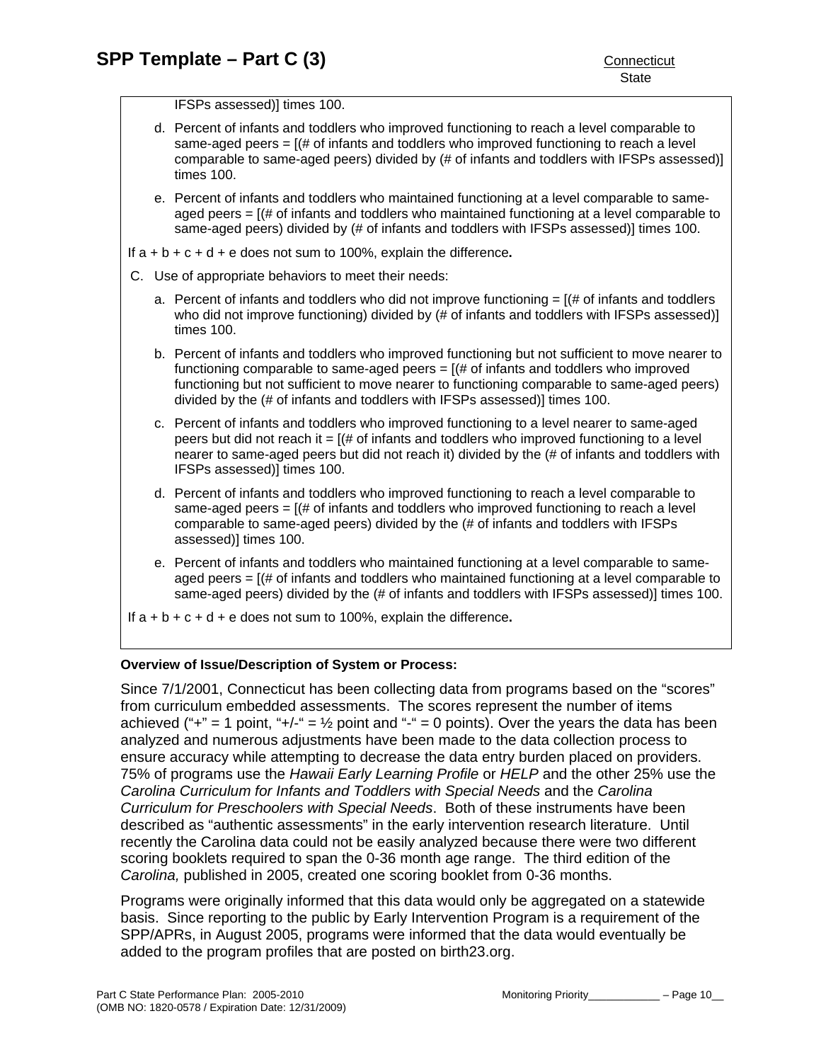IFSPs assessed)] times 100.

d. Percent of infants and toddlers who improved functioning to reach a level comparable to same-aged peers = [(# of infants and toddlers who improved functioning to reach a level comparable to same-aged peers) divided by (# of infants and toddlers with IFSPs assessed)] times 100.

e. Percent of infants and toddlers who maintained functioning at a level comparable to same-aged peers = [(# of infants and toddlers who maintained functioning at a level comparable to same-aged peers) divided by (# of infants and toddlers with IFSPs assessed)] times 100.

If a + b + c + d + e does not sum to 100%, explain the difference**.**

C. Use of appropriate behaviors to meet their needs:

a. Percent of infants and toddlers who did not improve functioning = [(# of infants and toddlers who did not improve functioning) divided by (# of infants and toddlers with IFSPs assessed)] times 100.

b. Percent of infants and toddlers who improved functioning but not sufficient to move nearer to functioning comparable to same-aged peers = [(# of infants and toddlers who improved functioning but not sufficient to move nearer to functioning comparable to same-aged peers) divided by the (# of infants and toddlers with IFSPs assessed)] times 100.

c. Percent of infants and toddlers who improved functioning to a level nearer to same-aged peers but did not reach it = [(# of infants and toddlers who improved functioning to a level nearer to same-aged peers but did not reach it) divided by the (# of infants and toddlers with IFSPs assessed)] times 100.

d. Percent of infants and toddlers who improved functioning to reach a level comparable to same-aged peers = [(# of infants and toddlers who improved functioning to reach a level comparable to same-aged peers) divided by the (# of infants and toddlers with IFSPs assessed)] times 100.

e. Percent of infants and toddlers who maintained functioning at a level comparable to same-aged peers = [(# of infants and toddlers who maintained functioning at a level comparable to same-aged peers) divided by the (# of infants and toddlers with IFSPs assessed)] times 100.

If a + b + c + d + e does not sum to 100%, explain the difference**.**

**Overview of Issue/Description of System or Process:**

Since 7/1/2001, Connecticut has been collecting data from programs based on the "scores" from curriculum embedded assessments. The scores represent the number of items achieved ("+" = 1 point, "+/-" = ½ point and "-" = 0 points). Over the years the data has been analyzed and numerous adjustments have been made to the data collection process to ensure accuracy while attempting to decrease the data entry burden placed on providers. 75% of programs use the *Hawaii Early Learning Profile* or *HELP* and the other 25% use the *Carolina Curriculum for Infants and Toddlers with Special Needs* and the *Carolina Curriculum for Preschoolers with Special Needs*. Both of these instruments have been described as "authentic assessments" in the early intervention research literature. Until recently the Carolina data could not be easily analyzed because there were two different scoring booklets required to span the 0-36 month age range. The third edition of the *Carolina,* published in 2005, created one scoring booklet from 0-36 months.

Programs were originally informed that this data would only be aggregated on a statewide basis. Since reporting to the public by Early Intervention Program is a requirement of the SPP/APRs, in August 2005, programs were informed that the data would eventually be added to the program profiles that are posted on birth23.org.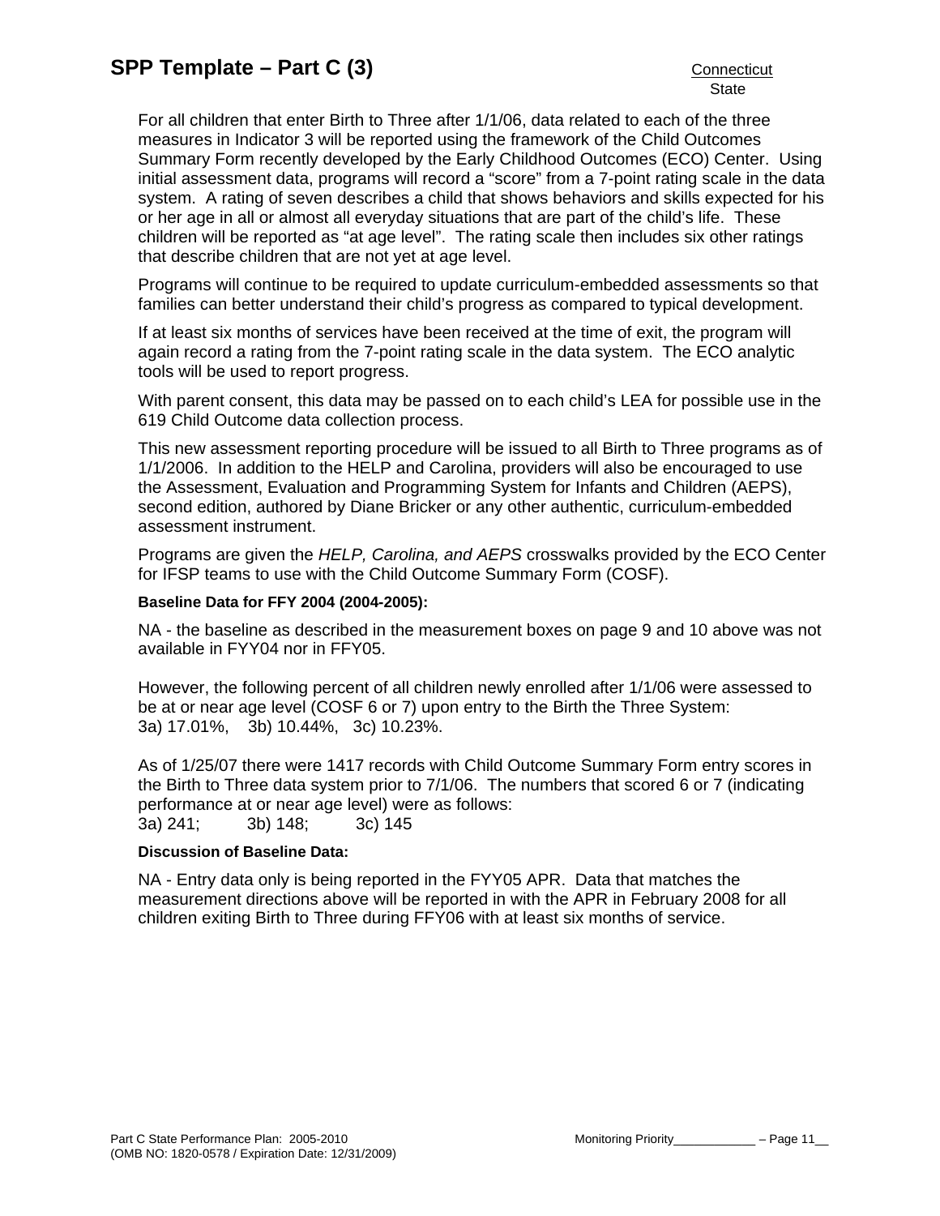For all children that enter Birth to Three after 1/1/06, data related to each of the three measures in Indicator 3 will be reported using the framework of the Child Outcomes Summary Form recently developed by the Early Childhood Outcomes (ECO) Center. Using initial assessment data, programs will record a "score" from a 7-point rating scale in the data system. A rating of seven describes a child that shows behaviors and skills expected for his or her age in all or almost all everyday situations that are part of the child's life. These children will be reported as "at age level". The rating scale then includes six other ratings that describe children that are not yet at age level.

Programs will continue to be required to update curriculum-embedded assessments so that families can better understand their child's progress as compared to typical development.

If at least six months of services have been received at the time of exit, the program will again record a rating from the 7-point rating scale in the data system. The ECO analytic tools will be used to report progress.

With parent consent, this data may be passed on to each child's LEA for possible use in the 619 Child Outcome data collection process.

This new assessment reporting procedure will be issued to all Birth to Three programs as of 1/1/2006. In addition to the HELP and Carolina, providers will also be encouraged to use the Assessment, Evaluation and Programming System for Infants and Children (AEPS), second edition, authored by Diane Bricker or any other authentic, curriculum-embedded assessment instrument.

Programs are given the *HELP, Carolina, and AEPS* crosswalks provided by the ECO Center for IFSP teams to use with the Child Outcome Summary Form (COSF).

**Baseline Data for FFY 2004 (2004-2005):**

NA - the baseline as described in the measurement boxes on page 9 and 10 above was not available in FYY04 nor in FFY05.

However, the following percent of all children newly enrolled after 1/1/06 were assessed to be at or near age level (COSF 6 or 7) upon entry to the Birth the Three System:
3a) 17.01%, 3b) 10.44%, 3c) 10.23%.

As of 1/25/07 there were 1417 records with Child Outcome Summary Form entry scores in the Birth to Three data system prior to 7/1/06. The numbers that scored 6 or 7 (indicating performance at or near age level) were as follows:
3a) 241; 3b) 148; 3c) 145

**Discussion of Baseline Data:**

NA - Entry data only is being reported in the FYY05 APR. Data that matches the measurement directions above will be reported in with the APR in February 2008 for all children exiting Birth to Three during FFY06 with at least six months of service.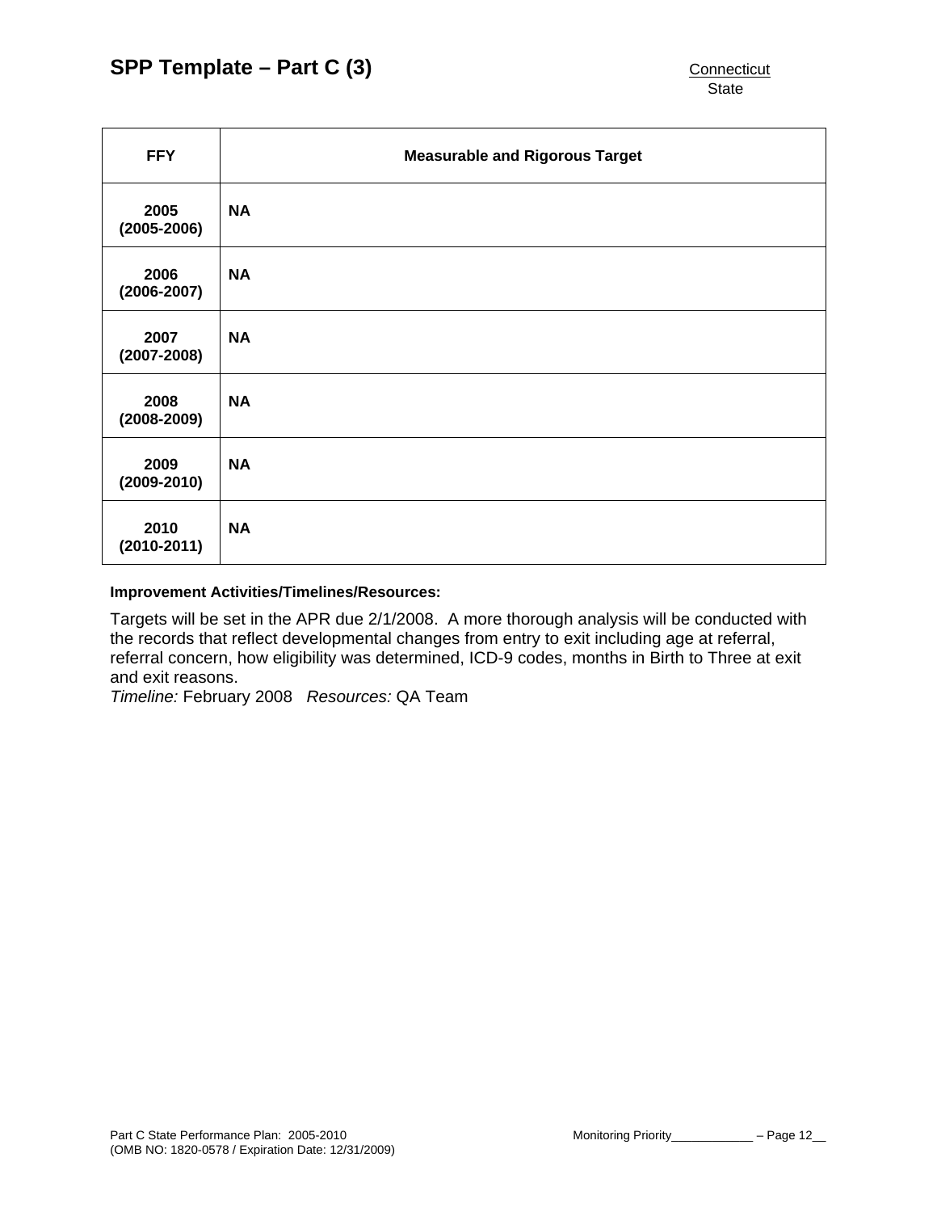| FFY | Measurable and Rigorous Target |
|---|---|
| **2005 (2005-2006)** | **NA** |
| **2006 (2006-2007)** | **NA** |
| **2007 (2007-2008)** | **NA** |
| **2008 (2008-2009)** | **NA** |
| **2009 (2009-2010)** | **NA** |
| **2010 (2010-2011)** | **NA** |

**Improvement Activities/Timelines/Resources:**

Targets will be set in the APR due 2/1/2008. A more thorough analysis will be conducted with the records that reflect developmental changes from entry to exit including age at referral, referral concern, how eligibility was determined, ICD-9 codes, months in Birth to Three at exit and exit reasons.
*Timeline:* February 2008 *Resources:* QA Team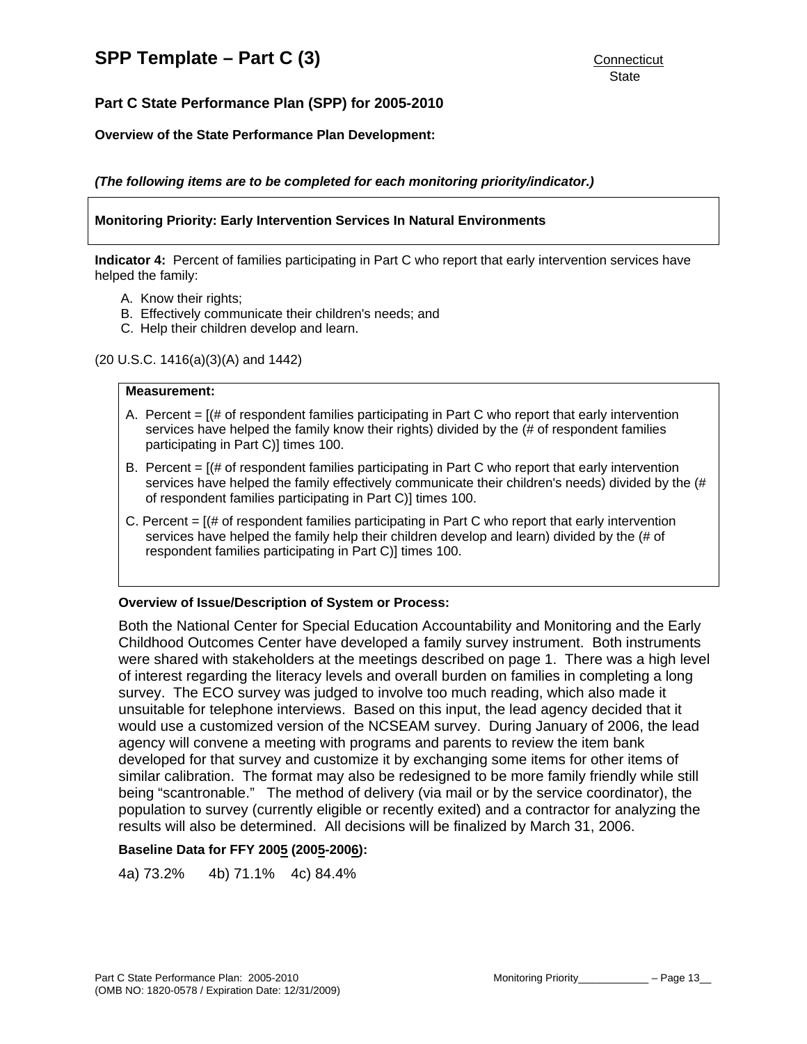# SPP Template – Part C (3)

Connecticut
State

**Part C State Performance Plan (SPP) for 2005-2010**

**Overview of the State Performance Plan Development:**

***(The following items are to be completed for each monitoring priority/indicator.)***

**Monitoring Priority: Early Intervention Services In Natural Environments**

**Indicator 4:** Percent of families participating in Part C who report that early intervention services have helped the family:

A. Know their rights;
B. Effectively communicate their children's needs; and
C. Help their children develop and learn.

(20 U.S.C. 1416(a)(3)(A) and 1442)

**Measurement:**

A. Percent = [(# of respondent families participating in Part C who report that early intervention services have helped the family know their rights) divided by the (# of respondent families participating in Part C)] times 100.

B. Percent = [(# of respondent families participating in Part C who report that early intervention services have helped the family effectively communicate their children's needs) divided by the (# of respondent families participating in Part C)] times 100.

C. Percent = [(# of respondent families participating in Part C who report that early intervention services have helped the family help their children develop and learn) divided by the (# of respondent families participating in Part C)] times 100.

**Overview of Issue/Description of System or Process:**

Both the National Center for Special Education Accountability and Monitoring and the Early Childhood Outcomes Center have developed a family survey instrument. Both instruments were shared with stakeholders at the meetings described on page 1. There was a high level of interest regarding the literacy levels and overall burden on families in completing a long survey. The ECO survey was judged to involve too much reading, which also made it unsuitable for telephone interviews. Based on this input, the lead agency decided that it would use a customized version of the NCSEAM survey. During January of 2006, the lead agency will convene a meeting with programs and parents to review the item bank developed for that survey and customize it by exchanging some items for other items of similar calibration. The format may also be redesigned to be more family friendly while still being "scantronable." The method of delivery (via mail or by the service coordinator), the population to survey (currently eligible or recently exited) and a contractor for analyzing the results will also be determined. All decisions will be finalized by March 31, 2006.

**Baseline Data for FFY 2005 (2005-2006):**

4a) 73.2% 4b) 71.1% 4c) 84.4%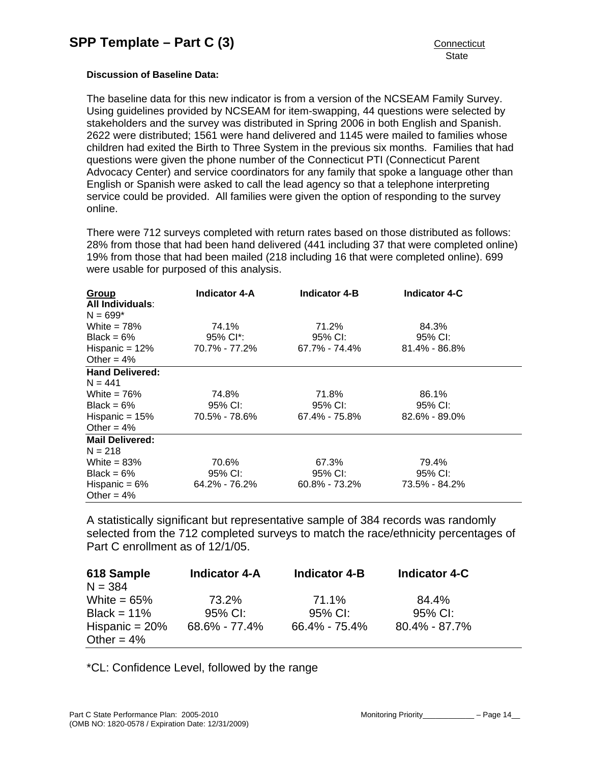**Discussion of Baseline Data:**

The baseline data for this new indicator is from a version of the NCSEAM Family Survey. Using guidelines provided by NCSEAM for item-swapping, 44 questions were selected by stakeholders and the survey was distributed in Spring 2006 in both English and Spanish. 2622 were distributed; 1561 were hand delivered and 1145 were mailed to families whose children had exited the Birth to Three System in the previous six months. Families that had questions were given the phone number of the Connecticut PTI (Connecticut Parent Advocacy Center) and service coordinators for any family that spoke a language other than English or Spanish were asked to call the lead agency so that a telephone interpreting service could be provided. All families were given the option of responding to the survey online.

There were 712 surveys completed with return rates based on those distributed as follows: 28% from those that had been hand delivered (441 including 37 that were completed online) 19% from those that had been mailed (218 including 16 that were completed online). 699 were usable for purposed of this analysis.

| Group | Indicator 4-A | Indicator 4-B | Indicator 4-C |
|---|---|---|---|
| **All Individuals**:<br>N = 699*<br>White = 78%<br>Black = 6%<br>Hispanic = 12%<br>Other = 4% | 74.1%<br>95% CI*:<br>70.7% - 77.2% | 71.2%<br>95% CI:<br>67.7% - 74.4% | 84.3%<br>95% CI:<br>81.4% - 86.8% |
| **Hand Delivered:**<br>N = 441<br>White = 76%<br>Black = 6%<br>Hispanic = 15%<br>Other = 4% | 74.8%<br>95% CI:<br>70.5% - 78.6% | 71.8%<br>95% CI:<br>67.4% - 75.8% | 86.1%<br>95% CI:<br>82.6% - 89.0% |
| **Mail Delivered:**<br>N = 218<br>White = 83%<br>Black = 6%<br>Hispanic = 6%<br>Other = 4% | 70.6%<br>95% CI:<br>64.2% - 76.2% | 67.3%<br>95% CI:<br>60.8% - 73.2% | 79.4%<br>95% CI:<br>73.5% - 84.2% |

A statistically significant but representative sample of 384 records was randomly selected from the 712 completed surveys to match the race/ethnicity percentages of Part C enrollment as of 12/1/05.

| 618 Sample | Indicator 4-A | Indicator 4-B | Indicator 4-C |
|---|---|---|---|
| N = 384<br>White = 65%<br>Black = 11%<br>Hispanic = 20%<br>Other = 4% | 73.2%<br>95% CI:<br>68.6% - 77.4% | 71.1%<br>95% CI:<br>66.4% - 75.4% | 84.4%<br>95% CI:<br>80.4% - 87.7% |

*CL: Confidence Level, followed by the range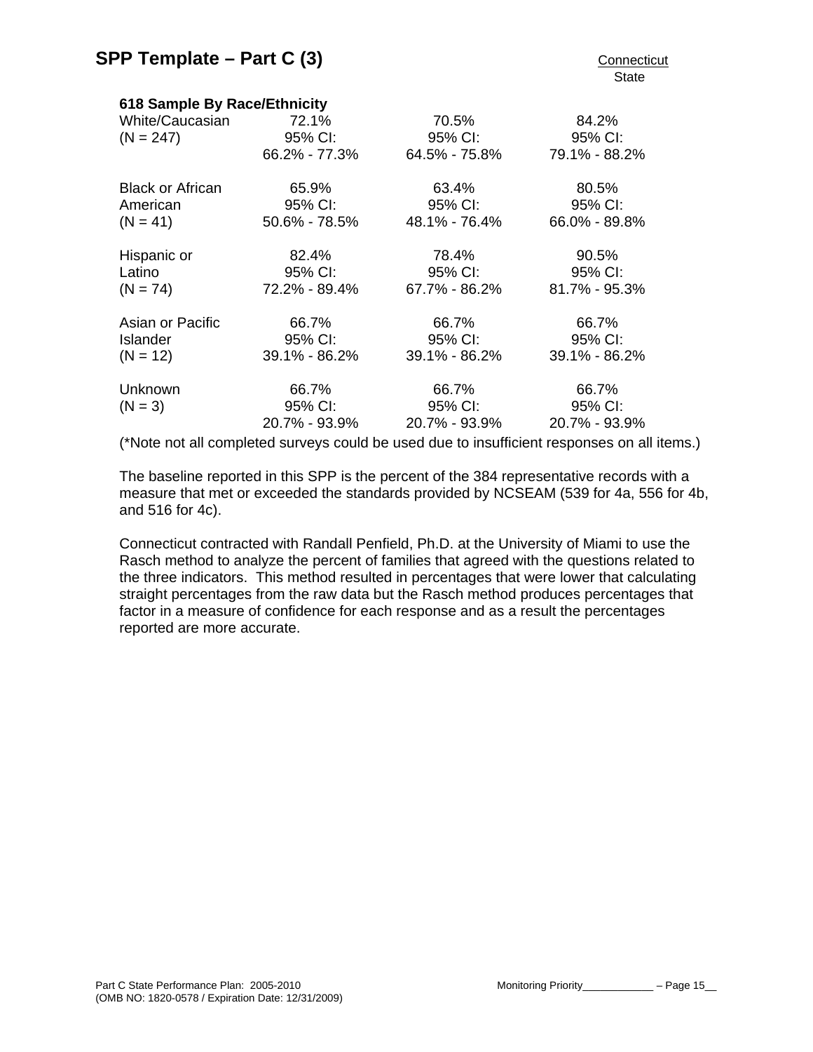## SPP Template – Part C (3)

Connecticut
State

**618 Sample By Race/Ethnicity**

| | | | |
|---|---|---|---|
| White/Caucasian (N = 247) | 72.1% 95% CI: 66.2% - 77.3% | 70.5% 95% CI: 64.5% - 75.8% | 84.2% 95% CI: 79.1% - 88.2% |
| Black or African American (N = 41) | 65.9% 95% CI: 50.6% - 78.5% | 63.4% 95% CI: 48.1% - 76.4% | 80.5% 95% CI: 66.0% - 89.8% |
| Hispanic or Latino (N = 74) | 82.4% 95% CI: 72.2% - 89.4% | 78.4% 95% CI: 67.7% - 86.2% | 90.5% 95% CI: 81.7% - 95.3% |
| Asian or Pacific Islander (N = 12) | 66.7% 95% CI: 39.1% - 86.2% | 66.7% 95% CI: 39.1% - 86.2% | 66.7% 95% CI: 39.1% - 86.2% |
| Unknown (N = 3) | 66.7% 95% CI: 20.7% - 93.9% | 66.7% 95% CI: 20.7% - 93.9% | 66.7% 95% CI: 20.7% - 93.9% |

(*Note not all completed surveys could be used due to insufficient responses on all items.)

The baseline reported in this SPP is the percent of the 384 representative records with a measure that met or exceeded the standards provided by NCSEAM (539 for 4a, 556 for 4b, and 516 for 4c).

Connecticut contracted with Randall Penfield, Ph.D. at the University of Miami to use the Rasch method to analyze the percent of families that agreed with the questions related to the three indicators. This method resulted in percentages that were lower that calculating straight percentages from the raw data but the Rasch method produces percentages that factor in a measure of confidence for each response and as a result the percentages reported are more accurate.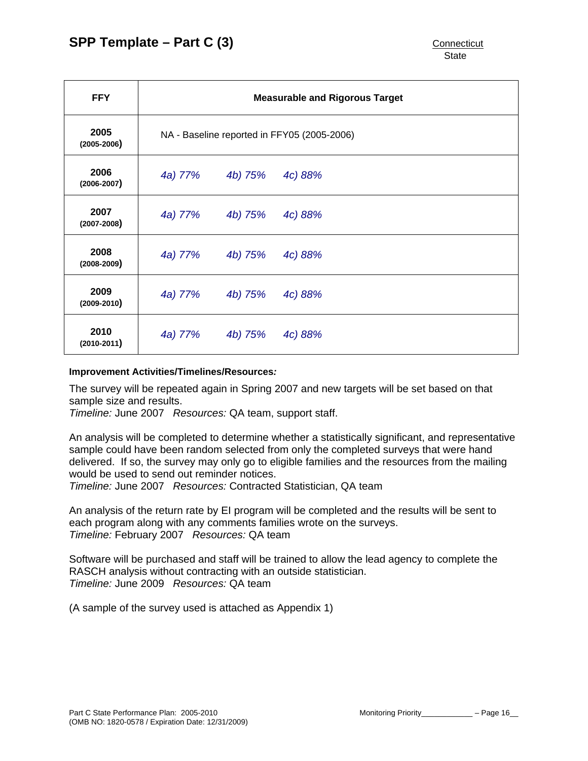| FFY | Measurable and Rigorous Target |
|---|---|
| **2005** **(2005-2006)** | NA - Baseline reported in FFY05 (2005-2006) |
| **2006** **(2006-2007)** | *4a) 77%   4b) 75%   4c) 88%* |
| **2007** **(2007-2008)** | *4a) 77%   4b) 75%   4c) 88%* |
| **2008** **(2008-2009)** | *4a) 77%   4b) 75%   4c) 88%* |
| **2009** **(2009-2010)** | *4a) 77%   4b) 75%   4c) 88%* |
| **2010** **(2010-2011)** | *4a) 77%   4b) 75%   4c) 88%* |

**Improvement Activities/Timelines/Resources***:*

The survey will be repeated again in Spring 2007 and new targets will be set based on that sample size and results.
*Timeline:* June 2007   *Resources:* QA team, support staff.

An analysis will be completed to determine whether a statistically significant, and representative sample could have been random selected from only the completed surveys that were hand delivered. If so, the survey may only go to eligible families and the resources from the mailing would be used to send out reminder notices.
*Timeline:* June 2007   *Resources:* Contracted Statistician, QA team

An analysis of the return rate by EI program will be completed and the results will be sent to each program along with any comments families wrote on the surveys.
*Timeline:* February 2007   *Resources:* QA team

Software will be purchased and staff will be trained to allow the lead agency to complete the RASCH analysis without contracting with an outside statistician.
*Timeline:* June 2009   *Resources:* QA team

(A sample of the survey used is attached as Appendix 1)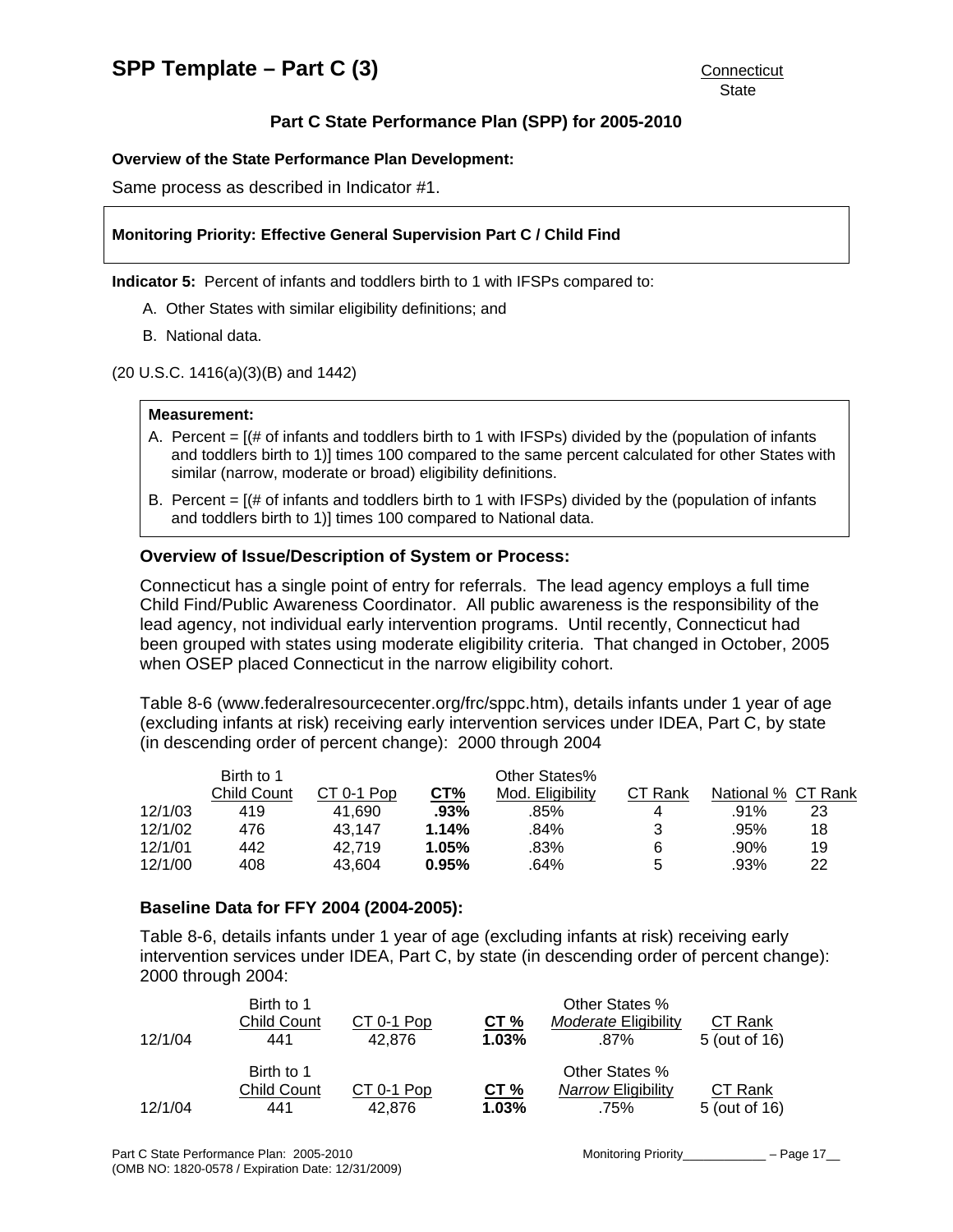# SPP Template – Part C (3)

Connecticut
State

## Part C State Performance Plan (SPP) for 2005-2010

**Overview of the State Performance Plan Development:**

Same process as described in Indicator #1.

**Monitoring Priority: Effective General Supervision Part C / Child Find**

**Indicator 5:** Percent of infants and toddlers birth to 1 with IFSPs compared to:

A. Other States with similar eligibility definitions; and

B. National data.

(20 U.S.C. 1416(a)(3)(B) and 1442)

**Measurement:**

A. Percent = [(# of infants and toddlers birth to 1 with IFSPs) divided by the (population of infants and toddlers birth to 1)] times 100 compared to the same percent calculated for other States with similar (narrow, moderate or broad) eligibility definitions.

B. Percent = [(# of infants and toddlers birth to 1 with IFSPs) divided by the (population of infants and toddlers birth to 1)] times 100 compared to National data.

### Overview of Issue/Description of System or Process:

Connecticut has a single point of entry for referrals. The lead agency employs a full time Child Find/Public Awareness Coordinator. All public awareness is the responsibility of the lead agency, not individual early intervention programs. Until recently, Connecticut had been grouped with states using moderate eligibility criteria. That changed in October, 2005 when OSEP placed Connecticut in the narrow eligibility cohort.

Table 8-6 (www.federalresourcecenter.org/frc/sppc.htm), details infants under 1 year of age (excluding infants at risk) receiving early intervention services under IDEA, Part C, by state (in descending order of percent change): 2000 through 2004

| | Birth to 1 Child Count | CT 0-1 Pop | CT% | Other States% Mod. Eligibility | CT Rank | National % | CT Rank |
|---|---|---|---|---|---|---|---|
| 12/1/03 | 419 | 41,690 | **.93%** | .85% | 4 | .91% | 23 |
| 12/1/02 | 476 | 43,147 | **1.14%** | .84% | 3 | .95% | 18 |
| 12/1/01 | 442 | 42,719 | **1.05%** | .83% | 6 | .90% | 19 |
| 12/1/00 | 408 | 43,604 | **0.95%** | .64% | 5 | .93% | 22 |

### Baseline Data for FFY 2004 (2004-2005):

Table 8-6, details infants under 1 year of age (excluding infants at risk) receiving early intervention services under IDEA, Part C, by state (in descending order of percent change): 2000 through 2004:

| | Birth to 1 Child Count | CT 0-1 Pop | CT % | Other States % *Moderate* Eligibility | CT Rank |
|---|---|---|---|---|---|
| 12/1/04 | 441 | 42,876 | **1.03%** | .87% | 5 (out of 16) |

| | Birth to 1 Child Count | CT 0-1 Pop | CT % | Other States % *Narrow* Eligibility | CT Rank |
|---|---|---|---|---|---|
| 12/1/04 | 441 | 42,876 | **1.03%** | .75% | 5 (out of 16) |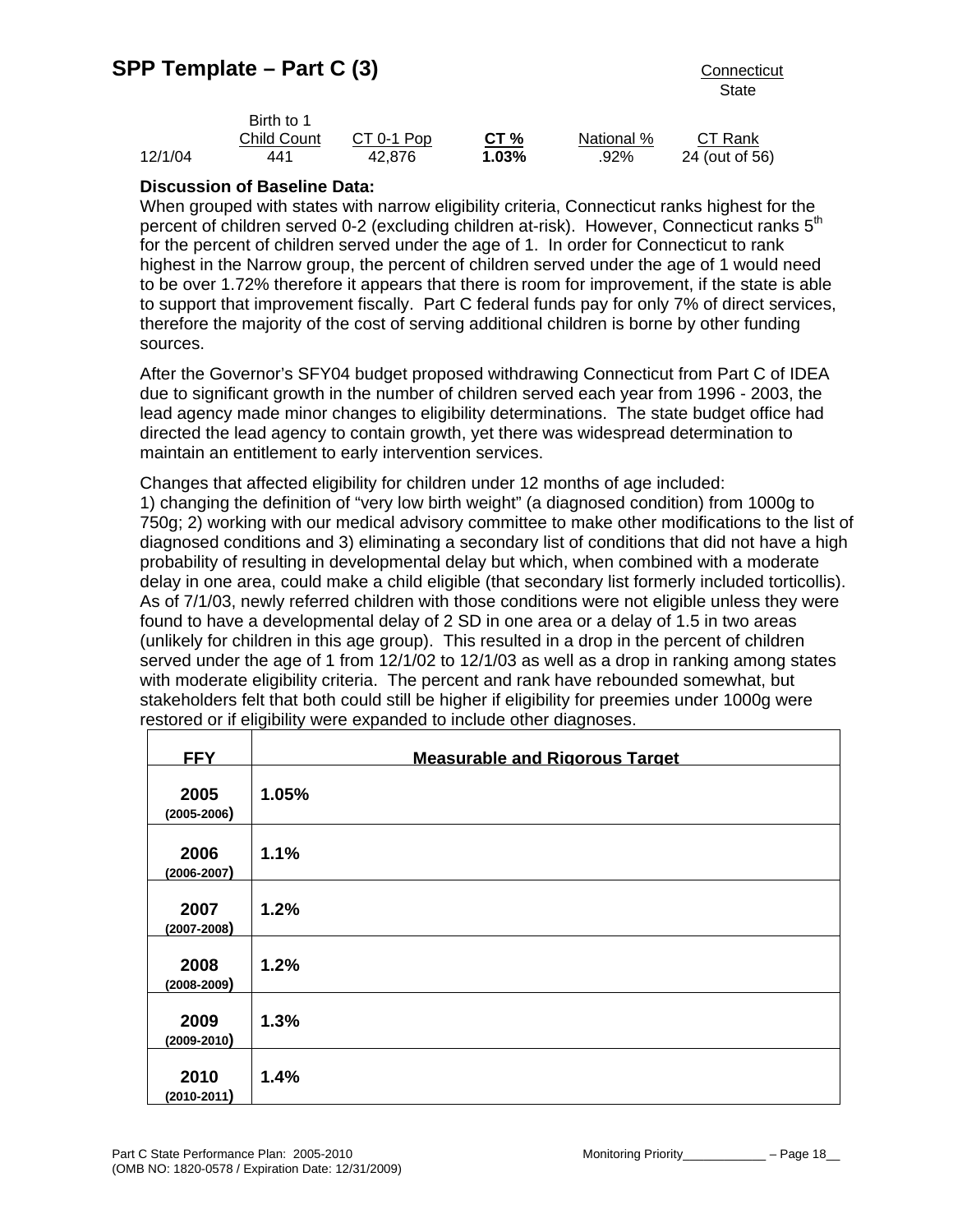# SPP Template – Part C (3)

Connecticut
State

| | Birth to 1 Child Count | CT 0-1 Pop | **CT %** | National % | CT Rank |
|---|---|---|---|---|---|
| 12/1/04 | 441 | 42,876 | **1.03%** | .92% | 24 (out of 56) |

**Discussion of Baseline Data:**

When grouped with states with narrow eligibility criteria, Connecticut ranks highest for the percent of children served 0-2 (excluding children at-risk). However, Connecticut ranks 5th for the percent of children served under the age of 1. In order for Connecticut to rank highest in the Narrow group, the percent of children served under the age of 1 would need to be over 1.72% therefore it appears that there is room for improvement, if the state is able to support that improvement fiscally. Part C federal funds pay for only 7% of direct services, therefore the majority of the cost of serving additional children is borne by other funding sources.

After the Governor's SFY04 budget proposed withdrawing Connecticut from Part C of IDEA due to significant growth in the number of children served each year from 1996 - 2003, the lead agency made minor changes to eligibility determinations. The state budget office had directed the lead agency to contain growth, yet there was widespread determination to maintain an entitlement to early intervention services.

Changes that affected eligibility for children under 12 months of age included:
1) changing the definition of "very low birth weight" (a diagnosed condition) from 1000g to 750g; 2) working with our medical advisory committee to make other modifications to the list of diagnosed conditions and 3) eliminating a secondary list of conditions that did not have a high probability of resulting in developmental delay but which, when combined with a moderate delay in one area, could make a child eligible (that secondary list formerly included torticollis). As of 7/1/03, newly referred children with those conditions were not eligible unless they were found to have a developmental delay of 2 SD in one area or a delay of 1.5 in two areas (unlikely for children in this age group). This resulted in a drop in the percent of children served under the age of 1 from 12/1/02 to 12/1/03 as well as a drop in ranking among states with moderate eligibility criteria. The percent and rank have rebounded somewhat, but stakeholders felt that both could still be higher if eligibility for preemies under 1000g were restored or if eligibility were expanded to include other diagnoses.

| FFY | Measurable and Rigorous Target |
|---|---|
| **2005** (2005-2006) | **1.05%** |
| **2006** (2006-2007) | **1.1%** |
| **2007** (2007-2008) | **1.2%** |
| **2008** (2008-2009) | **1.2%** |
| **2009** (2009-2010) | **1.3%** |
| **2010** (2010-2011) | **1.4%** |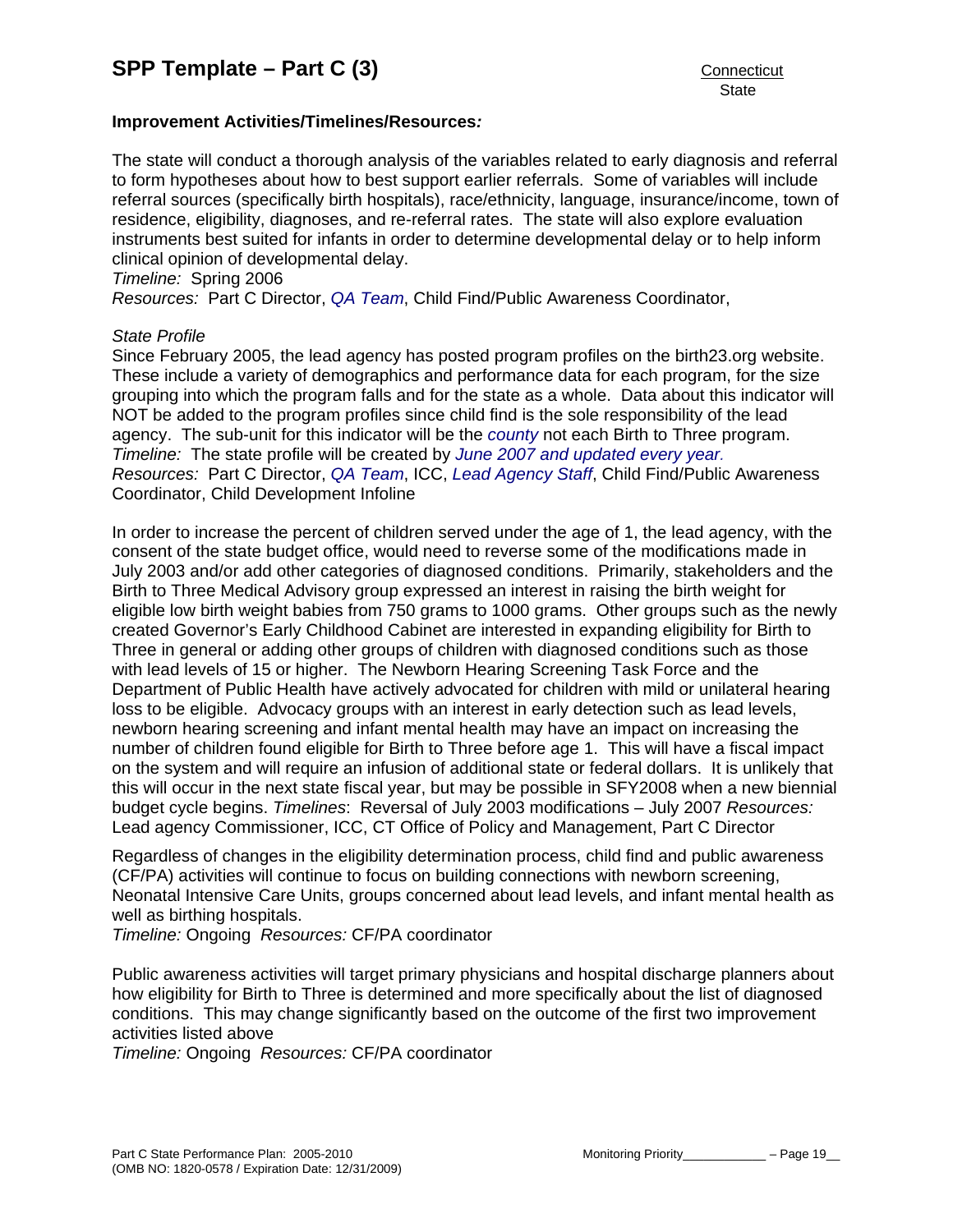**Improvement Activities/Timelines/Resources*:***

The state will conduct a thorough analysis of the variables related to early diagnosis and referral to form hypotheses about how to best support earlier referrals. Some of variables will include referral sources (specifically birth hospitals), race/ethnicity, language, insurance/income, town of residence, eligibility, diagnoses, and re-referral rates. The state will also explore evaluation instruments best suited for infants in order to determine developmental delay or to help inform clinical opinion of developmental delay.
*Timeline:* Spring 2006
*Resources:* Part C Director, *QA Team*, Child Find/Public Awareness Coordinator,

*State Profile*
Since February 2005, the lead agency has posted program profiles on the birth23.org website. These include a variety of demographics and performance data for each program, for the size grouping into which the program falls and for the state as a whole. Data about this indicator will NOT be added to the program profiles since child find is the sole responsibility of the lead agency. The sub-unit for this indicator will be the *county* not each Birth to Three program.
*Timeline:* The state profile will be created by *June 2007 and updated every year.*
*Resources:* Part C Director, *QA Team*, ICC, *Lead Agency Staff*, Child Find/Public Awareness Coordinator, Child Development Infoline

In order to increase the percent of children served under the age of 1, the lead agency, with the consent of the state budget office, would need to reverse some of the modifications made in July 2003 and/or add other categories of diagnosed conditions. Primarily, stakeholders and the Birth to Three Medical Advisory group expressed an interest in raising the birth weight for eligible low birth weight babies from 750 grams to 1000 grams. Other groups such as the newly created Governor's Early Childhood Cabinet are interested in expanding eligibility for Birth to Three in general or adding other groups of children with diagnosed conditions such as those with lead levels of 15 or higher. The Newborn Hearing Screening Task Force and the Department of Public Health have actively advocated for children with mild or unilateral hearing loss to be eligible. Advocacy groups with an interest in early detection such as lead levels, newborn hearing screening and infant mental health may have an impact on increasing the number of children found eligible for Birth to Three before age 1. This will have a fiscal impact on the system and will require an infusion of additional state or federal dollars. It is unlikely that this will occur in the next state fiscal year, but may be possible in SFY2008 when a new biennial budget cycle begins. *Timelines*: Reversal of July 2003 modifications – July 2007 *Resources:* Lead agency Commissioner, ICC, CT Office of Policy and Management, Part C Director

Regardless of changes in the eligibility determination process, child find and public awareness (CF/PA) activities will continue to focus on building connections with newborn screening, Neonatal Intensive Care Units, groups concerned about lead levels, and infant mental health as well as birthing hospitals.
*Timeline:* Ongoing *Resources:* CF/PA coordinator

Public awareness activities will target primary physicians and hospital discharge planners about how eligibility for Birth to Three is determined and more specifically about the list of diagnosed conditions. This may change significantly based on the outcome of the first two improvement activities listed above
*Timeline:* Ongoing *Resources:* CF/PA coordinator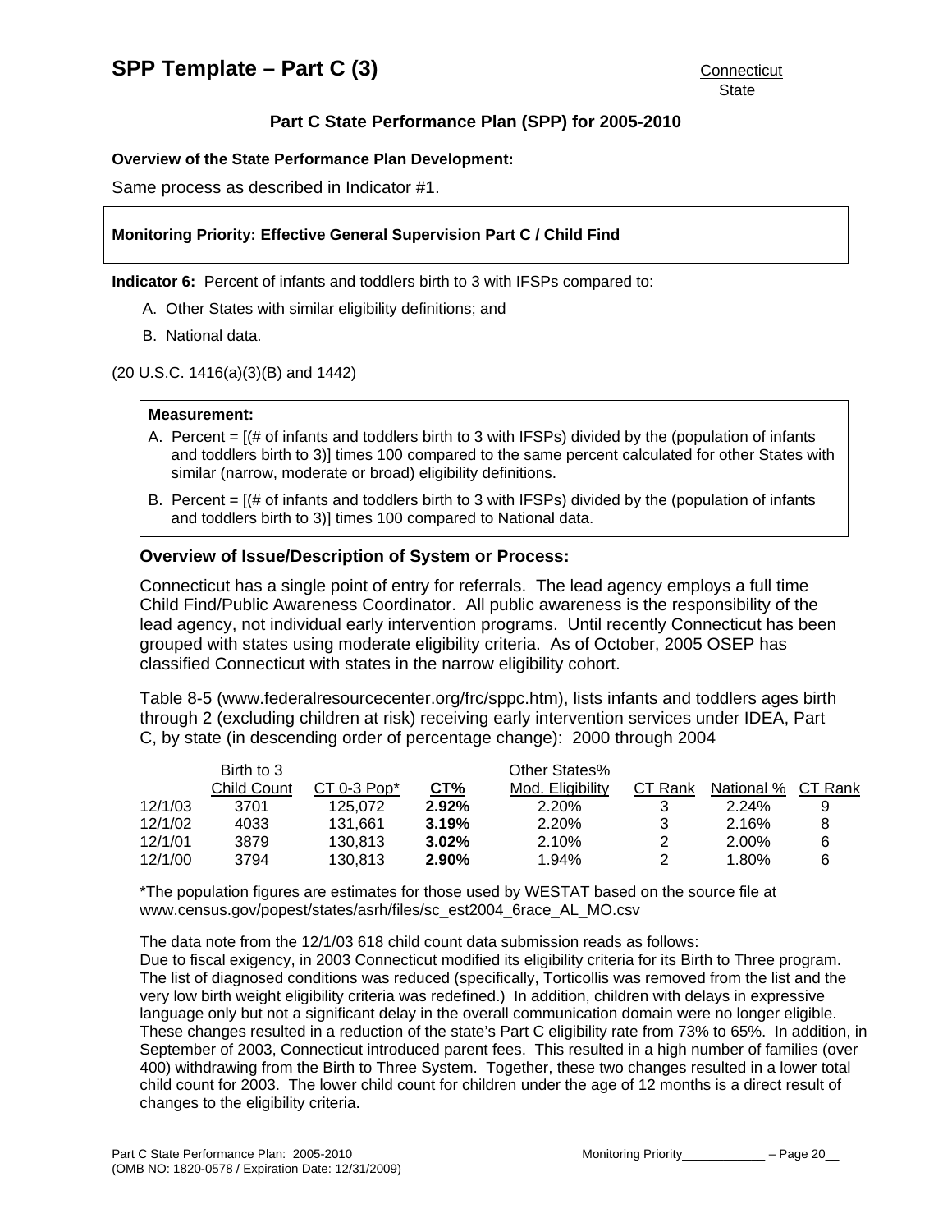## SPP Template – Part C (3)

Connecticut
State

### Part C State Performance Plan (SPP) for 2005-2010

**Overview of the State Performance Plan Development:**

Same process as described in Indicator #1.

**Monitoring Priority: Effective General Supervision Part C / Child Find**

**Indicator 6:** Percent of infants and toddlers birth to 3 with IFSPs compared to:

A. Other States with similar eligibility definitions; and

B. National data.

(20 U.S.C. 1416(a)(3)(B) and 1442)

**Measurement:**

A. Percent = [(# of infants and toddlers birth to 3 with IFSPs) divided by the (population of infants and toddlers birth to 3)] times 100 compared to the same percent calculated for other States with similar (narrow, moderate or broad) eligibility definitions.

B. Percent = [(# of infants and toddlers birth to 3 with IFSPs) divided by the (population of infants and toddlers birth to 3)] times 100 compared to National data.

**Overview of Issue/Description of System or Process:**

Connecticut has a single point of entry for referrals. The lead agency employs a full time Child Find/Public Awareness Coordinator. All public awareness is the responsibility of the lead agency, not individual early intervention programs. Until recently Connecticut has been grouped with states using moderate eligibility criteria. As of October, 2005 OSEP has classified Connecticut with states in the narrow eligibility cohort.

Table 8-5 (www.federalresourcecenter.org/frc/sppc.htm), lists infants and toddlers ages birth through 2 (excluding children at risk) receiving early intervention services under IDEA, Part C, by state (in descending order of percentage change): 2000 through 2004

| | Birth to 3 Child Count | CT 0-3 Pop* | CT% | Other States% Mod. Eligibility | CT Rank | National % | CT Rank |
|---|---|---|---|---|---|---|---|
| 12/1/03 | 3701 | 125,072 | **2.92%** | 2.20% | 3 | 2.24% | 9 |
| 12/1/02 | 4033 | 131,661 | **3.19%** | 2.20% | 3 | 2.16% | 8 |
| 12/1/01 | 3879 | 130,813 | **3.02%** | 2.10% | 2 | 2.00% | 6 |
| 12/1/00 | 3794 | 130,813 | **2.90%** | 1.94% | 2 | 1.80% | 6 |

*The population figures are estimates for those used by WESTAT based on the source file at www.census.gov/popest/states/asrh/files/sc_est2004_6race_AL_MO.csv

The data note from the 12/1/03 618 child count data submission reads as follows:
Due to fiscal exigency, in 2003 Connecticut modified its eligibility criteria for its Birth to Three program. The list of diagnosed conditions was reduced (specifically, Torticollis was removed from the list and the very low birth weight eligibility criteria was redefined.) In addition, children with delays in expressive language only but not a significant delay in the overall communication domain were no longer eligible. These changes resulted in a reduction of the state's Part C eligibility rate from 73% to 65%. In addition, in September of 2003, Connecticut introduced parent fees. This resulted in a high number of families (over 400) withdrawing from the Birth to Three System. Together, these two changes resulted in a lower total child count for 2003. The lower child count for children under the age of 12 months is a direct result of changes to the eligibility criteria.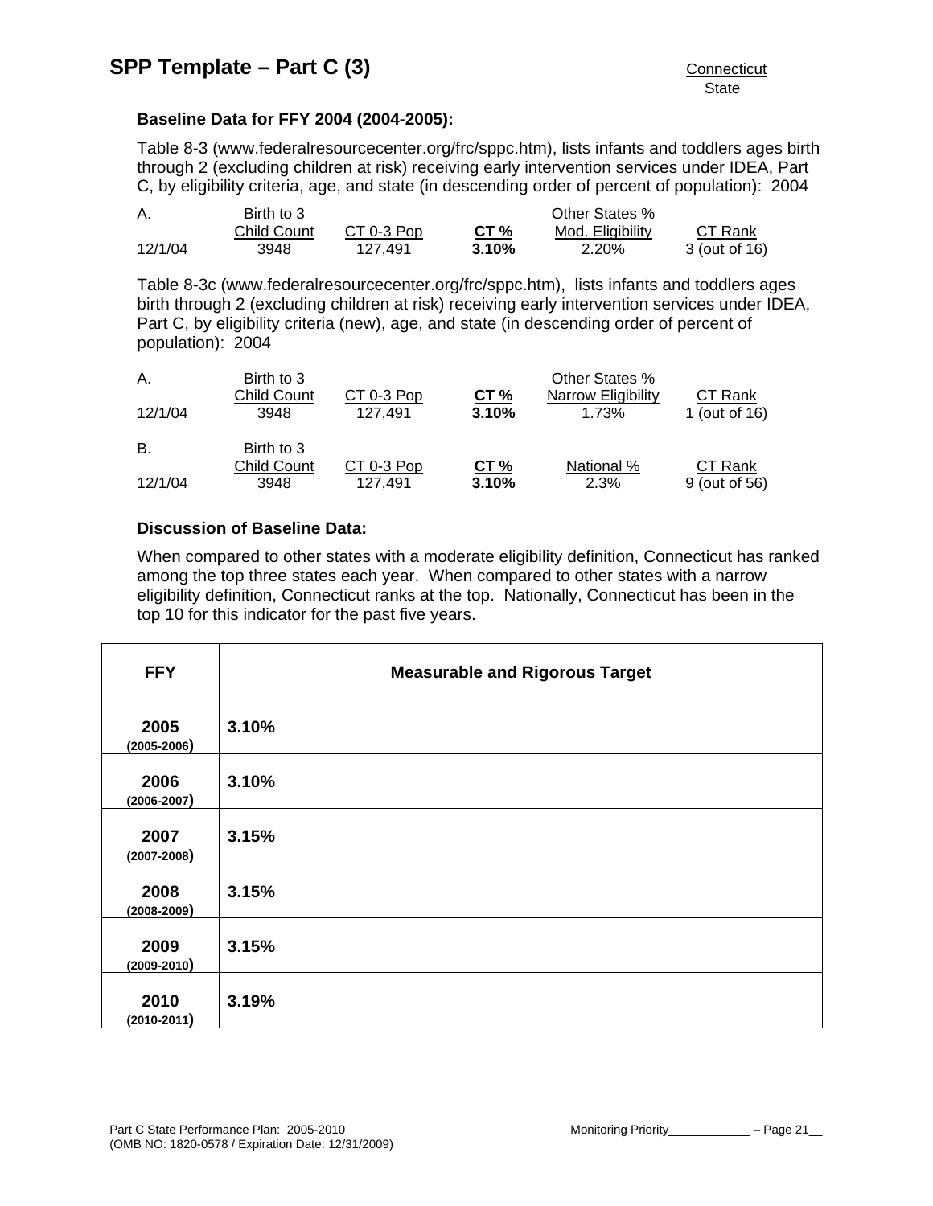## SPP Template – Part C (3)

Connecticut
State

**Baseline Data for FFY 2004 (2004-2005):**

Table 8-3 (www.federalresourcecenter.org/frc/sppc.htm), lists infants and toddlers ages birth through 2 (excluding children at risk) receiving early intervention services under IDEA, Part C, by eligibility criteria, age, and state (in descending order of percent of population): 2004

| A. | Birth to 3 Child Count | CT 0-3 Pop | **CT %** | Other States % Mod. Eligibility | CT Rank |
|---|---|---|---|---|---|
| 12/1/04 | 3948 | 127,491 | **3.10%** | 2.20% | 3 (out of 16) |

Table 8-3c (www.federalresourcecenter.org/frc/sppc.htm), lists infants and toddlers ages birth through 2 (excluding children at risk) receiving early intervention services under IDEA, Part C, by eligibility criteria (new), age, and state (in descending order of percent of population): 2004

| A. | Birth to 3 Child Count | CT 0-3 Pop | **CT %** | Other States % Narrow Eligibility | CT Rank |
|---|---|---|---|---|---|
| 12/1/04 | 3948 | 127,491 | **3.10%** | 1.73% | 1 (out of 16) |

| B. | Birth to 3 Child Count | CT 0-3 Pop | **CT %** | National % | CT Rank |
|---|---|---|---|---|---|
| 12/1/04 | 3948 | 127,491 | **3.10%** | 2.3% | 9 (out of 56) |

**Discussion of Baseline Data:**

When compared to other states with a moderate eligibility definition, Connecticut has ranked among the top three states each year. When compared to other states with a narrow eligibility definition, Connecticut ranks at the top. Nationally, Connecticut has been in the top 10 for this indicator for the past five years.

| FFY | Measurable and Rigorous Target |
|---|---|
| **2005 (2005-2006)** | **3.10%** |
| **2006 (2006-2007)** | **3.10%** |
| **2007 (2007-2008)** | **3.15%** |
| **2008 (2008-2009)** | **3.15%** |
| **2009 (2009-2010)** | **3.15%** |
| **2010 (2010-2011)** | **3.19%** |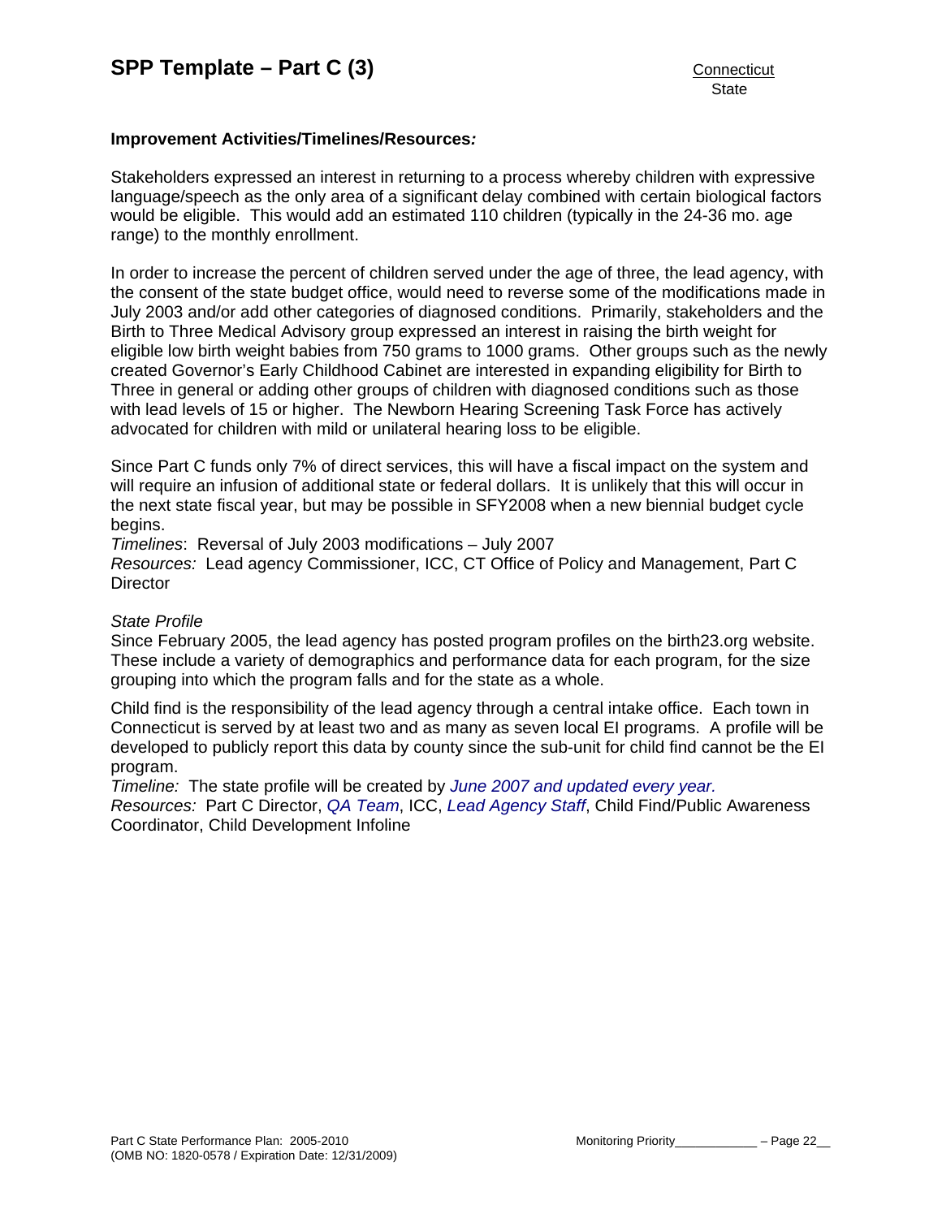**Improvement Activities/Timelines/Resources*:***

Stakeholders expressed an interest in returning to a process whereby children with expressive language/speech as the only area of a significant delay combined with certain biological factors would be eligible. This would add an estimated 110 children (typically in the 24-36 mo. age range) to the monthly enrollment.

In order to increase the percent of children served under the age of three, the lead agency, with the consent of the state budget office, would need to reverse some of the modifications made in July 2003 and/or add other categories of diagnosed conditions. Primarily, stakeholders and the Birth to Three Medical Advisory group expressed an interest in raising the birth weight for eligible low birth weight babies from 750 grams to 1000 grams. Other groups such as the newly created Governor's Early Childhood Cabinet are interested in expanding eligibility for Birth to Three in general or adding other groups of children with diagnosed conditions such as those with lead levels of 15 or higher. The Newborn Hearing Screening Task Force has actively advocated for children with mild or unilateral hearing loss to be eligible.

Since Part C funds only 7% of direct services, this will have a fiscal impact on the system and will require an infusion of additional state or federal dollars. It is unlikely that this will occur in the next state fiscal year, but may be possible in SFY2008 when a new biennial budget cycle begins.
*Timelines*: Reversal of July 2003 modifications – July 2007
*Resources:* Lead agency Commissioner, ICC, CT Office of Policy and Management, Part C Director

*State Profile*
Since February 2005, the lead agency has posted program profiles on the birth23.org website. These include a variety of demographics and performance data for each program, for the size grouping into which the program falls and for the state as a whole.

Child find is the responsibility of the lead agency through a central intake office. Each town in Connecticut is served by at least two and as many as seven local EI programs. A profile will be developed to publicly report this data by county since the sub-unit for child find cannot be the EI program.
*Timeline:* The state profile will be created by *June 2007 and updated every year.*
*Resources:* Part C Director, *QA Team*, ICC, *Lead Agency Staff*, Child Find/Public Awareness Coordinator, Child Development Infoline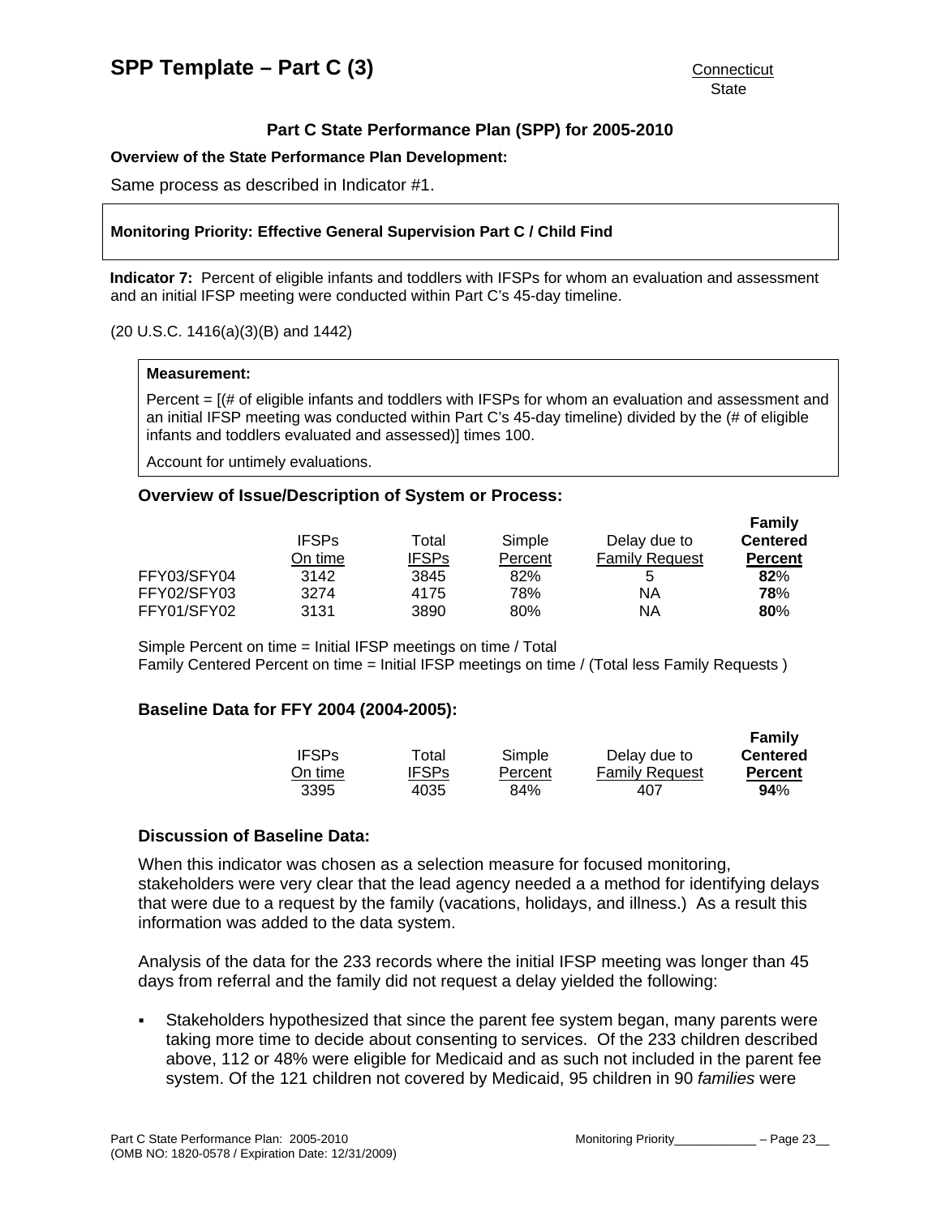# SPP Template – Part C (3)

Connecticut
State

## Part C State Performance Plan (SPP) for 2005-2010

**Overview of the State Performance Plan Development:**

Same process as described in Indicator #1.

**Monitoring Priority: Effective General Supervision Part C / Child Find**

**Indicator 7:** Percent of eligible infants and toddlers with IFSPs for whom an evaluation and assessment and an initial IFSP meeting were conducted within Part C's 45-day timeline.

(20 U.S.C. 1416(a)(3)(B) and 1442)

**Measurement:**

Percent = [(# of eligible infants and toddlers with IFSPs for whom an evaluation and assessment and an initial IFSP meeting was conducted within Part C's 45-day timeline) divided by the (# of eligible infants and toddlers evaluated and assessed)] times 100.

Account for untimely evaluations.

### Overview of Issue/Description of System or Process:

| | IFSPs On time | Total IFSPs | Simple Percent | Delay due to Family Request | Family Centered Percent |
|---|---|---|---|---|---|
| FFY03/SFY04 | 3142 | 3845 | 82% | 5 | **82**% |
| FFY02/SFY03 | 3274 | 4175 | 78% | NA | **78**% |
| FFY01/SFY02 | 3131 | 3890 | 80% | NA | **80**% |

Simple Percent on time = Initial IFSP meetings on time / Total
Family Centered Percent on time = Initial IFSP meetings on time / (Total less Family Requests )

### Baseline Data for FFY 2004 (2004-2005):

| IFSPs On time | Total IFSPs | Simple Percent | Delay due to Family Request | Family Centered Percent |
|---|---|---|---|---|
| 3395 | 4035 | 84% | 407 | **94**% |

### Discussion of Baseline Data:

When this indicator was chosen as a selection measure for focused monitoring, stakeholders were very clear that the lead agency needed a a method for identifying delays that were due to a request by the family (vacations, holidays, and illness.) As a result this information was added to the data system.

Analysis of the data for the 233 records where the initial IFSP meeting was longer than 45 days from referral and the family did not request a delay yielded the following:

- Stakeholders hypothesized that since the parent fee system began, many parents were taking more time to decide about consenting to services. Of the 233 children described above, 112 or 48% were eligible for Medicaid and as such not included in the parent fee system. Of the 121 children not covered by Medicaid, 95 children in 90 *families* were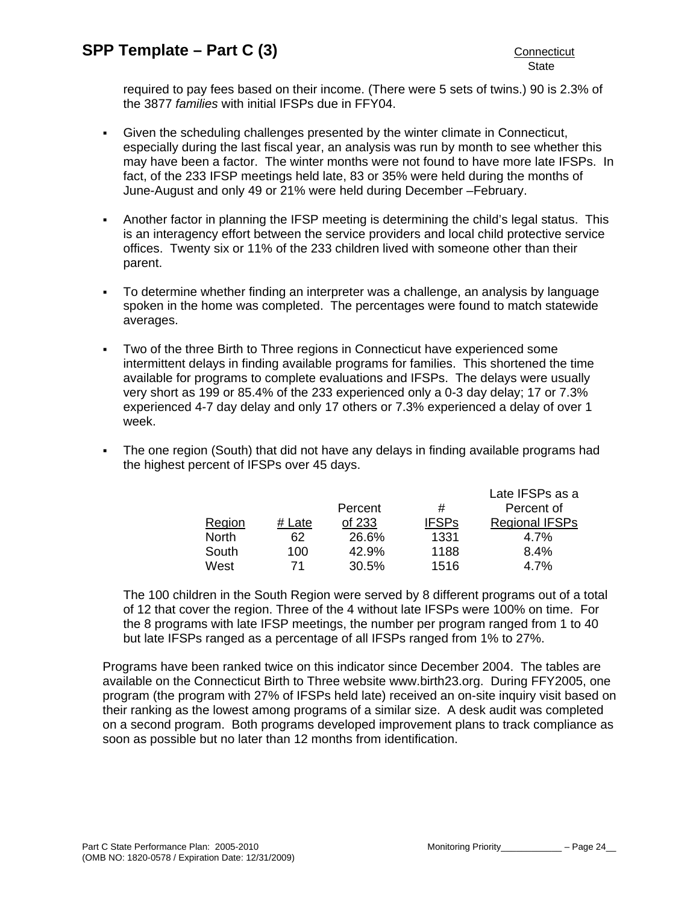required to pay fees based on their income. (There were 5 sets of twins.) 90 is 2.3% of the 3877 *families* with initial IFSPs due in FFY04.

- Given the scheduling challenges presented by the winter climate in Connecticut, especially during the last fiscal year, an analysis was run by month to see whether this may have been a factor. The winter months were not found to have more late IFSPs. In fact, of the 233 IFSP meetings held late, 83 or 35% were held during the months of June-August and only 49 or 21% were held during December –February.

- Another factor in planning the IFSP meeting is determining the child's legal status. This is an interagency effort between the service providers and local child protective service offices. Twenty six or 11% of the 233 children lived with someone other than their parent.

- To determine whether finding an interpreter was a challenge, an analysis by language spoken in the home was completed. The percentages were found to match statewide averages.

- Two of the three Birth to Three regions in Connecticut have experienced some intermittent delays in finding available programs for families. This shortened the time available for programs to complete evaluations and IFSPs. The delays were usually very short as 199 or 85.4% of the 233 experienced only a 0-3 day delay; 17 or 7.3% experienced 4-7 day delay and only 17 others or 7.3% experienced a delay of over 1 week.

- The one region (South) that did not have any delays in finding available programs had the highest percent of IFSPs over 45 days.

| Region | # Late | Percent of 233 | # IFSPs | Late IFSPs as a Percent of Regional IFSPs |
|---|---|---|---|---|
| North | 62 | 26.6% | 1331 | 4.7% |
| South | 100 | 42.9% | 1188 | 8.4% |
| West | 71 | 30.5% | 1516 | 4.7% |

The 100 children in the South Region were served by 8 different programs out of a total of 12 that cover the region. Three of the 4 without late IFSPs were 100% on time. For the 8 programs with late IFSP meetings, the number per program ranged from 1 to 40 but late IFSPs ranged as a percentage of all IFSPs ranged from 1% to 27%.

Programs have been ranked twice on this indicator since December 2004. The tables are available on the Connecticut Birth to Three website www.birth23.org. During FFY2005, one program (the program with 27% of IFSPs held late) received an on-site inquiry visit based on their ranking as the lowest among programs of a similar size. A desk audit was completed on a second program. Both programs developed improvement plans to track compliance as soon as possible but no later than 12 months from identification.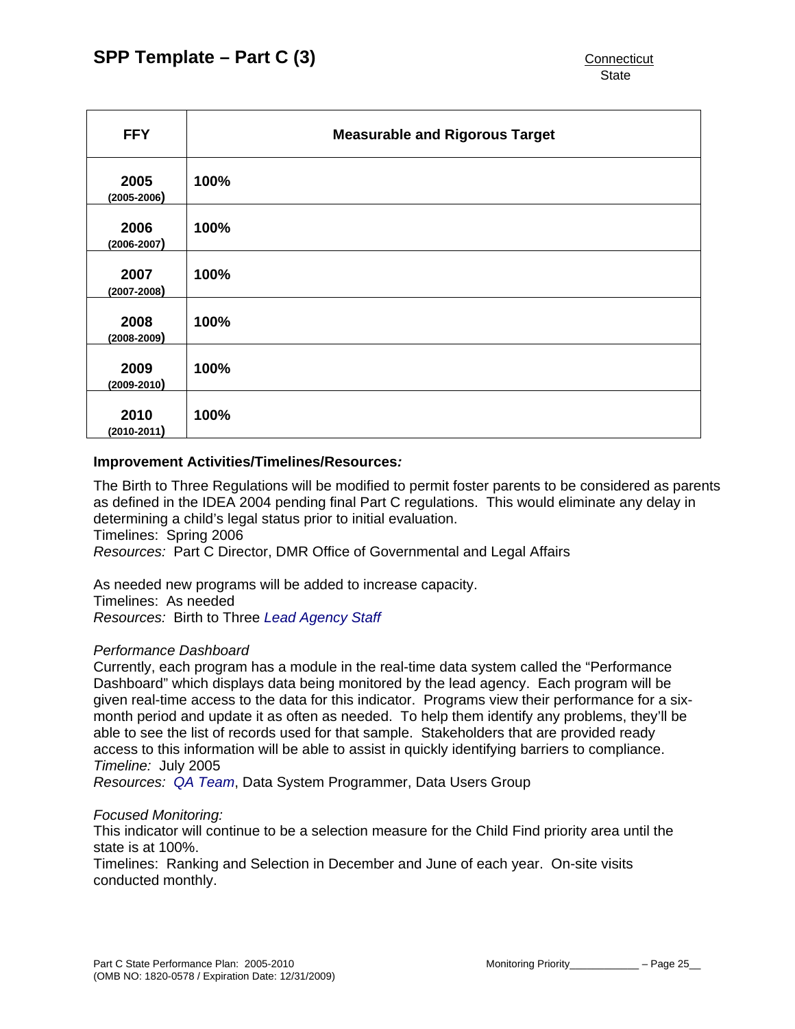| FFY | Measurable and Rigorous Target |
|---|---|
| **2005** (2005-2006) | **100%** |
| **2006** (2006-2007) | **100%** |
| **2007** (2007-2008) | **100%** |
| **2008** (2008-2009) | **100%** |
| **2009** (2009-2010) | **100%** |
| **2010** (2010-2011) | **100%** |

**Improvement Activities/Timelines/Resources*:***

The Birth to Three Regulations will be modified to permit foster parents to be considered as parents as defined in the IDEA 2004 pending final Part C regulations. This would eliminate any delay in determining a child's legal status prior to initial evaluation.
Timelines: Spring 2006
*Resources:* Part C Director, DMR Office of Governmental and Legal Affairs

As needed new programs will be added to increase capacity.
Timelines: As needed
*Resources:* Birth to Three *Lead Agency Staff*

*Performance Dashboard*
Currently, each program has a module in the real-time data system called the "Performance Dashboard" which displays data being monitored by the lead agency. Each program will be given real-time access to the data for this indicator. Programs view their performance for a six-month period and update it as often as needed. To help them identify any problems, they'll be able to see the list of records used for that sample. Stakeholders that are provided ready access to this information will be able to assist in quickly identifying barriers to compliance.
*Timeline:* July 2005
*Resources:* *QA Team*, Data System Programmer, Data Users Group

*Focused Monitoring:*
This indicator will continue to be a selection measure for the Child Find priority area until the state is at 100%.
Timelines: Ranking and Selection in December and June of each year. On-site visits conducted monthly.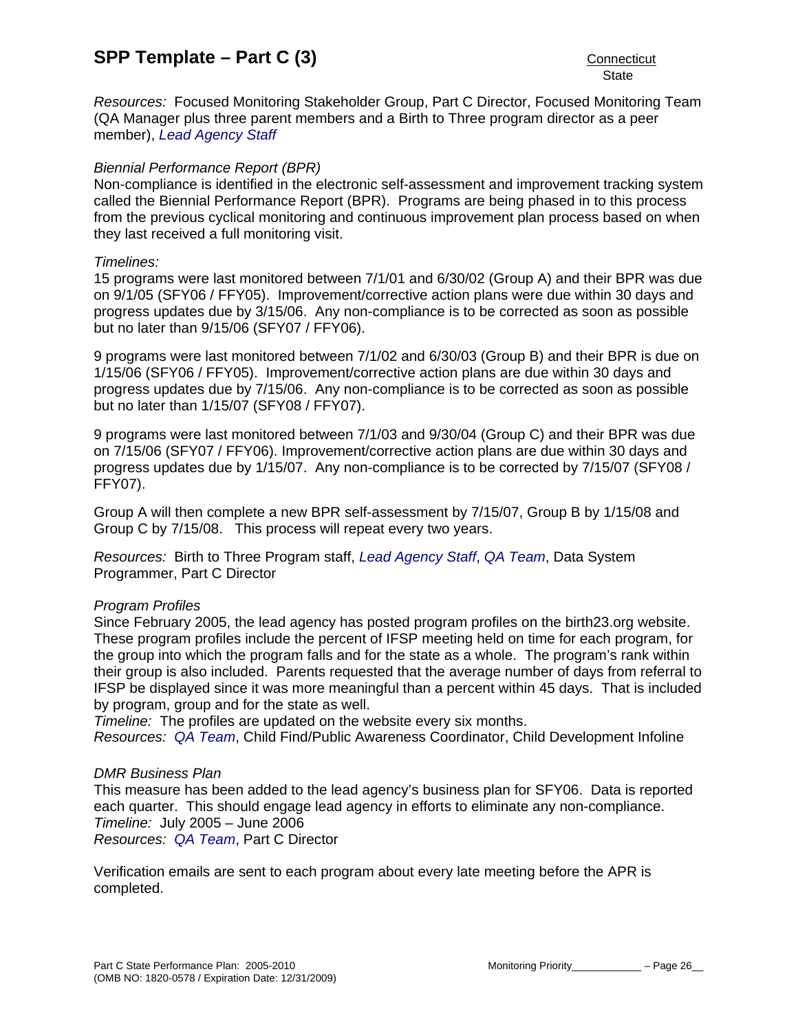*Resources:* Focused Monitoring Stakeholder Group, Part C Director, Focused Monitoring Team (QA Manager plus three parent members and a Birth to Three program director as a peer member), *Lead Agency Staff*

*Biennial Performance Report (BPR)*
Non-compliance is identified in the electronic self-assessment and improvement tracking system called the Biennial Performance Report (BPR). Programs are being phased in to this process from the previous cyclical monitoring and continuous improvement plan process based on when they last received a full monitoring visit.

*Timelines:*
15 programs were last monitored between 7/1/01 and 6/30/02 (Group A) and their BPR was due on 9/1/05 (SFY06 / FFY05). Improvement/corrective action plans were due within 30 days and progress updates due by 3/15/06. Any non-compliance is to be corrected as soon as possible but no later than 9/15/06 (SFY07 / FFY06).

9 programs were last monitored between 7/1/02 and 6/30/03 (Group B) and their BPR is due on 1/15/06 (SFY06 / FFY05). Improvement/corrective action plans are due within 30 days and progress updates due by 7/15/06. Any non-compliance is to be corrected as soon as possible but no later than 1/15/07 (SFY08 / FFY07).

9 programs were last monitored between 7/1/03 and 9/30/04 (Group C) and their BPR was due on 7/15/06 (SFY07 / FFY06). Improvement/corrective action plans are due within 30 days and progress updates due by 1/15/07. Any non-compliance is to be corrected by 7/15/07 (SFY08 / FFY07).

Group A will then complete a new BPR self-assessment by 7/15/07, Group B by 1/15/08 and Group C by 7/15/08. This process will repeat every two years.

*Resources:* Birth to Three Program staff, *Lead Agency Staff*, *QA Team*, Data System Programmer, Part C Director

*Program Profiles*
Since February 2005, the lead agency has posted program profiles on the birth23.org website. These program profiles include the percent of IFSP meeting held on time for each program, for the group into which the program falls and for the state as a whole. The program's rank within their group is also included. Parents requested that the average number of days from referral to IFSP be displayed since it was more meaningful than a percent within 45 days. That is included by program, group and for the state as well.
*Timeline:* The profiles are updated on the website every six months.
*Resources:* *QA Team*, Child Find/Public Awareness Coordinator, Child Development Infoline

*DMR Business Plan*
This measure has been added to the lead agency's business plan for SFY06. Data is reported each quarter. This should engage lead agency in efforts to eliminate any non-compliance.
*Timeline:* July 2005 – June 2006
*Resources:* *QA Team*, Part C Director

Verification emails are sent to each program about every late meeting before the APR is completed.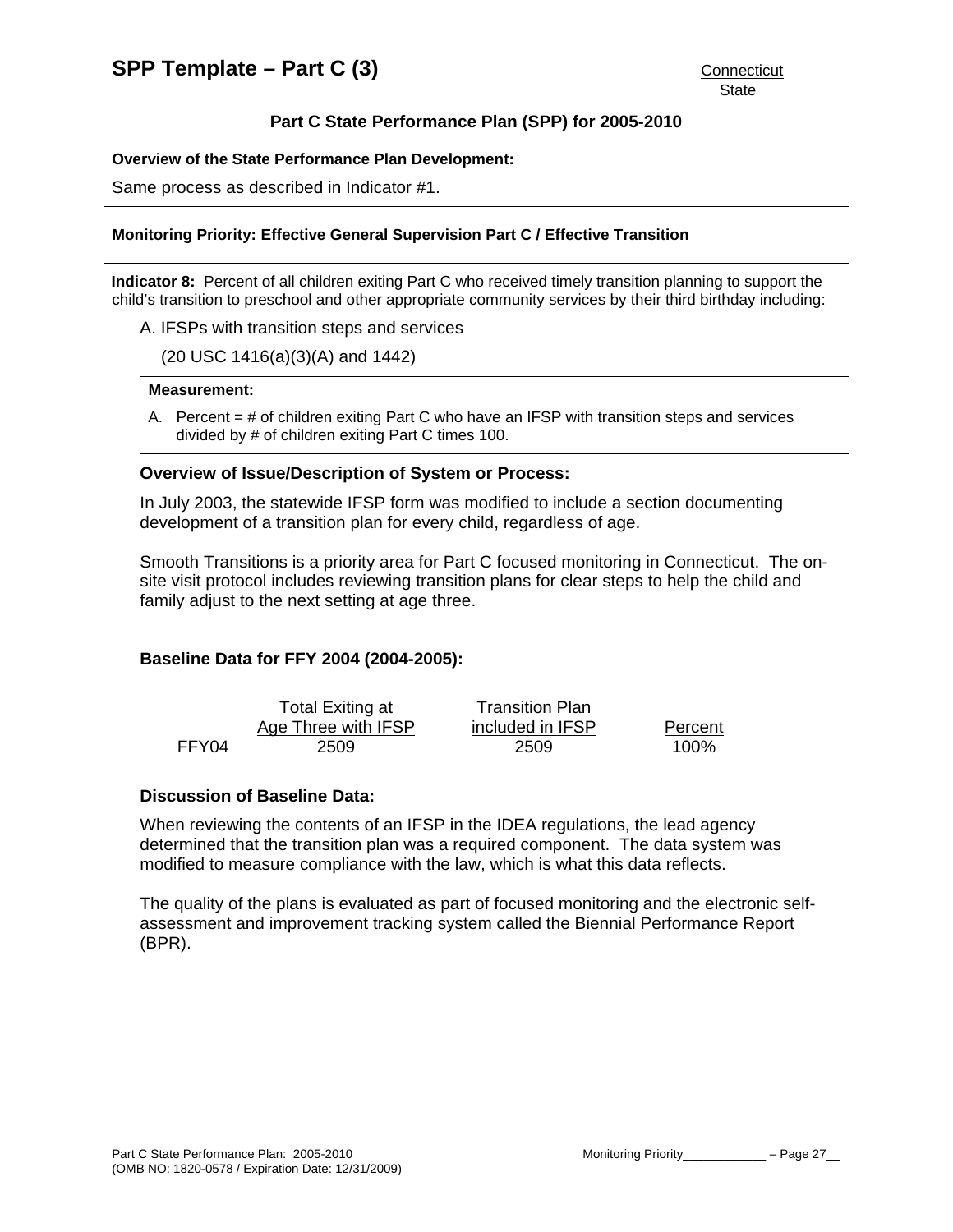# SPP Template – Part C (3)

Connecticut
State

## Part C State Performance Plan (SPP) for 2005-2010

**Overview of the State Performance Plan Development:**

Same process as described in Indicator #1.

**Monitoring Priority: Effective General Supervision Part C / Effective Transition**

**Indicator 8:** Percent of all children exiting Part C who received timely transition planning to support the child's transition to preschool and other appropriate community services by their third birthday including:

A. IFSPs with transition steps and services

(20 USC 1416(a)(3)(A) and 1442)

**Measurement:**

A. Percent = # of children exiting Part C who have an IFSP with transition steps and services divided by # of children exiting Part C times 100.

### Overview of Issue/Description of System or Process:

In July 2003, the statewide IFSP form was modified to include a section documenting development of a transition plan for every child, regardless of age.

Smooth Transitions is a priority area for Part C focused monitoring in Connecticut. The on-site visit protocol includes reviewing transition plans for clear steps to help the child and family adjust to the next setting at age three.

### Baseline Data for FFY 2004 (2004-2005):

| | Total Exiting at Age Three with IFSP | Transition Plan included in IFSP | Percent |
|---|---|---|---|
| FFY04 | 2509 | 2509 | 100% |

### Discussion of Baseline Data:

When reviewing the contents of an IFSP in the IDEA regulations, the lead agency determined that the transition plan was a required component. The data system was modified to measure compliance with the law, which is what this data reflects.

The quality of the plans is evaluated as part of focused monitoring and the electronic self-assessment and improvement tracking system called the Biennial Performance Report (BPR).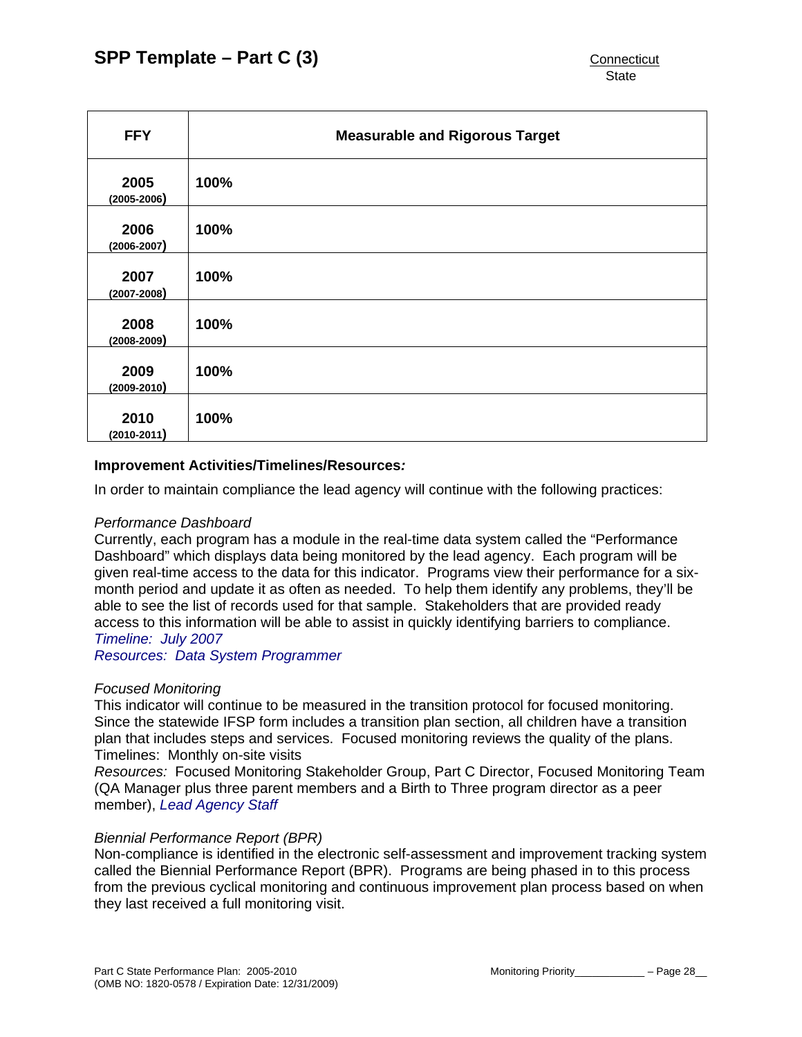| FFY | Measurable and Rigorous Target |
|---|---|
| **2005** (2005-2006) | **100%** |
| **2006** (2006-2007) | **100%** |
| **2007** (2007-2008) | **100%** |
| **2008** (2008-2009) | **100%** |
| **2009** (2009-2010) | **100%** |
| **2010** (2010-2011) | **100%** |

**Improvement Activities/Timelines/Resources*:***

In order to maintain compliance the lead agency will continue with the following practices:

*Performance Dashboard*
Currently, each program has a module in the real-time data system called the "Performance Dashboard" which displays data being monitored by the lead agency. Each program will be given real-time access to the data for this indicator. Programs view their performance for a six-month period and update it as often as needed. To help them identify any problems, they'll be able to see the list of records used for that sample. Stakeholders that are provided ready access to this information will be able to assist in quickly identifying barriers to compliance.
*Timeline: July 2007*
*Resources: Data System Programmer*

*Focused Monitoring*
This indicator will continue to be measured in the transition protocol for focused monitoring. Since the statewide IFSP form includes a transition plan section, all children have a transition plan that includes steps and services. Focused monitoring reviews the quality of the plans.
Timelines: Monthly on-site visits
*Resources:* Focused Monitoring Stakeholder Group, Part C Director, Focused Monitoring Team (QA Manager plus three parent members and a Birth to Three program director as a peer member), *Lead Agency Staff*

*Biennial Performance Report (BPR)*
Non-compliance is identified in the electronic self-assessment and improvement tracking system called the Biennial Performance Report (BPR). Programs are being phased in to this process from the previous cyclical monitoring and continuous improvement plan process based on when they last received a full monitoring visit.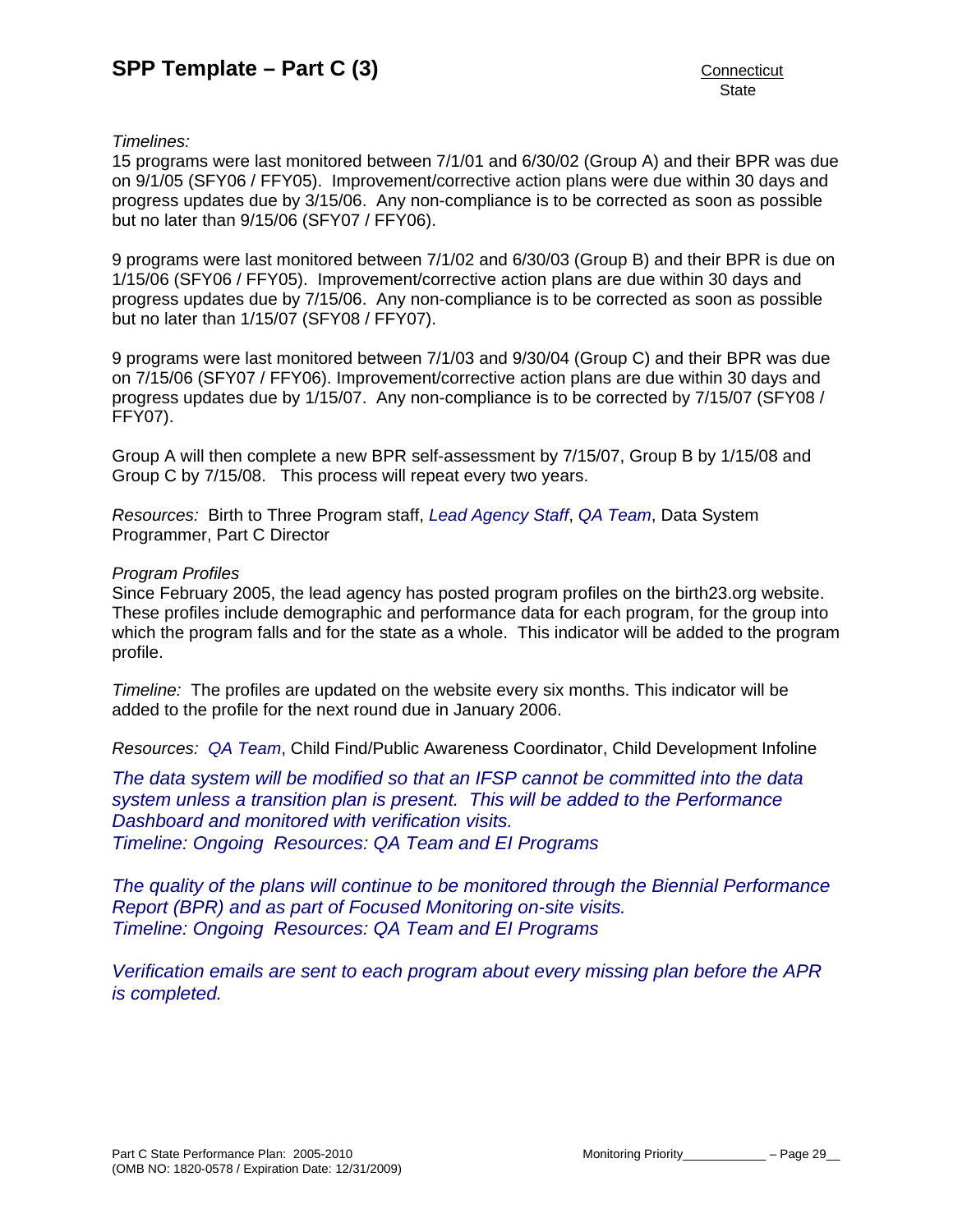*Timelines:*
15 programs were last monitored between 7/1/01 and 6/30/02 (Group A) and their BPR was due on 9/1/05 (SFY06 / FFY05). Improvement/corrective action plans were due within 30 days and progress updates due by 3/15/06. Any non-compliance is to be corrected as soon as possible but no later than 9/15/06 (SFY07 / FFY06).

9 programs were last monitored between 7/1/02 and 6/30/03 (Group B) and their BPR is due on 1/15/06 (SFY06 / FFY05). Improvement/corrective action plans are due within 30 days and progress updates due by 7/15/06. Any non-compliance is to be corrected as soon as possible but no later than 1/15/07 (SFY08 / FFY07).

9 programs were last monitored between 7/1/03 and 9/30/04 (Group C) and their BPR was due on 7/15/06 (SFY07 / FFY06). Improvement/corrective action plans are due within 30 days and progress updates due by 1/15/07. Any non-compliance is to be corrected by 7/15/07 (SFY08 / FFY07).

Group A will then complete a new BPR self-assessment by 7/15/07, Group B by 1/15/08 and Group C by 7/15/08. This process will repeat every two years.

*Resources:* Birth to Three Program staff, *Lead Agency Staff*, *QA Team*, Data System Programmer, Part C Director

*Program Profiles*
Since February 2005, the lead agency has posted program profiles on the birth23.org website. These profiles include demographic and performance data for each program, for the group into which the program falls and for the state as a whole. This indicator will be added to the program profile.

*Timeline:* The profiles are updated on the website every six months. This indicator will be added to the profile for the next round due in January 2006.

*Resources:* *QA Team*, Child Find/Public Awareness Coordinator, Child Development Infoline

*The data system will be modified so that an IFSP cannot be committed into the data system unless a transition plan is present. This will be added to the Performance Dashboard and monitored with verification visits.*
*Timeline: Ongoing Resources: QA Team and EI Programs*

*The quality of the plans will continue to be monitored through the Biennial Performance Report (BPR) and as part of Focused Monitoring on-site visits.*
*Timeline: Ongoing Resources: QA Team and EI Programs*

*Verification emails are sent to each program about every missing plan before the APR is completed.*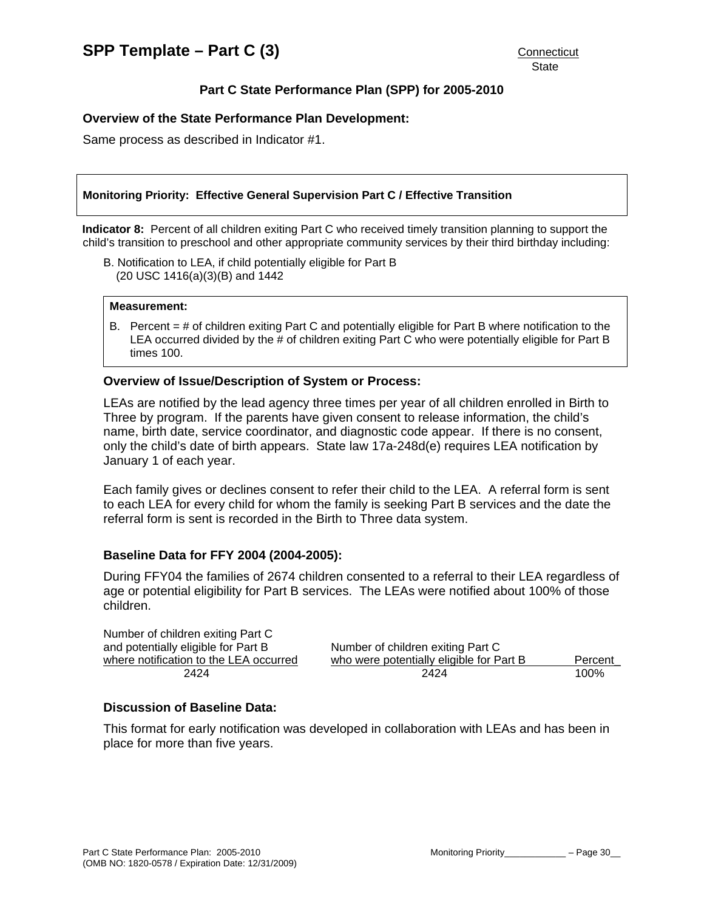# SPP Template – Part C (3)

Connecticut
State

## Part C State Performance Plan (SPP) for 2005-2010

### Overview of the State Performance Plan Development:

Same process as described in Indicator #1.

**Monitoring Priority: Effective General Supervision Part C / Effective Transition**

**Indicator 8:** Percent of all children exiting Part C who received timely transition planning to support the child's transition to preschool and other appropriate community services by their third birthday including:

B. Notification to LEA, if child potentially eligible for Part B
(20 USC 1416(a)(3)(B) and 1442

**Measurement:**

B. Percent = # of children exiting Part C and potentially eligible for Part B where notification to the LEA occurred divided by the # of children exiting Part C who were potentially eligible for Part B times 100.

### Overview of Issue/Description of System or Process:

LEAs are notified by the lead agency three times per year of all children enrolled in Birth to Three by program. If the parents have given consent to release information, the child's name, birth date, service coordinator, and diagnostic code appear. If there is no consent, only the child's date of birth appears. State law 17a-248d(e) requires LEA notification by January 1 of each year.

Each family gives or declines consent to refer their child to the LEA. A referral form is sent to each LEA for every child for whom the family is seeking Part B services and the date the referral form is sent is recorded in the Birth to Three data system.

### Baseline Data for FFY 2004 (2004-2005):

During FFY04 the families of 2674 children consented to a referral to their LEA regardless of age or potential eligibility for Part B services. The LEAs were notified about 100% of those children.

| Number of children exiting Part C and potentially eligible for Part B where notification to the LEA occurred | Number of children exiting Part C who were potentially eligible for Part B | Percent |
|---|---|---|
| 2424 | 2424 | 100% |

### Discussion of Baseline Data:

This format for early notification was developed in collaboration with LEAs and has been in place for more than five years.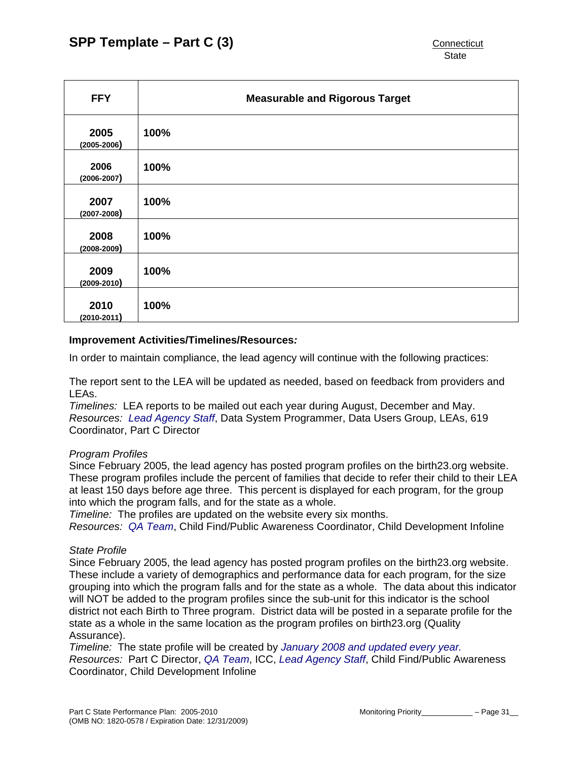| FFY | Measurable and Rigorous Target |
|---|---|
| **2005** (2005-2006) | **100%** |
| **2006** (2006-2007) | **100%** |
| **2007** (2007-2008) | **100%** |
| **2008** (2008-2009) | **100%** |
| **2009** (2009-2010) | **100%** |
| **2010** (2010-2011) | **100%** |

**Improvement Activities/Timelines/Resources*:***

In order to maintain compliance, the lead agency will continue with the following practices:

The report sent to the LEA will be updated as needed, based on feedback from providers and LEAs.
*Timelines:* LEA reports to be mailed out each year during August, December and May.
*Resources:* *Lead Agency Staff*, Data System Programmer, Data Users Group, LEAs, 619 Coordinator, Part C Director

*Program Profiles*
Since February 2005, the lead agency has posted program profiles on the birth23.org website. These program profiles include the percent of families that decide to refer their child to their LEA at least 150 days before age three. This percent is displayed for each program, for the group into which the program falls, and for the state as a whole.
*Timeline:* The profiles are updated on the website every six months.
*Resources:* *QA Team*, Child Find/Public Awareness Coordinator, Child Development Infoline

*State Profile*
Since February 2005, the lead agency has posted program profiles on the birth23.org website. These include a variety of demographics and performance data for each program, for the size grouping into which the program falls and for the state as a whole. The data about this indicator will NOT be added to the program profiles since the sub-unit for this indicator is the school district not each Birth to Three program. District data will be posted in a separate profile for the state as a whole in the same location as the program profiles on birth23.org (Quality Assurance).
*Timeline:* The state profile will be created by *January 2008 and updated every year.*
*Resources:* Part C Director, *QA Team*, ICC, *Lead Agency Staff*, Child Find/Public Awareness Coordinator, Child Development Infoline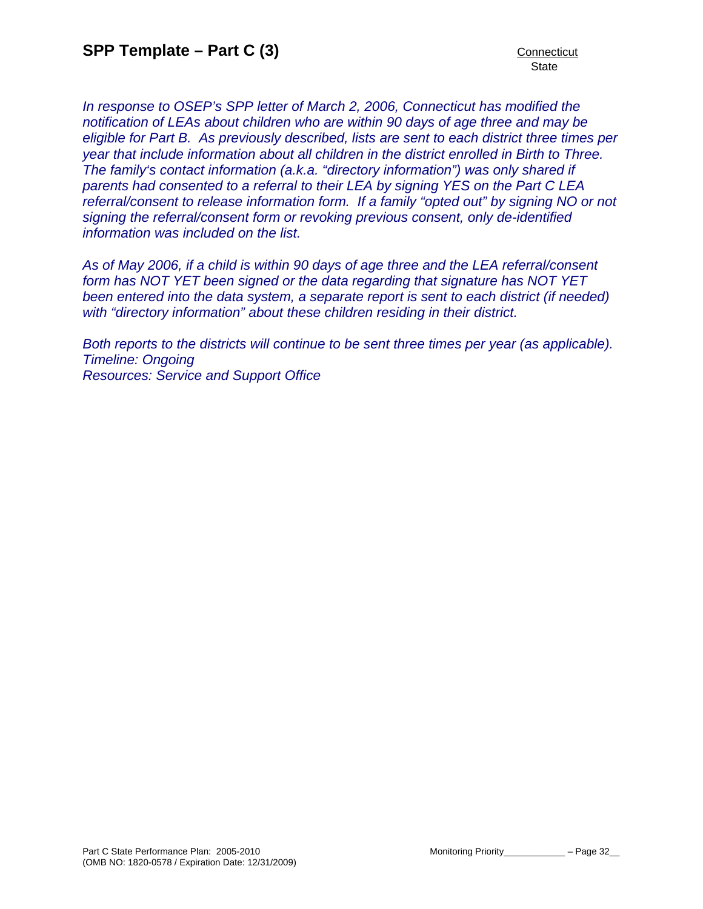*In response to OSEP's SPP letter of March 2, 2006, Connecticut has modified the notification of LEAs about children who are within 90 days of age three and may be eligible for Part B. As previously described, lists are sent to each district three times per year that include information about all children in the district enrolled in Birth to Three. The family's contact information (a.k.a. "directory information") was only shared if parents had consented to a referral to their LEA by signing YES on the Part C LEA referral/consent to release information form. If a family "opted out" by signing NO or not signing the referral/consent form or revoking previous consent, only de-identified information was included on the list.*

*As of May 2006, if a child is within 90 days of age three and the LEA referral/consent form has NOT YET been signed or the data regarding that signature has NOT YET been entered into the data system, a separate report is sent to each district (if needed) with "directory information" about these children residing in their district.*

*Both reports to the districts will continue to be sent three times per year (as applicable).*
*Timeline: Ongoing*
*Resources: Service and Support Office*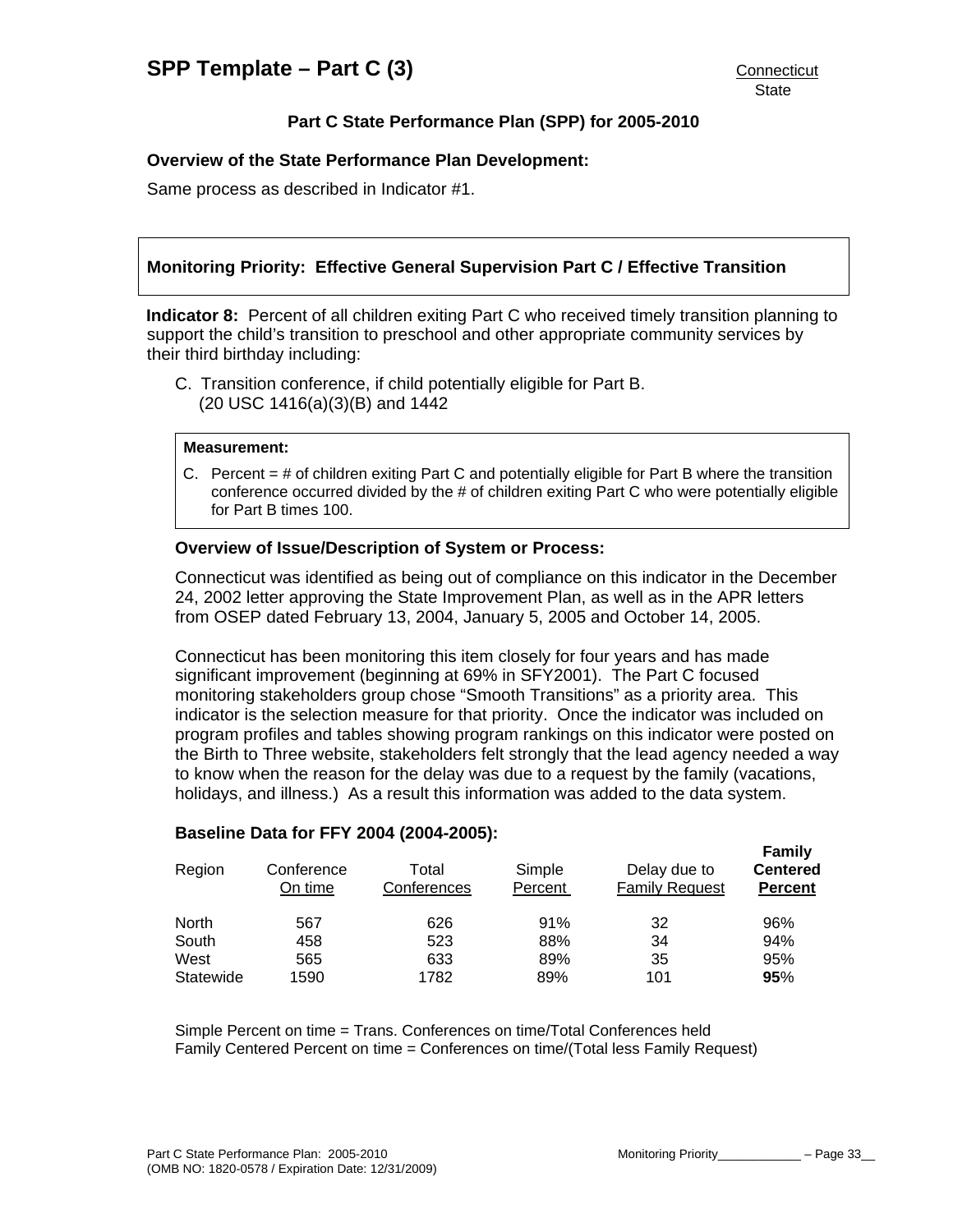# SPP Template – Part C (3)

Connecticut
State

## Part C State Performance Plan (SPP) for 2005-2010

**Overview of the State Performance Plan Development:**

Same process as described in Indicator #1.

**Monitoring Priority: Effective General Supervision Part C / Effective Transition**

**Indicator 8:** Percent of all children exiting Part C who received timely transition planning to support the child's transition to preschool and other appropriate community services by their third birthday including:

C. Transition conference, if child potentially eligible for Part B. (20 USC 1416(a)(3)(B) and 1442

**Measurement:**

C. Percent = # of children exiting Part C and potentially eligible for Part B where the transition conference occurred divided by the # of children exiting Part C who were potentially eligible for Part B times 100.

**Overview of Issue/Description of System or Process:**

Connecticut was identified as being out of compliance on this indicator in the December 24, 2002 letter approving the State Improvement Plan, as well as in the APR letters from OSEP dated February 13, 2004, January 5, 2005 and October 14, 2005.

Connecticut has been monitoring this item closely for four years and has made significant improvement (beginning at 69% in SFY2001). The Part C focused monitoring stakeholders group chose "Smooth Transitions" as a priority area. This indicator is the selection measure for that priority. Once the indicator was included on program profiles and tables showing program rankings on this indicator were posted on the Birth to Three website, stakeholders felt strongly that the lead agency needed a way to know when the reason for the delay was due to a request by the family (vacations, holidays, and illness.) As a result this information was added to the data system.

**Baseline Data for FFY 2004 (2004-2005):**

| Region | Conference On time | Total Conferences | Simple Percent | Delay due to Family Request | **Family Centered Percent** |
|---|---|---|---|---|---|
| North | 567 | 626 | 91% | 32 | 96% |
| South | 458 | 523 | 88% | 34 | 94% |
| West | 565 | 633 | 89% | 35 | 95% |
| Statewide | 1590 | 1782 | 89% | 101 | **95**% |

Simple Percent on time = Trans. Conferences on time/Total Conferences held
Family Centered Percent on time = Conferences on time/(Total less Family Request)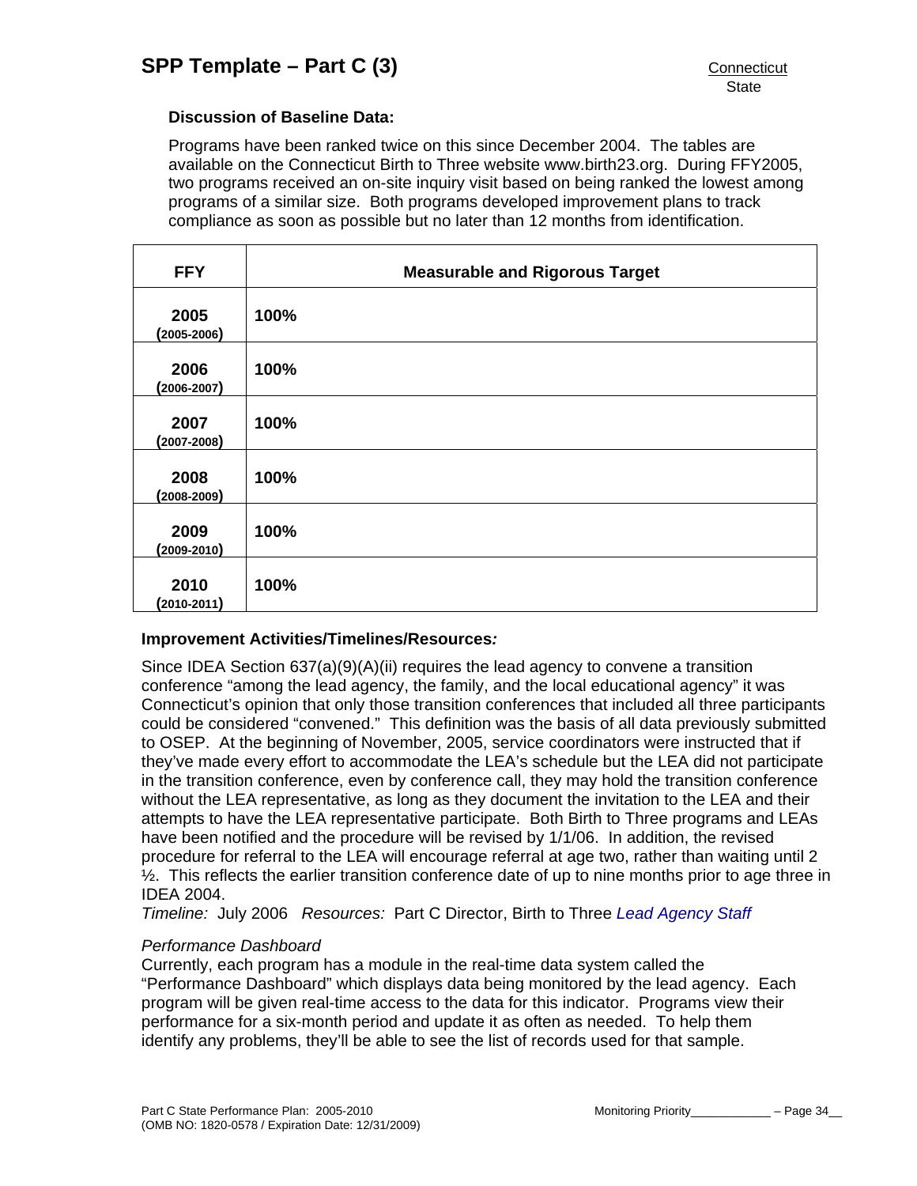**Discussion of Baseline Data:**

Programs have been ranked twice on this since December 2004. The tables are available on the Connecticut Birth to Three website www.birth23.org. During FFY2005, two programs received an on-site inquiry visit based on being ranked the lowest among programs of a similar size. Both programs developed improvement plans to track compliance as soon as possible but no later than 12 months from identification.

| FFY | Measurable and Rigorous Target |
|---|---|
| **2005 (2005-2006)** | **100%** |
| **2006 (2006-2007)** | **100%** |
| **2007 (2007-2008)** | **100%** |
| **2008 (2008-2009)** | **100%** |
| **2009 (2009-2010)** | **100%** |
| **2010 (2010-2011)** | **100%** |

**Improvement Activities/Timelines/Resources*:***

Since IDEA Section 637(a)(9)(A)(ii) requires the lead agency to convene a transition conference "among the lead agency, the family, and the local educational agency" it was Connecticut's opinion that only those transition conferences that included all three participants could be considered "convened." This definition was the basis of all data previously submitted to OSEP. At the beginning of November, 2005, service coordinators were instructed that if they've made every effort to accommodate the LEA's schedule but the LEA did not participate in the transition conference, even by conference call, they may hold the transition conference without the LEA representative, as long as they document the invitation to the LEA and their attempts to have the LEA representative participate. Both Birth to Three programs and LEAs have been notified and the procedure will be revised by 1/1/06. In addition, the revised procedure for referral to the LEA will encourage referral at age two, rather than waiting until 2 ½. This reflects the earlier transition conference date of up to nine months prior to age three in IDEA 2004.

*Timeline:* July 2006 *Resources:* Part C Director, Birth to Three *Lead Agency Staff*

*Performance Dashboard*

Currently, each program has a module in the real-time data system called the "Performance Dashboard" which displays data being monitored by the lead agency. Each program will be given real-time access to the data for this indicator. Programs view their performance for a six-month period and update it as often as needed. To help them identify any problems, they'll be able to see the list of records used for that sample.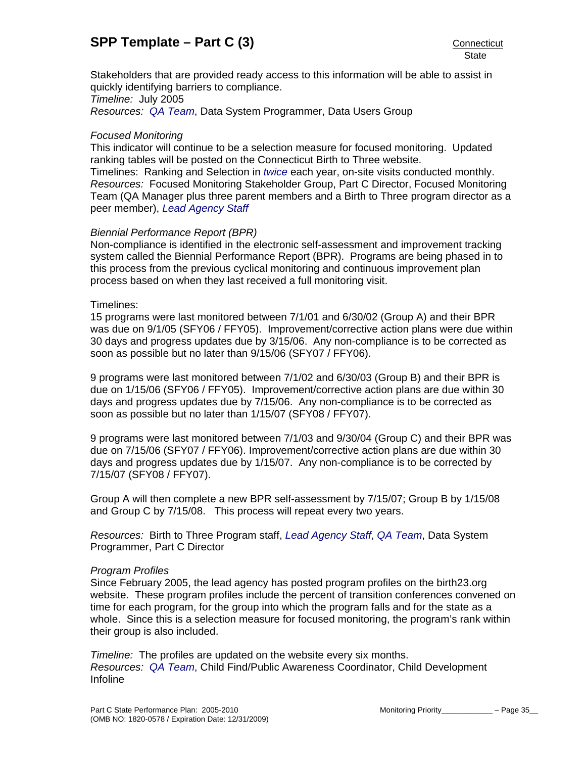Stakeholders that are provided ready access to this information will be able to assist in quickly identifying barriers to compliance.
*Timeline:* July 2005
*Resources:* *QA Team*, Data System Programmer, Data Users Group

*Focused Monitoring*
This indicator will continue to be a selection measure for focused monitoring. Updated ranking tables will be posted on the Connecticut Birth to Three website.
Timelines: Ranking and Selection in *twice* each year, on-site visits conducted monthly.
*Resources:* Focused Monitoring Stakeholder Group, Part C Director, Focused Monitoring Team (QA Manager plus three parent members and a Birth to Three program director as a peer member), *Lead Agency Staff*

*Biennial Performance Report (BPR)*
Non-compliance is identified in the electronic self-assessment and improvement tracking system called the Biennial Performance Report (BPR). Programs are being phased in to this process from the previous cyclical monitoring and continuous improvement plan process based on when they last received a full monitoring visit.

Timelines:
15 programs were last monitored between 7/1/01 and 6/30/02 (Group A) and their BPR was due on 9/1/05 (SFY06 / FFY05). Improvement/corrective action plans were due within 30 days and progress updates due by 3/15/06. Any non-compliance is to be corrected as soon as possible but no later than 9/15/06 (SFY07 / FFY06).

9 programs were last monitored between 7/1/02 and 6/30/03 (Group B) and their BPR is due on 1/15/06 (SFY06 / FFY05). Improvement/corrective action plans are due within 30 days and progress updates due by 7/15/06. Any non-compliance is to be corrected as soon as possible but no later than 1/15/07 (SFY08 / FFY07).

9 programs were last monitored between 7/1/03 and 9/30/04 (Group C) and their BPR was due on 7/15/06 (SFY07 / FFY06). Improvement/corrective action plans are due within 30 days and progress updates due by 1/15/07. Any non-compliance is to be corrected by 7/15/07 (SFY08 / FFY07).

Group A will then complete a new BPR self-assessment by 7/15/07; Group B by 1/15/08 and Group C by 7/15/08. This process will repeat every two years.

*Resources:* Birth to Three Program staff, *Lead Agency Staff*, *QA Team*, Data System Programmer, Part C Director

*Program Profiles*
Since February 2005, the lead agency has posted program profiles on the birth23.org website. These program profiles include the percent of transition conferences convened on time for each program, for the group into which the program falls and for the state as a whole. Since this is a selection measure for focused monitoring, the program's rank within their group is also included.

*Timeline:* The profiles are updated on the website every six months.
*Resources:* *QA Team*, Child Find/Public Awareness Coordinator, Child Development Infoline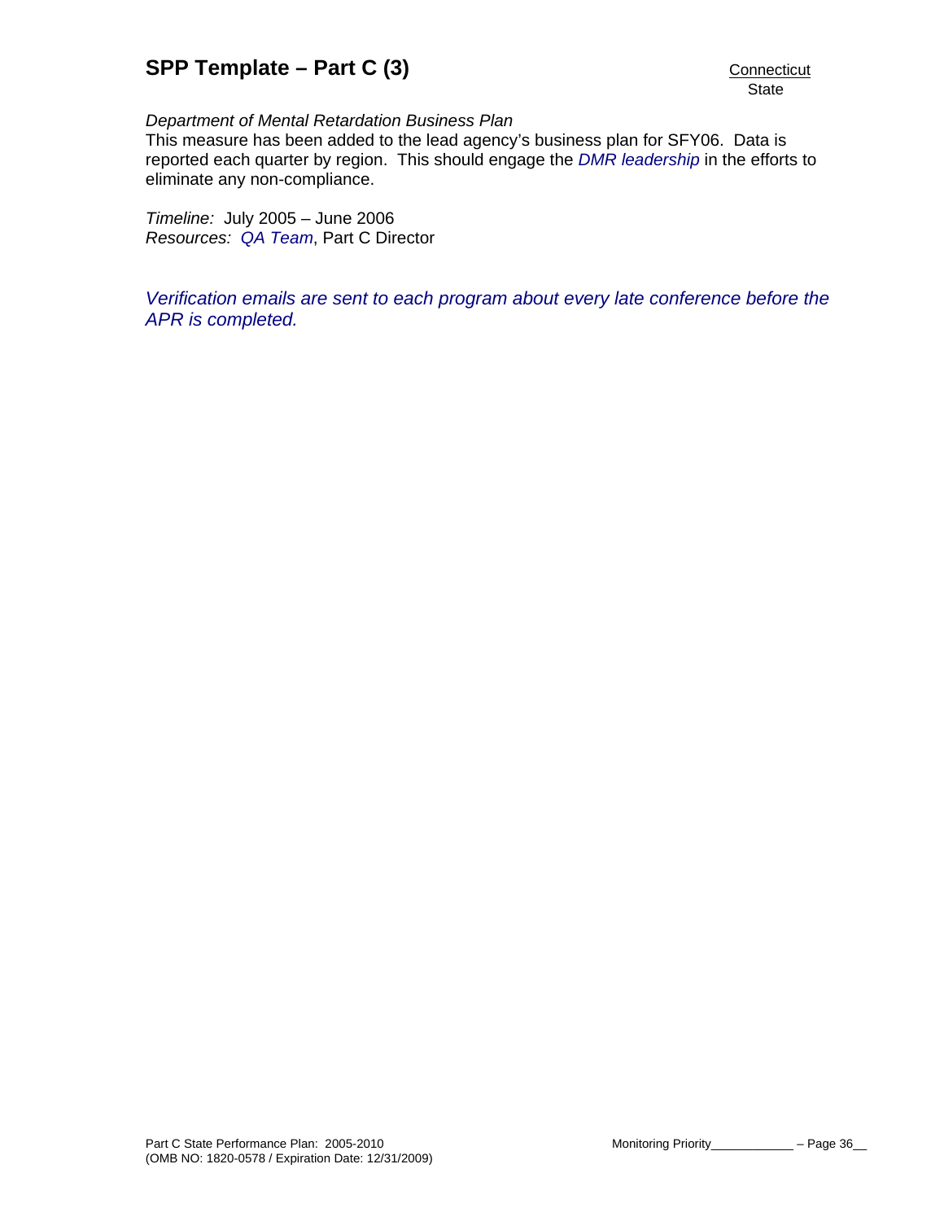*Department of Mental Retardation Business Plan*

This measure has been added to the lead agency's business plan for SFY06. Data is reported each quarter by region. This should engage the *DMR leadership* in the efforts to eliminate any non-compliance.

*Timeline:* July 2005 – June 2006
*Resources:* *QA Team*, Part C Director

*Verification emails are sent to each program about every late conference before the APR is completed.*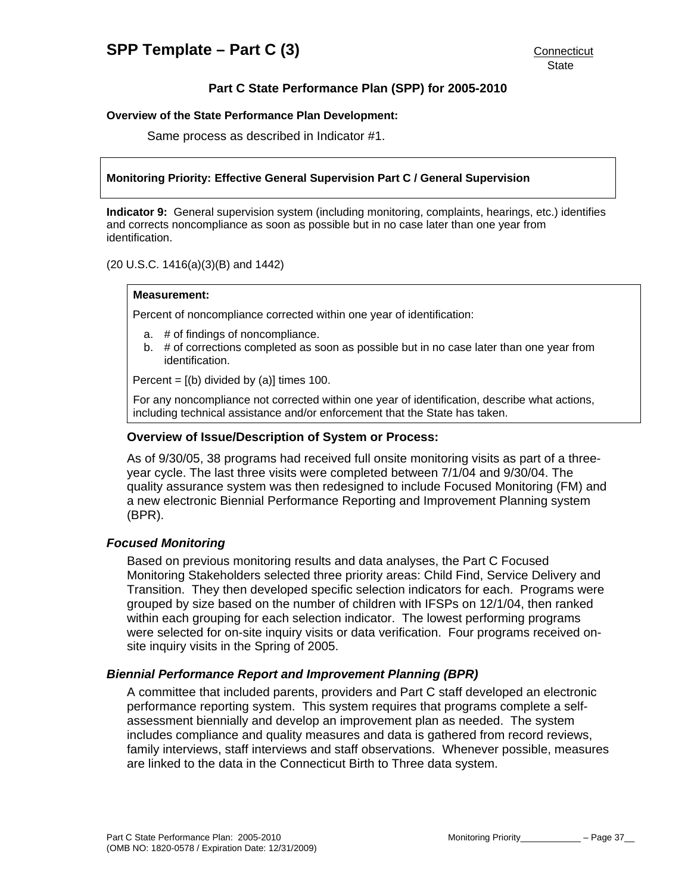# SPP Template – Part C (3)

Connecticut
State

## Part C State Performance Plan (SPP) for 2005-2010

**Overview of the State Performance Plan Development:**

Same process as described in Indicator #1.

**Monitoring Priority: Effective General Supervision Part C / General Supervision**

**Indicator 9:** General supervision system (including monitoring, complaints, hearings, etc.) identifies and corrects noncompliance as soon as possible but in no case later than one year from identification.

(20 U.S.C. 1416(a)(3)(B) and 1442)

**Measurement:**

Percent of noncompliance corrected within one year of identification:

a. # of findings of noncompliance.
b. # of corrections completed as soon as possible but in no case later than one year from identification.

Percent = [(b) divided by (a)] times 100.

For any noncompliance not corrected within one year of identification, describe what actions, including technical assistance and/or enforcement that the State has taken.

### Overview of Issue/Description of System or Process:

As of 9/30/05, 38 programs had received full onsite monitoring visits as part of a three-year cycle. The last three visits were completed between 7/1/04 and 9/30/04. The quality assurance system was then redesigned to include Focused Monitoring (FM) and a new electronic Biennial Performance Reporting and Improvement Planning system (BPR).

### *Focused Monitoring*

Based on previous monitoring results and data analyses, the Part C Focused Monitoring Stakeholders selected three priority areas: Child Find, Service Delivery and Transition. They then developed specific selection indicators for each. Programs were grouped by size based on the number of children with IFSPs on 12/1/04, then ranked within each grouping for each selection indicator. The lowest performing programs were selected for on-site inquiry visits or data verification. Four programs received on-site inquiry visits in the Spring of 2005.

### *Biennial Performance Report and Improvement Planning (BPR)*

A committee that included parents, providers and Part C staff developed an electronic performance reporting system. This system requires that programs complete a self-assessment biennially and develop an improvement plan as needed. The system includes compliance and quality measures and data is gathered from record reviews, family interviews, staff interviews and staff observations. Whenever possible, measures are linked to the data in the Connecticut Birth to Three data system.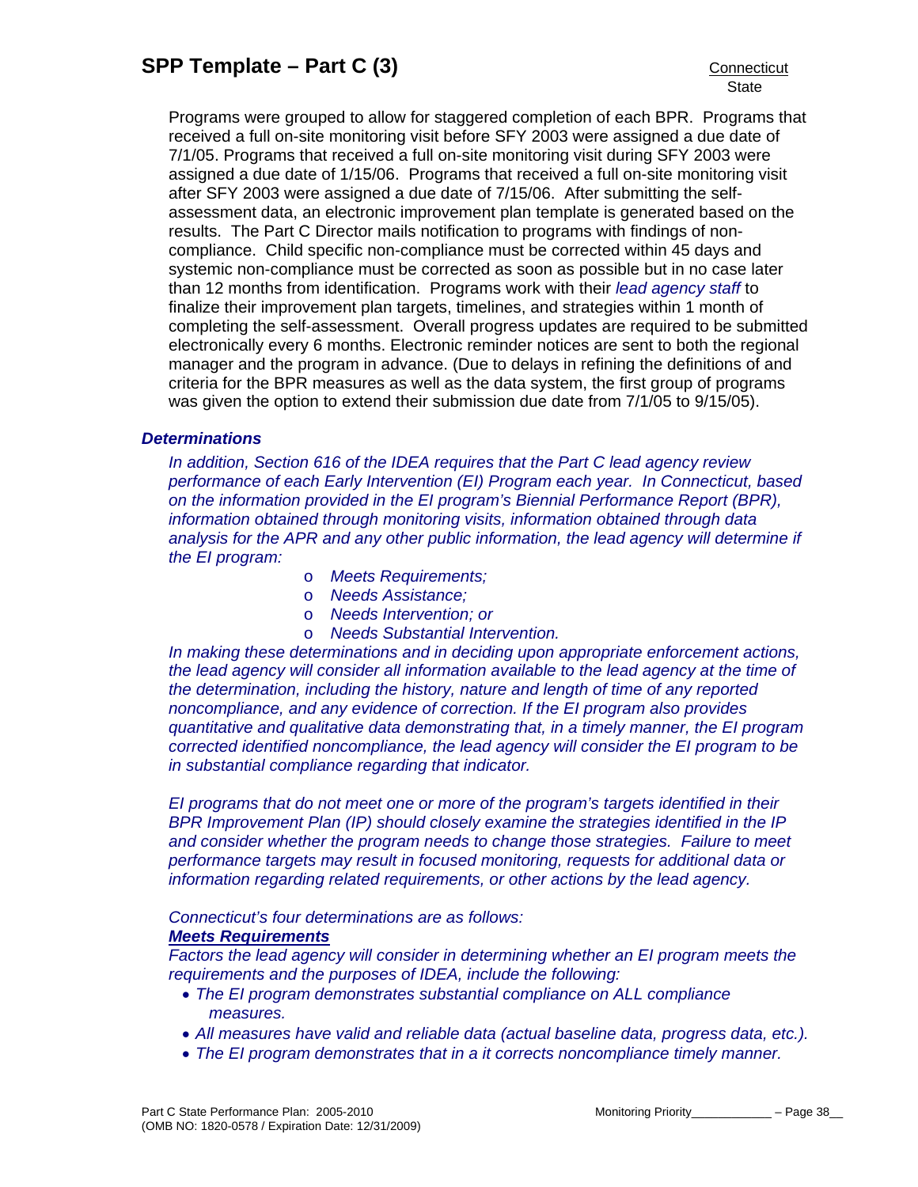Programs were grouped to allow for staggered completion of each BPR. Programs that received a full on-site monitoring visit before SFY 2003 were assigned a due date of 7/1/05. Programs that received a full on-site monitoring visit during SFY 2003 were assigned a due date of 1/15/06. Programs that received a full on-site monitoring visit after SFY 2003 were assigned a due date of 7/15/06. After submitting the self-assessment data, an electronic improvement plan template is generated based on the results. The Part C Director mails notification to programs with findings of non-compliance. Child specific non-compliance must be corrected within 45 days and systemic non-compliance must be corrected as soon as possible but in no case later than 12 months from identification. Programs work with their *lead agency staff* to finalize their improvement plan targets, timelines, and strategies within 1 month of completing the self-assessment. Overall progress updates are required to be submitted electronically every 6 months. Electronic reminder notices are sent to both the regional manager and the program in advance. (Due to delays in refining the definitions of and criteria for the BPR measures as well as the data system, the first group of programs was given the option to extend their submission due date from 7/1/05 to 9/15/05).

### *Determinations*

*In addition, Section 616 of the IDEA requires that the Part C lead agency review performance of each Early Intervention (EI) Program each year. In Connecticut, based on the information provided in the EI program's Biennial Performance Report (BPR), information obtained through monitoring visits, information obtained through data analysis for the APR and any other public information, the lead agency will determine if the EI program:*

- *Meets Requirements;*
- *Needs Assistance;*
- *Needs Intervention; or*
- *Needs Substantial Intervention.*

*In making these determinations and in deciding upon appropriate enforcement actions, the lead agency will consider all information available to the lead agency at the time of the determination, including the history, nature and length of time of any reported noncompliance, and any evidence of correction. If the EI program also provides quantitative and qualitative data demonstrating that, in a timely manner, the EI program corrected identified noncompliance, the lead agency will consider the EI program to be in substantial compliance regarding that indicator.*

*EI programs that do not meet one or more of the program's targets identified in their BPR Improvement Plan (IP) should closely examine the strategies identified in the IP and consider whether the program needs to change those strategies. Failure to meet performance targets may result in focused monitoring, requests for additional data or information regarding related requirements, or other actions by the lead agency.*

*Connecticut's four determinations are as follows:*

***Meets Requirements***

*Factors the lead agency will consider in determining whether an EI program meets the requirements and the purposes of IDEA, include the following:*

- *The EI program demonstrates substantial compliance on ALL compliance measures.*
- *All measures have valid and reliable data (actual baseline data, progress data, etc.).*
- *The EI program demonstrates that in a it corrects noncompliance timely manner.*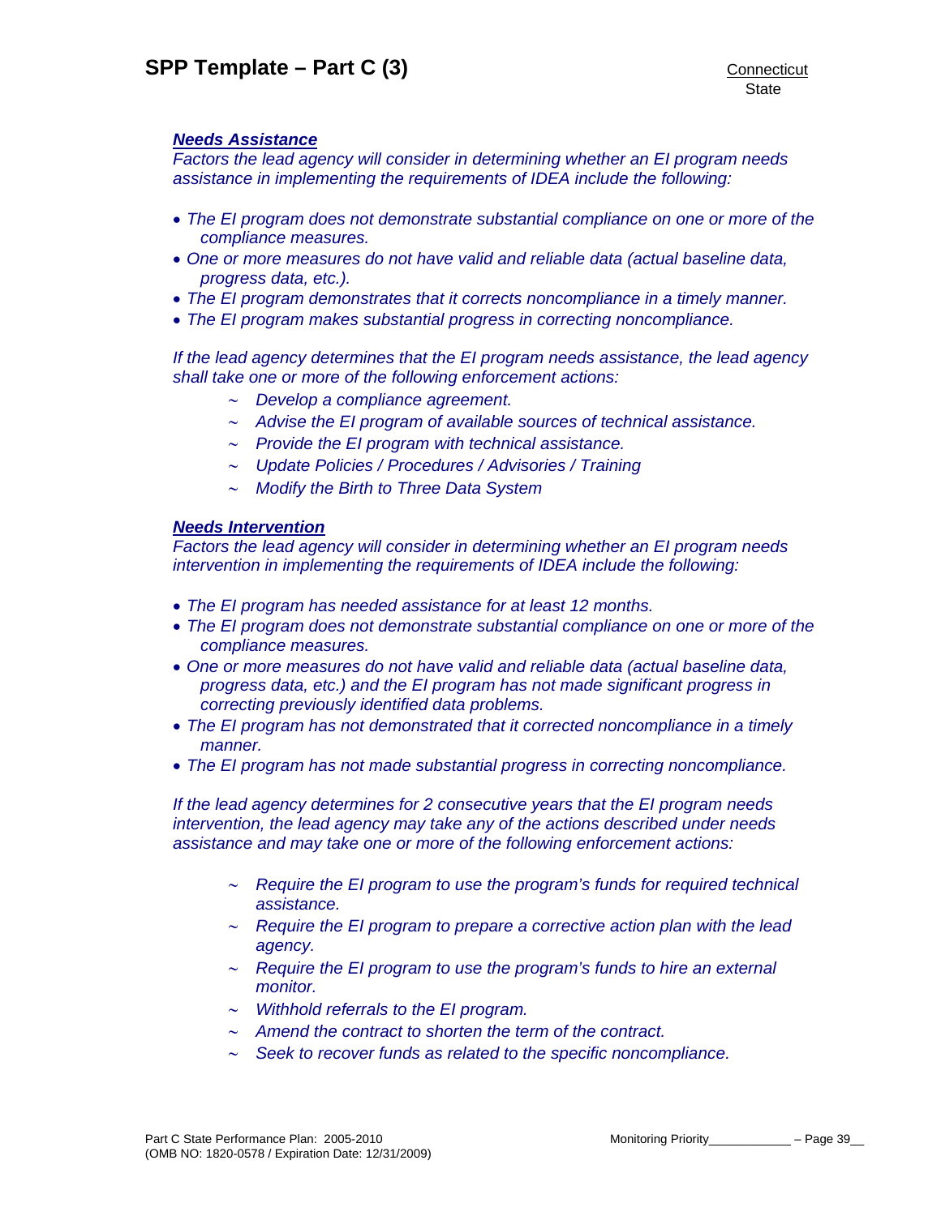***Needs Assistance***

*Factors the lead agency will consider in determining whether an EI program needs assistance in implementing the requirements of IDEA include the following:*

- *The EI program does not demonstrate substantial compliance on one or more of the compliance measures.*
- *One or more measures do not have valid and reliable data (actual baseline data, progress data, etc.).*
- *The EI program demonstrates that it corrects noncompliance in a timely manner.*
- *The EI program makes substantial progress in correcting noncompliance.*

*If the lead agency determines that the EI program needs assistance, the lead agency shall take one or more of the following enforcement actions:*

- ~ *Develop a compliance agreement.*
- ~ *Advise the EI program of available sources of technical assistance.*
- ~ *Provide the EI program with technical assistance.*
- ~ *Update Policies / Procedures / Advisories / Training*
- ~ *Modify the Birth to Three Data System*

***Needs Intervention***

*Factors the lead agency will consider in determining whether an EI program needs intervention in implementing the requirements of IDEA include the following:*

- *The EI program has needed assistance for at least 12 months.*
- *The EI program does not demonstrate substantial compliance on one or more of the compliance measures.*
- *One or more measures do not have valid and reliable data (actual baseline data, progress data, etc.) and the EI program has not made significant progress in correcting previously identified data problems.*
- *The EI program has not demonstrated that it corrected noncompliance in a timely manner.*
- *The EI program has not made substantial progress in correcting noncompliance.*

*If the lead agency determines for 2 consecutive years that the EI program needs intervention, the lead agency may take any of the actions described under needs assistance and may take one or more of the following enforcement actions:*

- ~ *Require the EI program to use the program's funds for required technical assistance.*
- ~ *Require the EI program to prepare a corrective action plan with the lead agency.*
- ~ *Require the EI program to use the program's funds to hire an external monitor.*
- ~ *Withhold referrals to the EI program.*
- ~ *Amend the contract to shorten the term of the contract.*
- ~ *Seek to recover funds as related to the specific noncompliance.*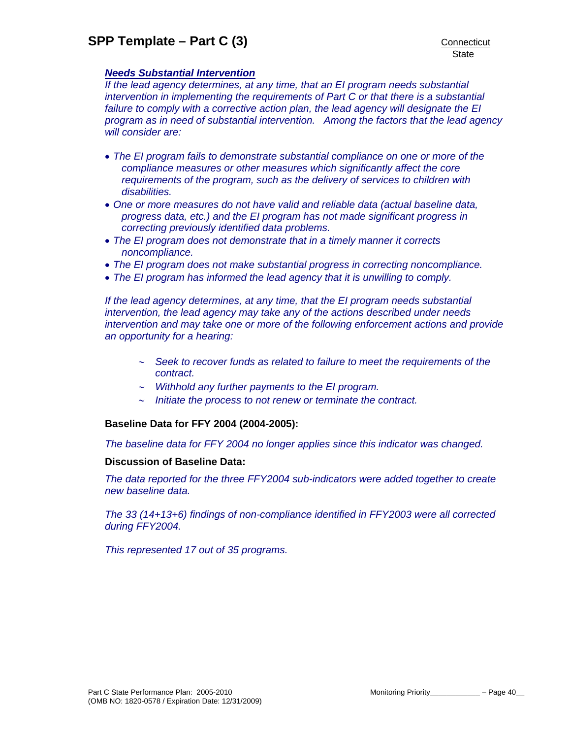***Needs Substantial Intervention***

*If the lead agency determines, at any time, that an EI program needs substantial intervention in implementing the requirements of Part C or that there is a substantial failure to comply with a corrective action plan, the lead agency will designate the EI program as in need of substantial intervention. Among the factors that the lead agency will consider are:*

- *The EI program fails to demonstrate substantial compliance on one or more of the compliance measures or other measures which significantly affect the core requirements of the program, such as the delivery of services to children with disabilities.*
- *One or more measures do not have valid and reliable data (actual baseline data, progress data, etc.) and the EI program has not made significant progress in correcting previously identified data problems.*
- *The EI program does not demonstrate that in a timely manner it corrects noncompliance.*
- *The EI program does not make substantial progress in correcting noncompliance.*
- *The EI program has informed the lead agency that it is unwilling to comply.*

*If the lead agency determines, at any time, that the EI program needs substantial intervention, the lead agency may take any of the actions described under needs intervention and may take one or more of the following enforcement actions and provide an opportunity for a hearing:*

- ~ *Seek to recover funds as related to failure to meet the requirements of the contract.*
- ~ *Withhold any further payments to the EI program.*
- ~ *Initiate the process to not renew or terminate the contract.*

**Baseline Data for FFY 2004 (2004-2005):**

*The baseline data for FFY 2004 no longer applies since this indicator was changed.*

**Discussion of Baseline Data:**

*The data reported for the three FFY2004 sub-indicators were added together to create new baseline data.*

*The 33 (14+13+6) findings of non-compliance identified in FFY2003 were all corrected during FFY2004.*

*This represented 17 out of 35 programs.*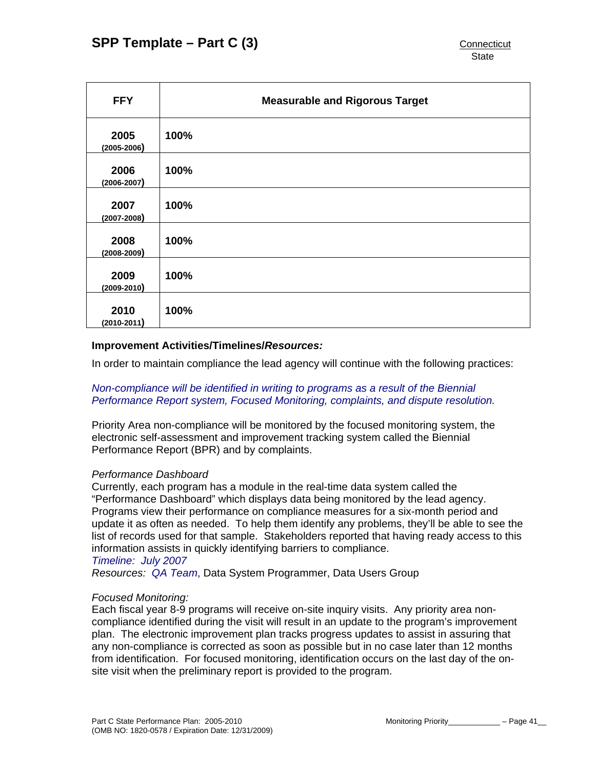| FFY | Measurable and Rigorous Target |
|---|---|
| **2005** (2005-2006) | **100%** |
| **2006** (2006-2007) | **100%** |
| **2007** (2007-2008) | **100%** |
| **2008** (2008-2009) | **100%** |
| **2009** (2009-2010) | **100%** |
| **2010** (2010-2011) | **100%** |

**Improvement Activities/Timelines/*Resources:***

In order to maintain compliance the lead agency will continue with the following practices:

*Non-compliance will be identified in writing to programs as a result of the Biennial Performance Report system, Focused Monitoring, complaints, and dispute resolution.*

Priority Area non-compliance will be monitored by the focused monitoring system, the electronic self-assessment and improvement tracking system called the Biennial Performance Report (BPR) and by complaints.

*Performance Dashboard*
Currently, each program has a module in the real-time data system called the "Performance Dashboard" which displays data being monitored by the lead agency. Programs view their performance on compliance measures for a six-month period and update it as often as needed. To help them identify any problems, they'll be able to see the list of records used for that sample. Stakeholders reported that having ready access to this information assists in quickly identifying barriers to compliance.
*Timeline: July 2007*
*Resources: QA Team*, Data System Programmer, Data Users Group

*Focused Monitoring:*
Each fiscal year 8-9 programs will receive on-site inquiry visits. Any priority area non-compliance identified during the visit will result in an update to the program's improvement plan. The electronic improvement plan tracks progress updates to assist in assuring that any non-compliance is corrected as soon as possible but in no case later than 12 months from identification. For focused monitoring, identification occurs on the last day of the on-site visit when the preliminary report is provided to the program.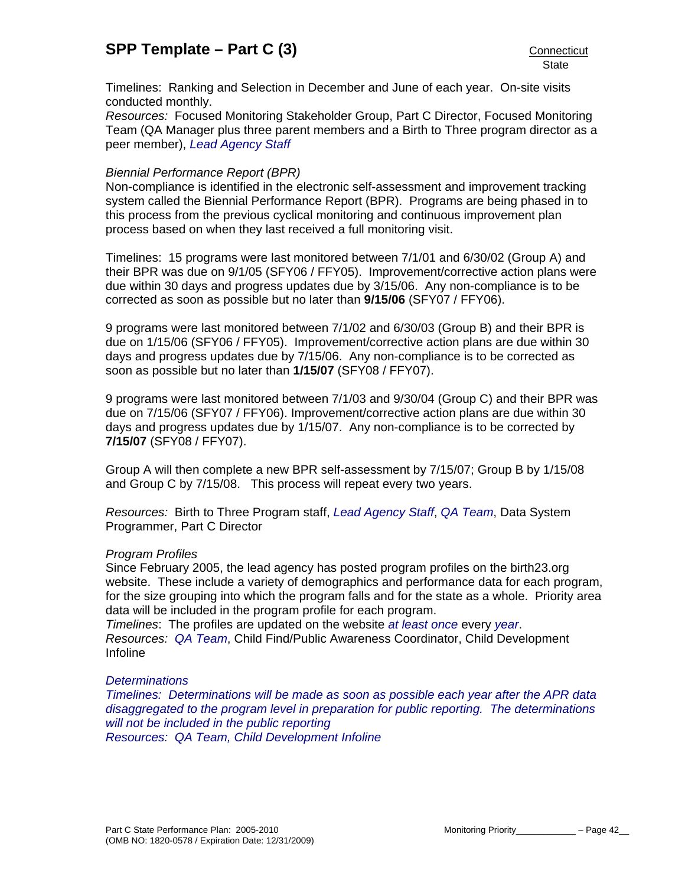Timelines: Ranking and Selection in December and June of each year. On-site visits conducted monthly.
*Resources:* Focused Monitoring Stakeholder Group, Part C Director, Focused Monitoring Team (QA Manager plus three parent members and a Birth to Three program director as a peer member), *Lead Agency Staff*

*Biennial Performance Report (BPR)*
Non-compliance is identified in the electronic self-assessment and improvement tracking system called the Biennial Performance Report (BPR). Programs are being phased in to this process from the previous cyclical monitoring and continuous improvement plan process based on when they last received a full monitoring visit.

Timelines: 15 programs were last monitored between 7/1/01 and 6/30/02 (Group A) and their BPR was due on 9/1/05 (SFY06 / FFY05). Improvement/corrective action plans were due within 30 days and progress updates due by 3/15/06. Any non-compliance is to be corrected as soon as possible but no later than **9/15/06** (SFY07 / FFY06).

9 programs were last monitored between 7/1/02 and 6/30/03 (Group B) and their BPR is due on 1/15/06 (SFY06 / FFY05). Improvement/corrective action plans are due within 30 days and progress updates due by 7/15/06. Any non-compliance is to be corrected as soon as possible but no later than **1/15/07** (SFY08 / FFY07).

9 programs were last monitored between 7/1/03 and 9/30/04 (Group C) and their BPR was due on 7/15/06 (SFY07 / FFY06). Improvement/corrective action plans are due within 30 days and progress updates due by 1/15/07. Any non-compliance is to be corrected by **7/15/07** (SFY08 / FFY07).

Group A will then complete a new BPR self-assessment by 7/15/07; Group B by 1/15/08 and Group C by 7/15/08. This process will repeat every two years.

*Resources:* Birth to Three Program staff, *Lead Agency Staff*, *QA Team*, Data System Programmer, Part C Director

*Program Profiles*
Since February 2005, the lead agency has posted program profiles on the birth23.org website. These include a variety of demographics and performance data for each program, for the size grouping into which the program falls and for the state as a whole. Priority area data will be included in the program profile for each program.
*Timelines*: The profiles are updated on the website *at least once* every *year*.
*Resources:* *QA Team*, Child Find/Public Awareness Coordinator, Child Development Infoline

*Determinations*
*Timelines: Determinations will be made as soon as possible each year after the APR data disaggregated to the program level in preparation for public reporting. The determinations will not be included in the public reporting*
*Resources: QA Team, Child Development Infoline*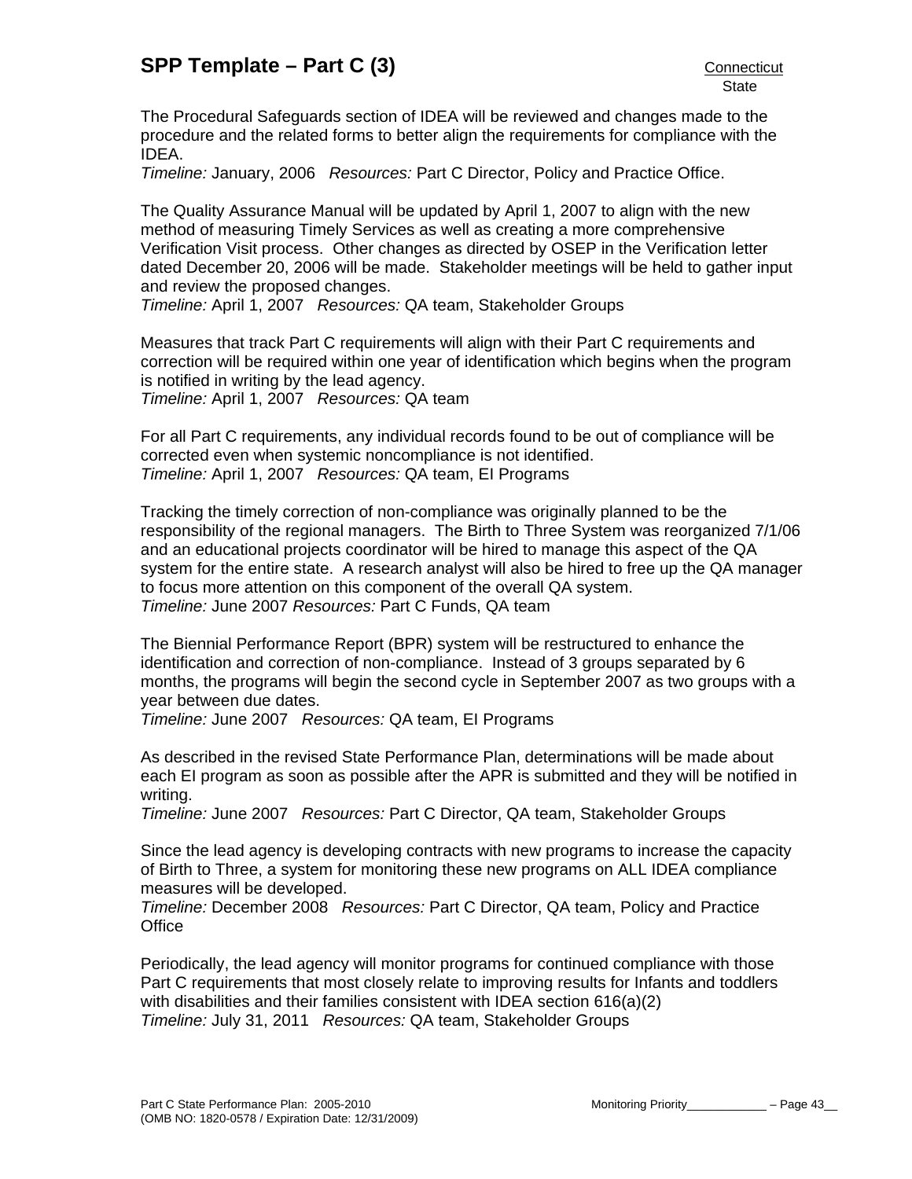The Procedural Safeguards section of IDEA will be reviewed and changes made to the procedure and the related forms to better align the requirements for compliance with the IDEA.
*Timeline:* January, 2006 *Resources:* Part C Director, Policy and Practice Office.

The Quality Assurance Manual will be updated by April 1, 2007 to align with the new method of measuring Timely Services as well as creating a more comprehensive Verification Visit process. Other changes as directed by OSEP in the Verification letter dated December 20, 2006 will be made. Stakeholder meetings will be held to gather input and review the proposed changes.
*Timeline:* April 1, 2007 *Resources:* QA team, Stakeholder Groups

Measures that track Part C requirements will align with their Part C requirements and correction will be required within one year of identification which begins when the program is notified in writing by the lead agency.
*Timeline:* April 1, 2007 *Resources:* QA team

For all Part C requirements, any individual records found to be out of compliance will be corrected even when systemic noncompliance is not identified.
*Timeline:* April 1, 2007 *Resources:* QA team, EI Programs

Tracking the timely correction of non-compliance was originally planned to be the responsibility of the regional managers. The Birth to Three System was reorganized 7/1/06 and an educational projects coordinator will be hired to manage this aspect of the QA system for the entire state. A research analyst will also be hired to free up the QA manager to focus more attention on this component of the overall QA system.
*Timeline:* June 2007 *Resources:* Part C Funds, QA team

The Biennial Performance Report (BPR) system will be restructured to enhance the identification and correction of non-compliance. Instead of 3 groups separated by 6 months, the programs will begin the second cycle in September 2007 as two groups with a year between due dates.
*Timeline:* June 2007 *Resources:* QA team, EI Programs

As described in the revised State Performance Plan, determinations will be made about each EI program as soon as possible after the APR is submitted and they will be notified in writing.
*Timeline:* June 2007 *Resources:* Part C Director, QA team, Stakeholder Groups

Since the lead agency is developing contracts with new programs to increase the capacity of Birth to Three, a system for monitoring these new programs on ALL IDEA compliance measures will be developed.
*Timeline:* December 2008 *Resources:* Part C Director, QA team, Policy and Practice Office

Periodically, the lead agency will monitor programs for continued compliance with those Part C requirements that most closely relate to improving results for Infants and toddlers with disabilities and their families consistent with IDEA section 616(a)(2)
*Timeline:* July 31, 2011 *Resources:* QA team, Stakeholder Groups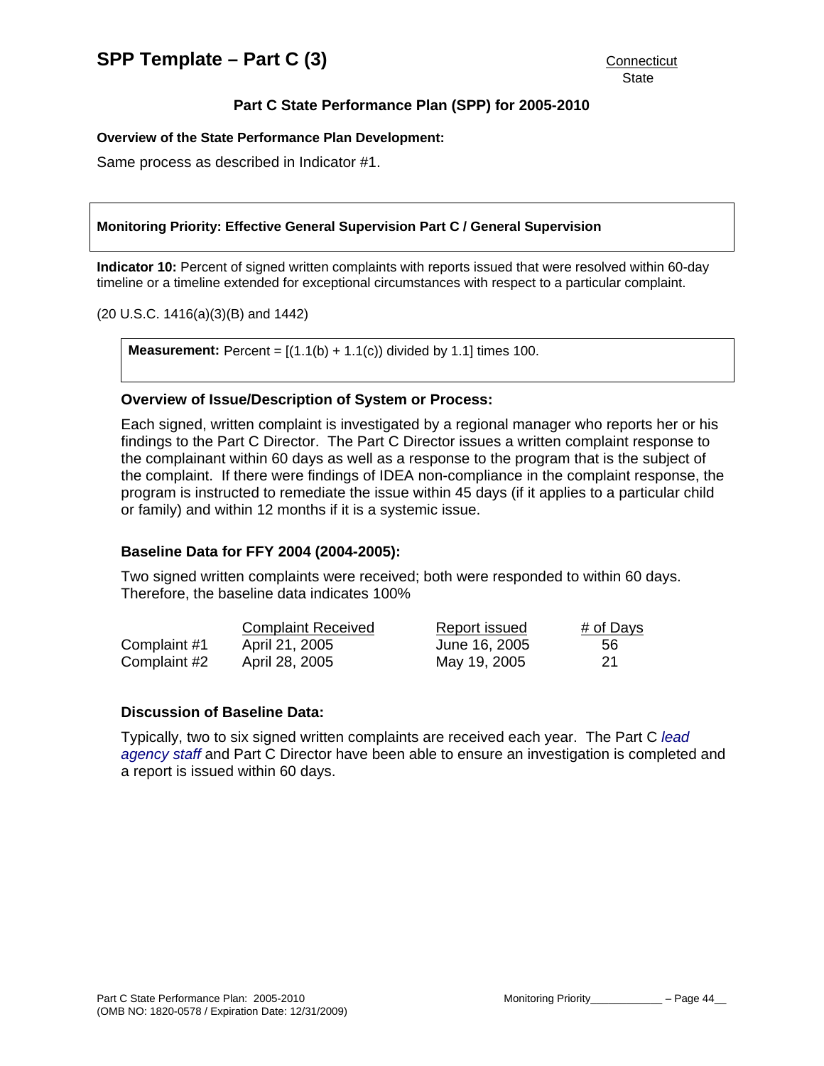## SPP Template – Part C (3)

Connecticut
State

### Part C State Performance Plan (SPP) for 2005-2010

**Overview of the State Performance Plan Development:**

Same process as described in Indicator #1.

**Monitoring Priority: Effective General Supervision Part C / General Supervision**

**Indicator 10:** Percent of signed written complaints with reports issued that were resolved within 60-day timeline or a timeline extended for exceptional circumstances with respect to a particular complaint.

(20 U.S.C. 1416(a)(3)(B) and 1442)

**Measurement:** Percent = [(1.1(b) + 1.1(c)) divided by 1.1] times 100.

**Overview of Issue/Description of System or Process:**

Each signed, written complaint is investigated by a regional manager who reports her or his findings to the Part C Director. The Part C Director issues a written complaint response to the complainant within 60 days as well as a response to the program that is the subject of the complaint. If there were findings of IDEA non-compliance in the complaint response, the program is instructed to remediate the issue within 45 days (if it applies to a particular child or family) and within 12 months if it is a systemic issue.

**Baseline Data for FFY 2004 (2004-2005):**

Two signed written complaints were received; both were responded to within 60 days. Therefore, the baseline data indicates 100%

| | Complaint Received | Report issued | # of Days |
|---|---|---|---|
| Complaint #1 | April 21, 2005 | June 16, 2005 | 56 |
| Complaint #2 | April 28, 2005 | May 19, 2005 | 21 |

**Discussion of Baseline Data:**

Typically, two to six signed written complaints are received each year. The Part C *lead agency staff* and Part C Director have been able to ensure an investigation is completed and a report is issued within 60 days.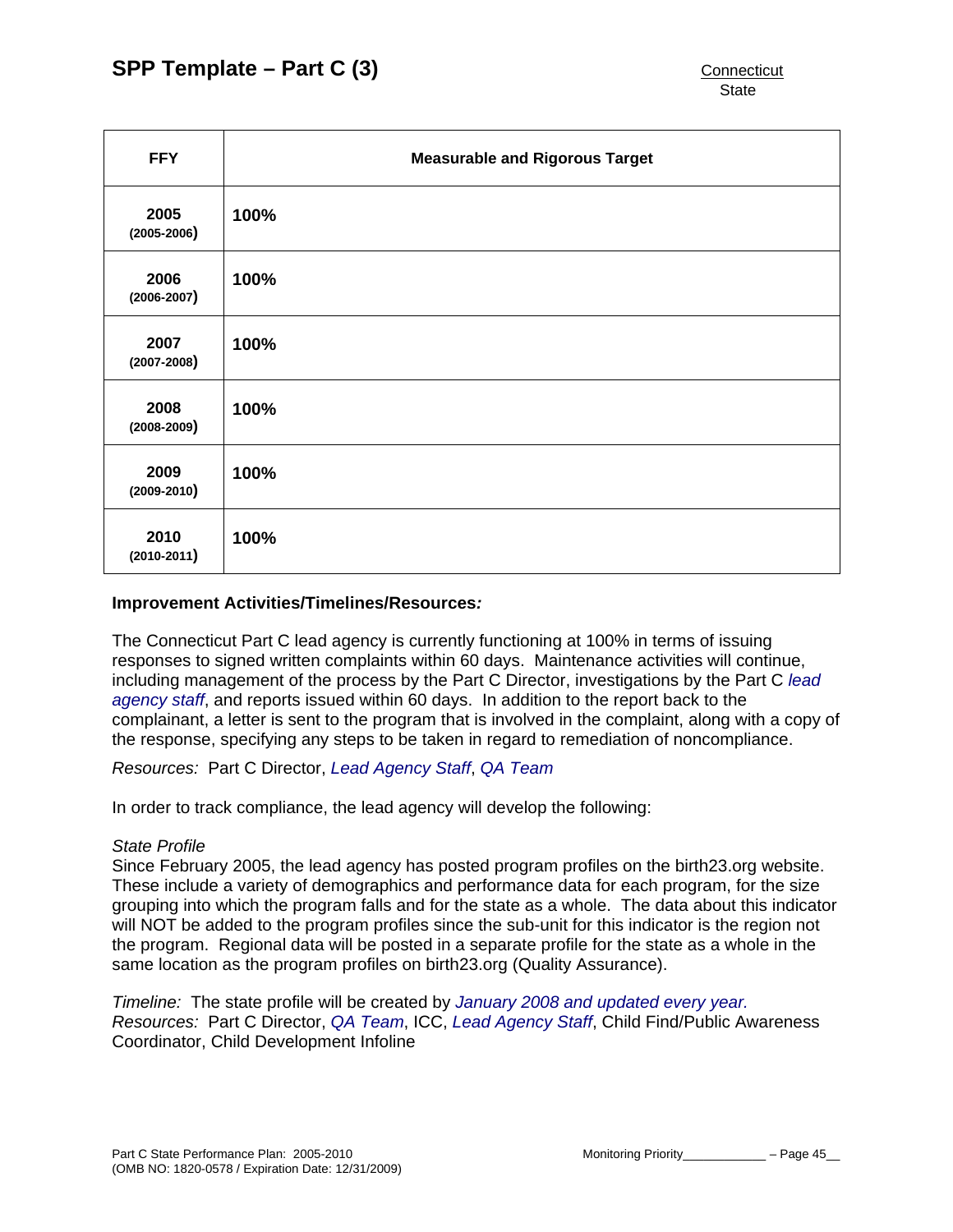| FFY | Measurable and Rigorous Target |
|---|---|
| **2005** (2005-2006) | **100%** |
| **2006** (2006-2007) | **100%** |
| **2007** (2007-2008) | **100%** |
| **2008** (2008-2009) | **100%** |
| **2009** (2009-2010) | **100%** |
| **2010** (2010-2011) | **100%** |

**Improvement Activities/Timelines/Resources:**

The Connecticut Part C lead agency is currently functioning at 100% in terms of issuing responses to signed written complaints within 60 days. Maintenance activities will continue, including management of the process by the Part C Director, investigations by the Part C *lead agency staff*, and reports issued within 60 days. In addition to the report back to the complainant, a letter is sent to the program that is involved in the complaint, along with a copy of the response, specifying any steps to be taken in regard to remediation of noncompliance.

*Resources:* Part C Director, *Lead Agency Staff*, *QA Team*

In order to track compliance, the lead agency will develop the following:

*State Profile*
Since February 2005, the lead agency has posted program profiles on the birth23.org website. These include a variety of demographics and performance data for each program, for the size grouping into which the program falls and for the state as a whole. The data about this indicator will NOT be added to the program profiles since the sub-unit for this indicator is the region not the program. Regional data will be posted in a separate profile for the state as a whole in the same location as the program profiles on birth23.org (Quality Assurance).

*Timeline:* The state profile will be created by *January 2008 and updated every year.*
*Resources:* Part C Director, *QA Team*, ICC, *Lead Agency Staff*, Child Find/Public Awareness Coordinator, Child Development Infoline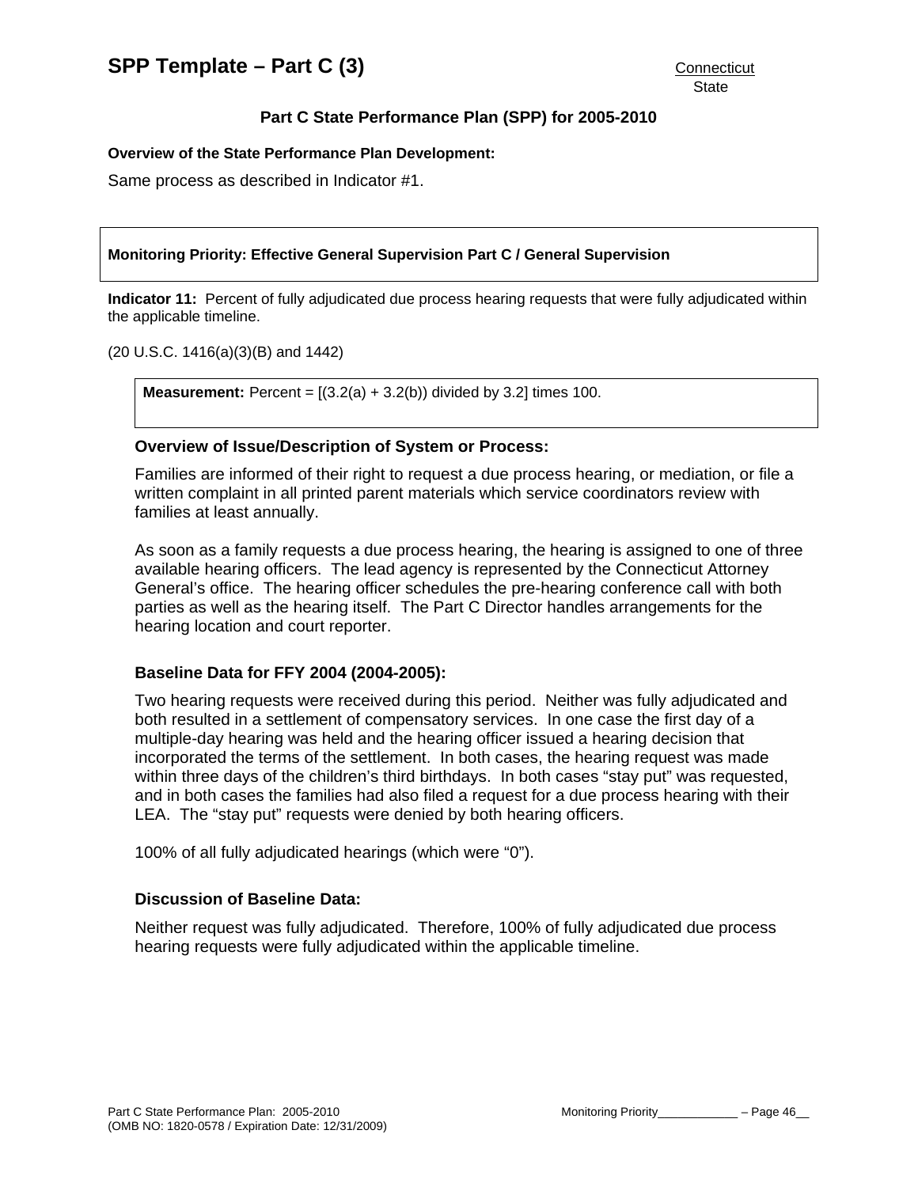# SPP Template – Part C (3)

Connecticut
State

## Part C State Performance Plan (SPP) for 2005-2010

**Overview of the State Performance Plan Development:**

Same process as described in Indicator #1.

**Monitoring Priority: Effective General Supervision Part C / General Supervision**

**Indicator 11:** Percent of fully adjudicated due process hearing requests that were fully adjudicated within the applicable timeline.

(20 U.S.C. 1416(a)(3)(B) and 1442)

**Measurement:** Percent = [(3.2(a) + 3.2(b)) divided by 3.2] times 100.

### Overview of Issue/Description of System or Process:

Families are informed of their right to request a due process hearing, or mediation, or file a written complaint in all printed parent materials which service coordinators review with families at least annually.

As soon as a family requests a due process hearing, the hearing is assigned to one of three available hearing officers. The lead agency is represented by the Connecticut Attorney General's office. The hearing officer schedules the pre-hearing conference call with both parties as well as the hearing itself. The Part C Director handles arrangements for the hearing location and court reporter.

### Baseline Data for FFY 2004 (2004-2005):

Two hearing requests were received during this period. Neither was fully adjudicated and both resulted in a settlement of compensatory services. In one case the first day of a multiple-day hearing was held and the hearing officer issued a hearing decision that incorporated the terms of the settlement. In both cases, the hearing request was made within three days of the children's third birthdays. In both cases "stay put" was requested, and in both cases the families had also filed a request for a due process hearing with their LEA. The "stay put" requests were denied by both hearing officers.

100% of all fully adjudicated hearings (which were "0").

### Discussion of Baseline Data:

Neither request was fully adjudicated. Therefore, 100% of fully adjudicated due process hearing requests were fully adjudicated within the applicable timeline.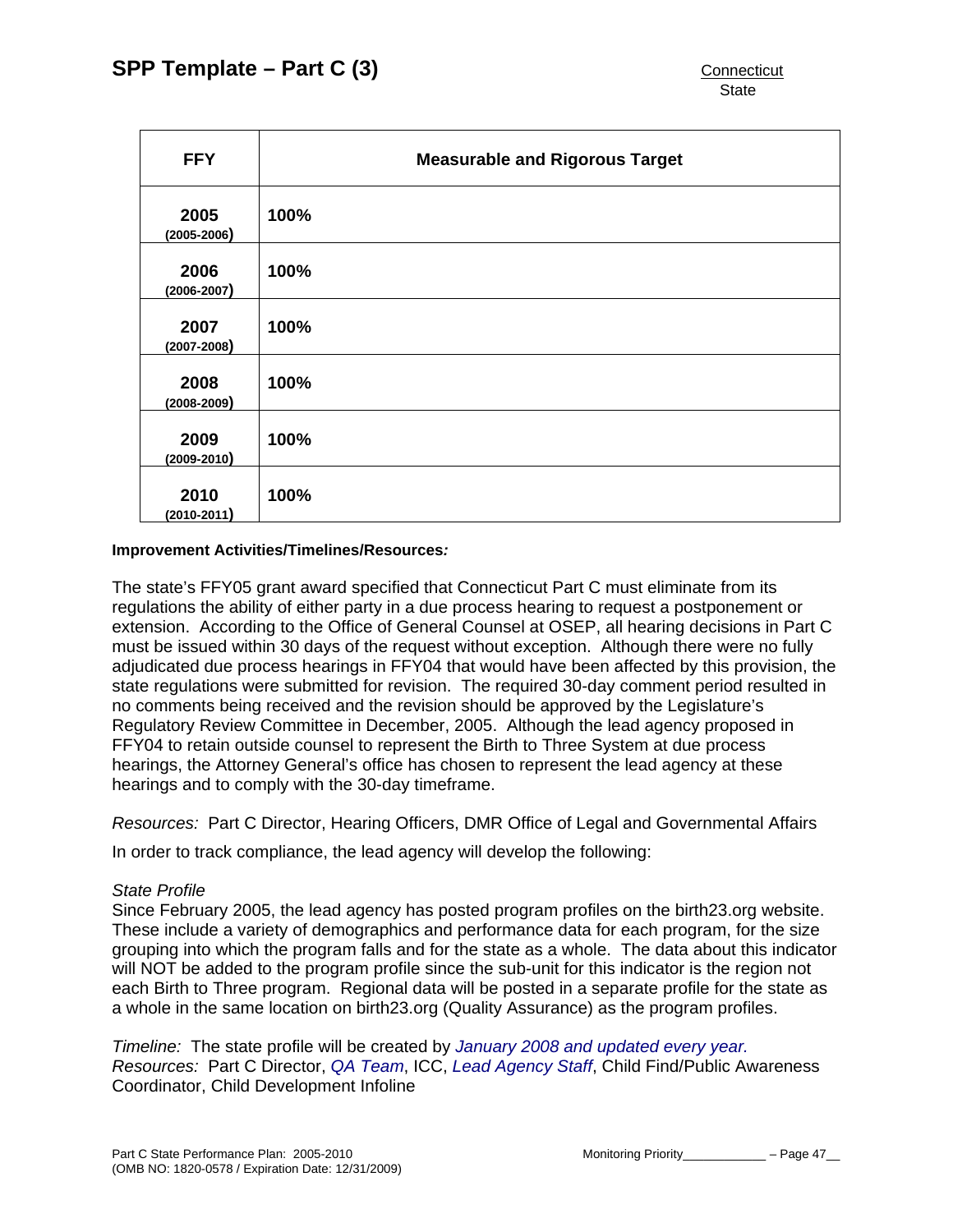| FFY | Measurable and Rigorous Target |
|---|---|
| **2005** (2005-2006) | **100%** |
| **2006** (2006-2007) | **100%** |
| **2007** (2007-2008) | **100%** |
| **2008** (2008-2009) | **100%** |
| **2009** (2009-2010) | **100%** |
| **2010** (2010-2011) | **100%** |

**Improvement Activities/Timelines/Resources***:*

The state's FFY05 grant award specified that Connecticut Part C must eliminate from its regulations the ability of either party in a due process hearing to request a postponement or extension. According to the Office of General Counsel at OSEP, all hearing decisions in Part C must be issued within 30 days of the request without exception. Although there were no fully adjudicated due process hearings in FFY04 that would have been affected by this provision, the state regulations were submitted for revision. The required 30-day comment period resulted in no comments being received and the revision should be approved by the Legislature's Regulatory Review Committee in December, 2005. Although the lead agency proposed in FFY04 to retain outside counsel to represent the Birth to Three System at due process hearings, the Attorney General's office has chosen to represent the lead agency at these hearings and to comply with the 30-day timeframe.

*Resources:* Part C Director, Hearing Officers, DMR Office of Legal and Governmental Affairs

In order to track compliance, the lead agency will develop the following:

*State Profile*
Since February 2005, the lead agency has posted program profiles on the birth23.org website. These include a variety of demographics and performance data for each program, for the size grouping into which the program falls and for the state as a whole. The data about this indicator will NOT be added to the program profile since the sub-unit for this indicator is the region not each Birth to Three program. Regional data will be posted in a separate profile for the state as a whole in the same location on birth23.org (Quality Assurance) as the program profiles.

*Timeline:* The state profile will be created by *January 2008 and updated every year.*
*Resources:* Part C Director, *QA Team*, ICC, *Lead Agency Staff*, Child Find/Public Awareness Coordinator, Child Development Infoline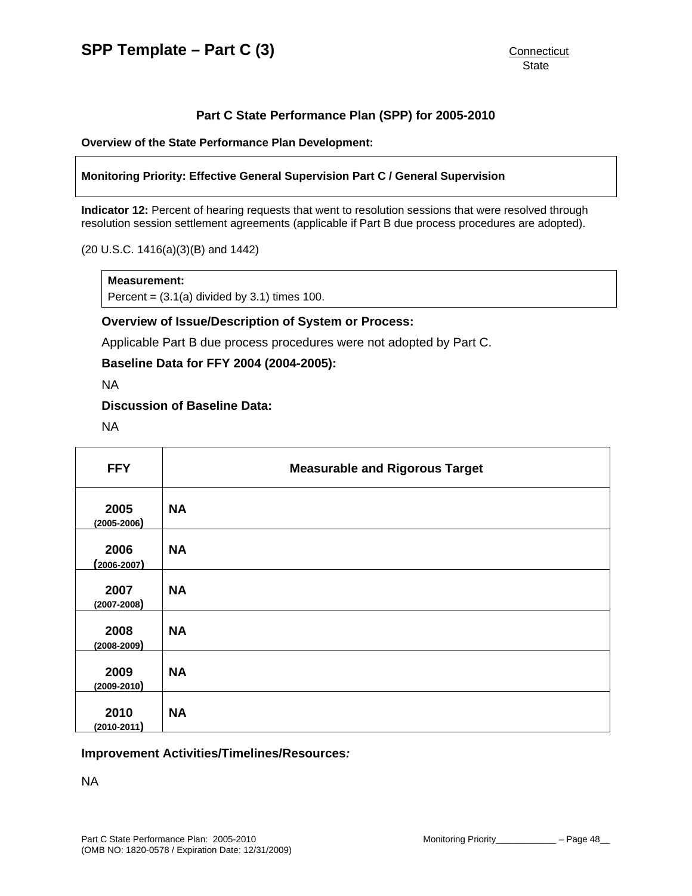# SPP Template – Part C (3)

Connecticut
State

## Part C State Performance Plan (SPP) for 2005-2010

**Overview of the State Performance Plan Development:**

**Monitoring Priority: Effective General Supervision Part C / General Supervision**

**Indicator 12:** Percent of hearing requests that went to resolution sessions that were resolved through resolution session settlement agreements (applicable if Part B due process procedures are adopted).

(20 U.S.C. 1416(a)(3)(B) and 1442)

**Measurement:**
Percent = (3.1(a) divided by 3.1) times 100.

### Overview of Issue/Description of System or Process:

Applicable Part B due process procedures were not adopted by Part C.

### Baseline Data for FFY 2004 (2004-2005):

NA

### Discussion of Baseline Data:

NA

| FFY | Measurable and Rigorous Target |
|---|---|
| **2005** (2005-2006) | **NA** |
| **2006** (2006-2007) | **NA** |
| **2007** (2007-2008) | **NA** |
| **2008** (2008-2009) | **NA** |
| **2009** (2009-2010) | **NA** |
| **2010** (2010-2011) | **NA** |

### Improvement Activities/Timelines/Resources*:*

NA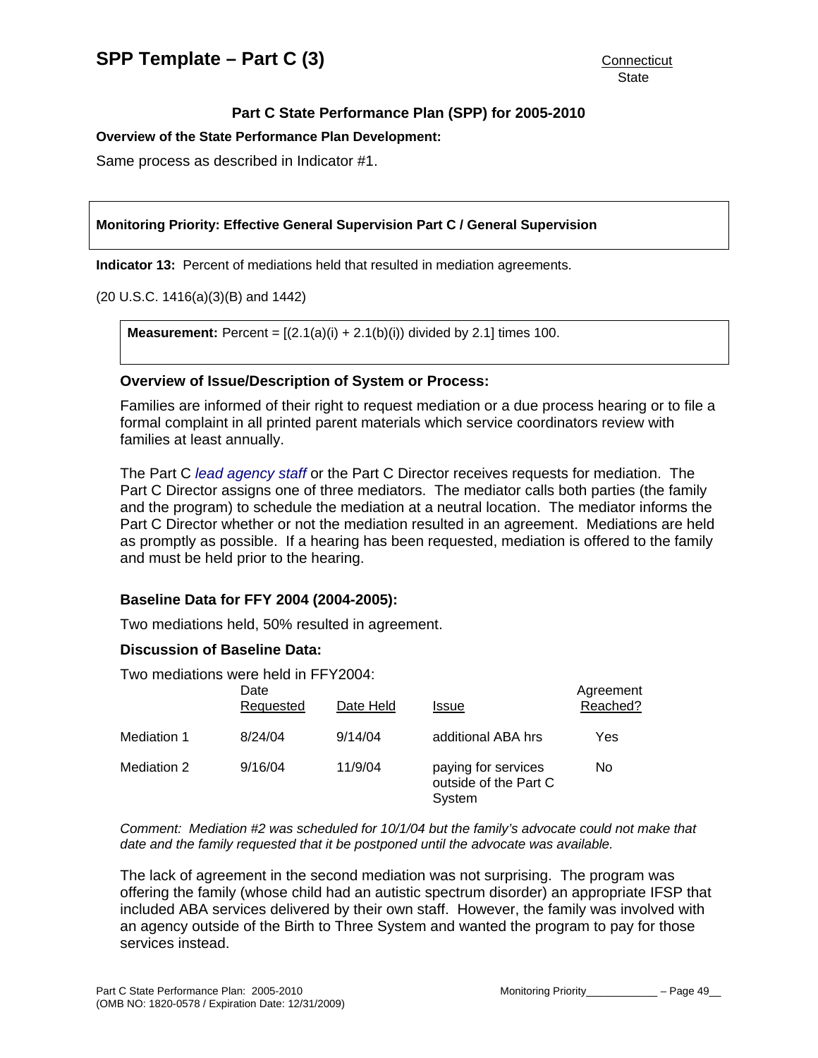# SPP Template – Part C (3)

Connecticut
State

## Part C State Performance Plan (SPP) for 2005-2010

**Overview of the State Performance Plan Development:**

Same process as described in Indicator #1.

**Monitoring Priority: Effective General Supervision Part C / General Supervision**

**Indicator 13:** Percent of mediations held that resulted in mediation agreements.

(20 U.S.C. 1416(a)(3)(B) and 1442)

**Measurement:** Percent = [(2.1(a)(i) + 2.1(b)(i)) divided by 2.1] times 100.

### Overview of Issue/Description of System or Process:

Families are informed of their right to request mediation or a due process hearing or to file a formal complaint in all printed parent materials which service coordinators review with families at least annually.

The Part C *lead agency staff* or the Part C Director receives requests for mediation. The Part C Director assigns one of three mediators. The mediator calls both parties (the family and the program) to schedule the mediation at a neutral location. The mediator informs the Part C Director whether or not the mediation resulted in an agreement. Mediations are held as promptly as possible. If a hearing has been requested, mediation is offered to the family and must be held prior to the hearing.

### Baseline Data for FFY 2004 (2004-2005):

Two mediations held, 50% resulted in agreement.

### Discussion of Baseline Data:

Two mediations were held in FFY2004:

| | Date Requested | Date Held | Issue | Agreement Reached? |
|---|---|---|---|---|
| Mediation 1 | 8/24/04 | 9/14/04 | additional ABA hrs | Yes |
| Mediation 2 | 9/16/04 | 11/9/04 | paying for services outside of the Part C System | No |

*Comment: Mediation #2 was scheduled for 10/1/04 but the family's advocate could not make that date and the family requested that it be postponed until the advocate was available.*

The lack of agreement in the second mediation was not surprising. The program was offering the family (whose child had an autistic spectrum disorder) an appropriate IFSP that included ABA services delivered by their own staff. However, the family was involved with an agency outside of the Birth to Three System and wanted the program to pay for those services instead.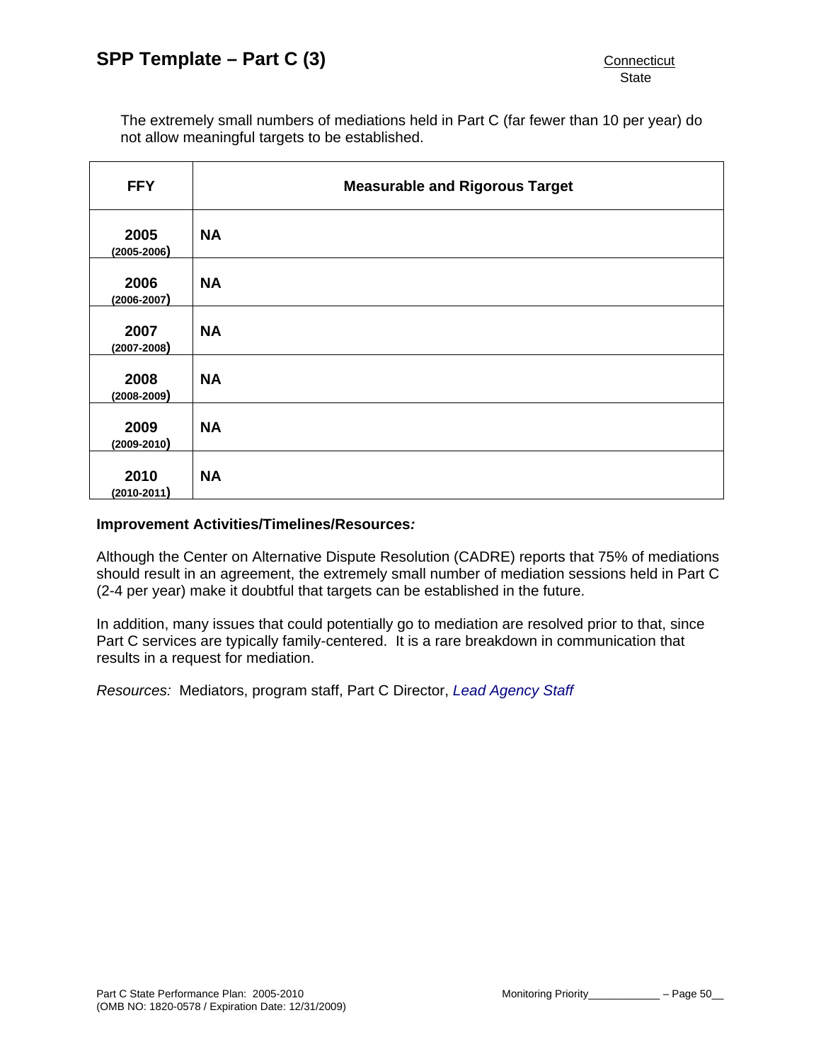The extremely small numbers of mediations held in Part C (far fewer than 10 per year) do not allow meaningful targets to be established.

| FFY | Measurable and Rigorous Target |
| --- | --- |
| **2005** (2005-2006) | **NA** |
| **2006** (2006-2007) | **NA** |
| **2007** (2007-2008) | **NA** |
| **2008** (2008-2009) | **NA** |
| **2009** (2009-2010) | **NA** |
| **2010** (2010-2011) | **NA** |

**Improvement Activities/Timelines/Resources*:***

Although the Center on Alternative Dispute Resolution (CADRE) reports that 75% of mediations should result in an agreement, the extremely small number of mediation sessions held in Part C (2-4 per year) make it doubtful that targets can be established in the future.

In addition, many issues that could potentially go to mediation are resolved prior to that, since Part C services are typically family-centered. It is a rare breakdown in communication that results in a request for mediation.

*Resources:* Mediators, program staff, Part C Director, *Lead Agency Staff*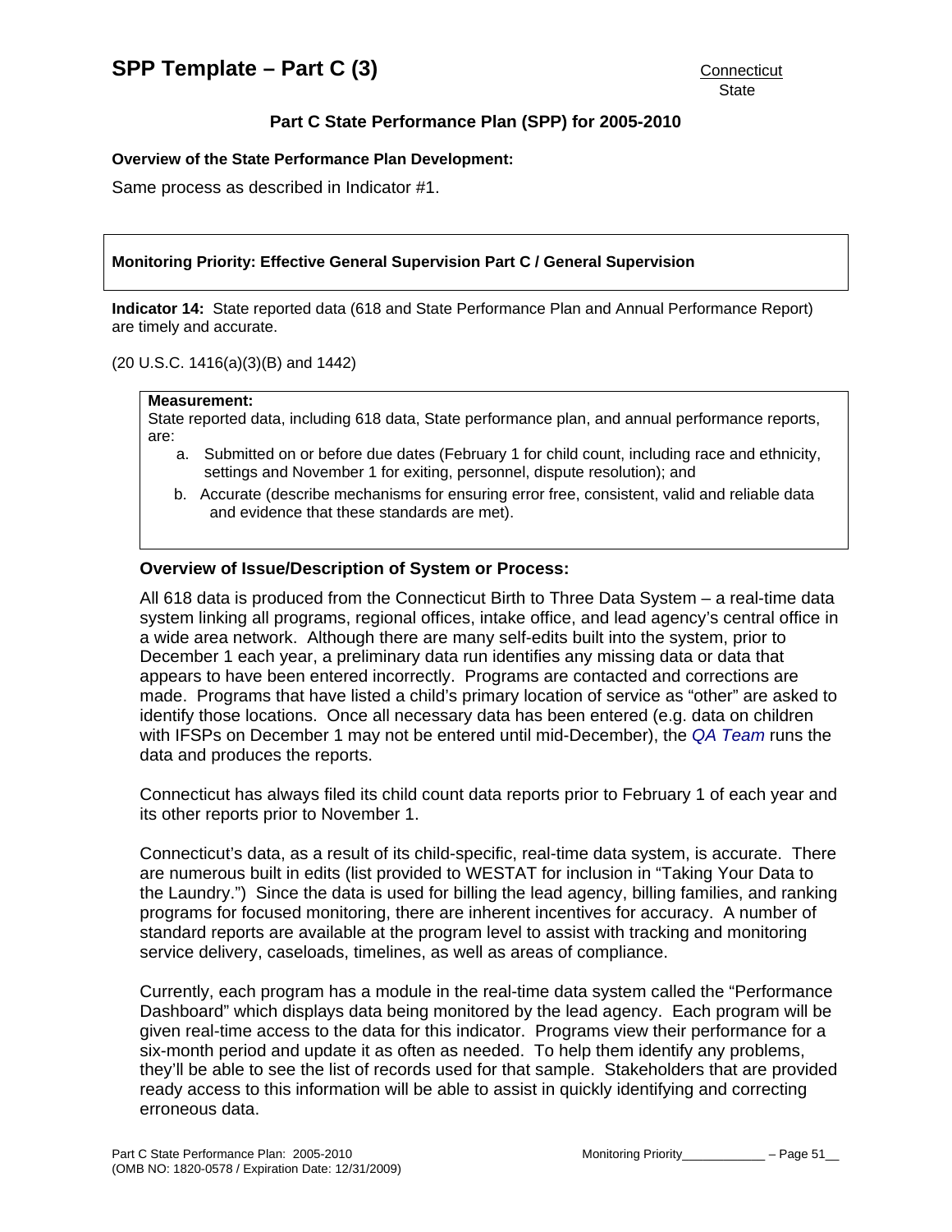# SPP Template – Part C (3)

Connecticut
State

## Part C State Performance Plan (SPP) for 2005-2010

**Overview of the State Performance Plan Development:**

Same process as described in Indicator #1.

**Monitoring Priority: Effective General Supervision Part C / General Supervision**

**Indicator 14:** State reported data (618 and State Performance Plan and Annual Performance Report) are timely and accurate.

(20 U.S.C. 1416(a)(3)(B) and 1442)

**Measurement:**
State reported data, including 618 data, State performance plan, and annual performance reports, are:

a. Submitted on or before due dates (February 1 for child count, including race and ethnicity, settings and November 1 for exiting, personnel, dispute resolution); and
b. Accurate (describe mechanisms for ensuring error free, consistent, valid and reliable data and evidence that these standards are met).

### Overview of Issue/Description of System or Process:

All 618 data is produced from the Connecticut Birth to Three Data System – a real-time data system linking all programs, regional offices, intake office, and lead agency's central office in a wide area network. Although there are many self-edits built into the system, prior to December 1 each year, a preliminary data run identifies any missing data or data that appears to have been entered incorrectly. Programs are contacted and corrections are made. Programs that have listed a child's primary location of service as "other" are asked to identify those locations. Once all necessary data has been entered (e.g. data on children with IFSPs on December 1 may not be entered until mid-December), the *QA Team* runs the data and produces the reports.

Connecticut has always filed its child count data reports prior to February 1 of each year and its other reports prior to November 1.

Connecticut's data, as a result of its child-specific, real-time data system, is accurate. There are numerous built in edits (list provided to WESTAT for inclusion in "Taking Your Data to the Laundry.") Since the data is used for billing the lead agency, billing families, and ranking programs for focused monitoring, there are inherent incentives for accuracy. A number of standard reports are available at the program level to assist with tracking and monitoring service delivery, caseloads, timelines, as well as areas of compliance.

Currently, each program has a module in the real-time data system called the "Performance Dashboard" which displays data being monitored by the lead agency. Each program will be given real-time access to the data for this indicator. Programs view their performance for a six-month period and update it as often as needed. To help them identify any problems, they'll be able to see the list of records used for that sample. Stakeholders that are provided ready access to this information will be able to assist in quickly identifying and correcting erroneous data.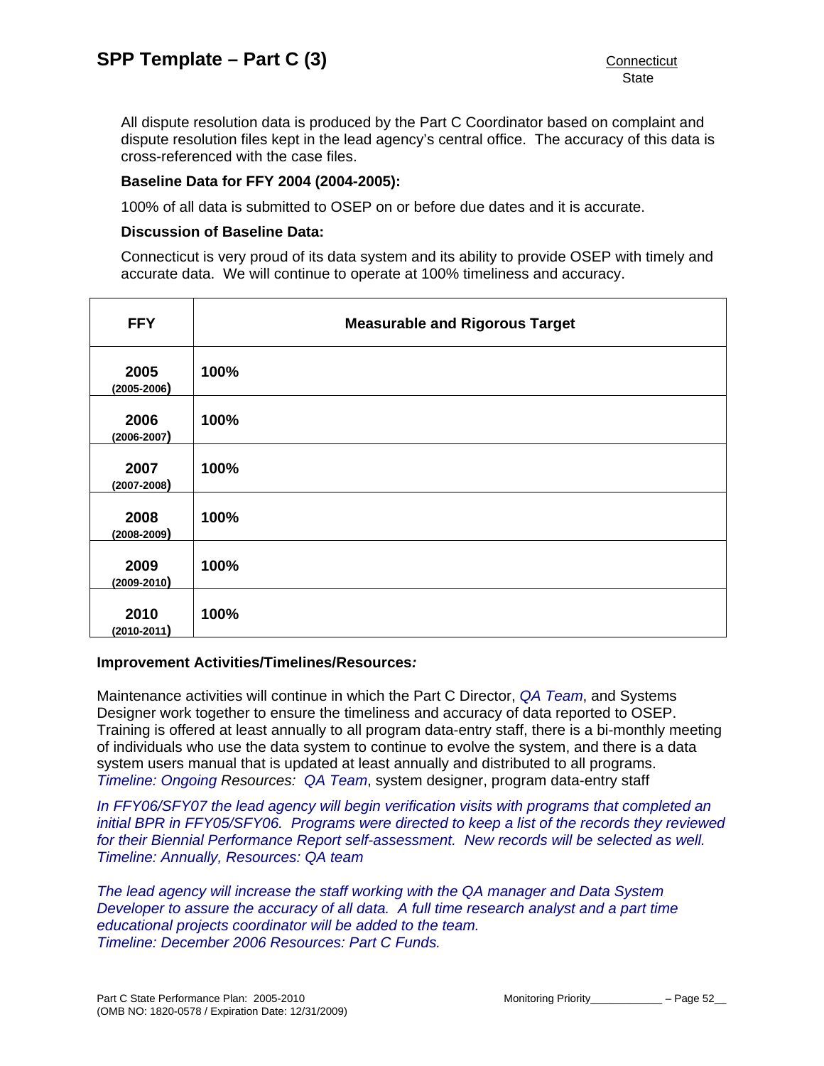All dispute resolution data is produced by the Part C Coordinator based on complaint and dispute resolution files kept in the lead agency's central office. The accuracy of this data is cross-referenced with the case files.

**Baseline Data for FFY 2004 (2004-2005):**

100% of all data is submitted to OSEP on or before due dates and it is accurate.

**Discussion of Baseline Data:**

Connecticut is very proud of its data system and its ability to provide OSEP with timely and accurate data. We will continue to operate at 100% timeliness and accuracy.

| FFY | Measurable and Rigorous Target |
|---|---|
| **2005** (2005-2006) | **100%** |
| **2006** (2006-2007) | **100%** |
| **2007** (2007-2008) | **100%** |
| **2008** (2008-2009) | **100%** |
| **2009** (2009-2010) | **100%** |
| **2010** (2010-2011) | **100%** |

**Improvement Activities/Timelines/Resources***:*

Maintenance activities will continue in which the Part C Director, *QA Team*, and Systems Designer work together to ensure the timeliness and accuracy of data reported to OSEP. Training is offered at least annually to all program data-entry staff, there is a bi-monthly meeting of individuals who use the data system to continue to evolve the system, and there is a data system users manual that is updated at least annually and distributed to all programs. *Timeline: Ongoing* Resources: *QA Team*, system designer, program data-entry staff

*In FFY06/SFY07 the lead agency will begin verification visits with programs that completed an initial BPR in FFY05/SFY06. Programs were directed to keep a list of the records they reviewed for their Biennial Performance Report self-assessment. New records will be selected as well. Timeline: Annually, Resources: QA team*

*The lead agency will increase the staff working with the QA manager and Data System Developer to assure the accuracy of all data. A full time research analyst and a part time educational projects coordinator will be added to the team. Timeline: December 2006 Resources: Part C Funds.*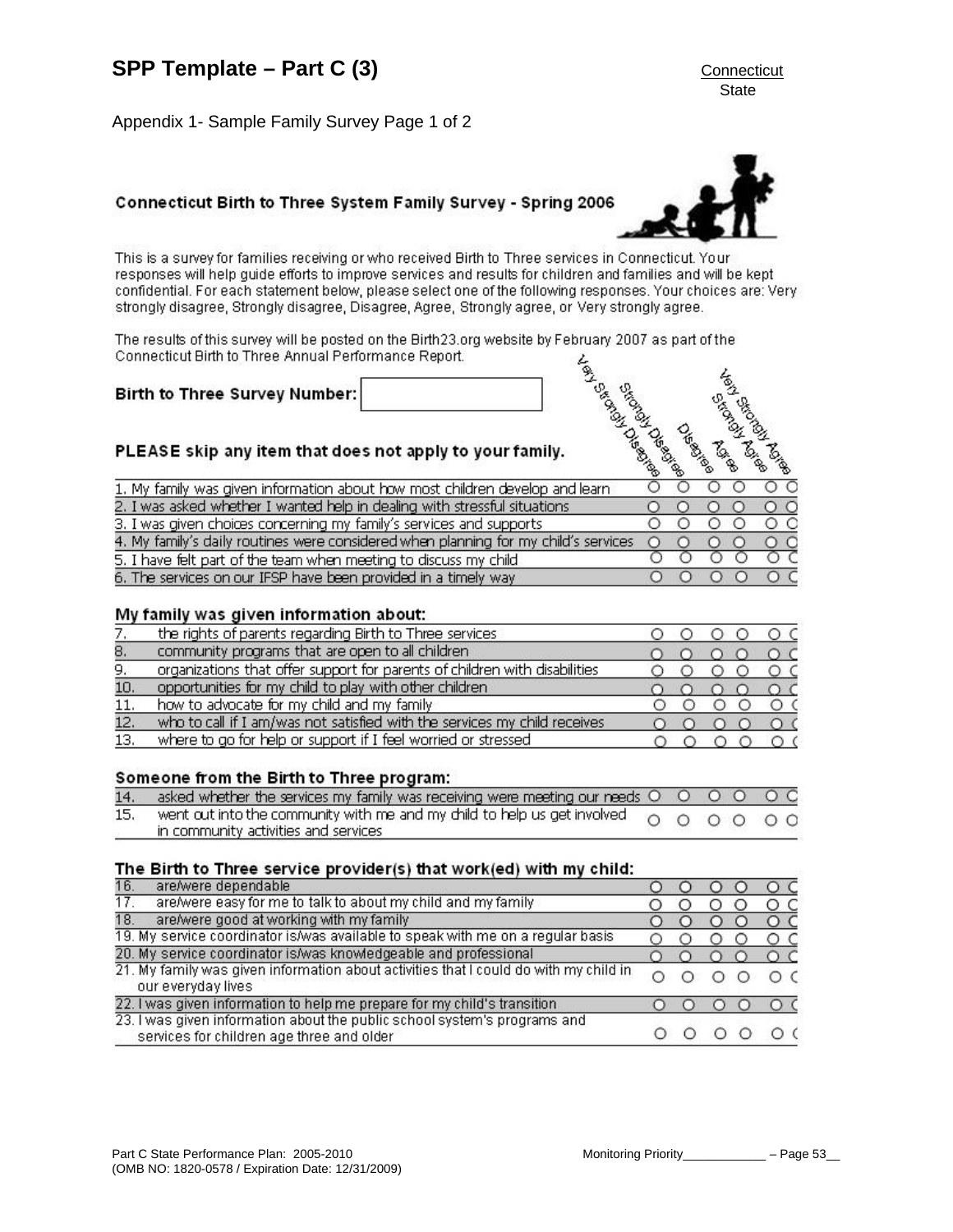# SPP Template – Part C (3)

Connecticut
State

Appendix 1- Sample Family Survey Page 1 of 2

## Connecticut Birth to Three System Family Survey - Spring 2006

This is a survey for families receiving or who received Birth to Three services in Connecticut. Your responses will help guide efforts to improve services and results for children and families and will be kept confidential. For each statement below, please select one of the following responses. Your choices are: Very strongly disagree, Strongly disagree, Disagree, Agree, Strongly agree, or Very strongly agree.

The results of this survey will be posted on the Birth23.org website by February 2007 as part of the Connecticut Birth to Three Annual Performance Report.

**Birth to Three Survey Number:** ______________

**PLEASE skip any item that does not apply to your family.**

| | Very Strongly Disagree | Strongly Disagree | Disagree | Agree | Strongly Agree | Very Strongly Agree |
|---|---|---|---|---|---|---|
| 1. My family was given information about how most children develop and learn | ○ | ○ | ○ | ○ | ○ | ○ |
| 2. I was asked whether I wanted help in dealing with stressful situations | ○ | ○ | ○ | ○ | ○ | ○ |
| 3. I was given choices concerning my family's services and supports | ○ | ○ | ○ | ○ | ○ | ○ |
| 4. My family's daily routines were considered when planning for my child's services | ○ | ○ | ○ | ○ | ○ | ○ |
| 5. I have felt part of the team when meeting to discuss my child | ○ | ○ | ○ | ○ | ○ | ○ |
| 6. The services on our IFSP have been provided in a timely way | ○ | ○ | ○ | ○ | ○ | ○ |
| **My family was given information about:** | | | | | | |
| 7. the rights of parents regarding Birth to Three services | ○ | ○ | ○ | ○ | ○ | ○ |
| 8. community programs that are open to all children | ○ | ○ | ○ | ○ | ○ | ○ |
| 9. organizations that offer support for parents of children with disabilities | ○ | ○ | ○ | ○ | ○ | ○ |
| 10. opportunities for my child to play with other children | ○ | ○ | ○ | ○ | ○ | ○ |
| 11. how to advocate for my child and my family | ○ | ○ | ○ | ○ | ○ | ○ |
| 12. who to call if I am/was not satisfied with the services my child receives | ○ | ○ | ○ | ○ | ○ | ○ |
| 13. where to go for help or support if I feel worried or stressed | ○ | ○ | ○ | ○ | ○ | ○ |
| **Someone from the Birth to Three program:** | | | | | | |
| 14. asked whether the services my family was receiving were meeting our needs | ○ | ○ | ○ | ○ | ○ | ○ |
| 15. went out into the community with me and my child to help us get involved in community activities and services | ○ | ○ | ○ | ○ | ○ | ○ |
| **The Birth to Three service provider(s) that work(ed) with my child:** | | | | | | |
| 16. are/were dependable | ○ | ○ | ○ | ○ | ○ | ○ |
| 17. are/were easy for me to talk to about my child and my family | ○ | ○ | ○ | ○ | ○ | ○ |
| 18. are/were good at working with my family | ○ | ○ | ○ | ○ | ○ | ○ |
| 19. My service coordinator is/was available to speak with me on a regular basis | ○ | ○ | ○ | ○ | ○ | ○ |
| 20. My service coordinator is/was knowledgeable and professional | ○ | ○ | ○ | ○ | ○ | ○ |
| 21. My family was given information about activities that I could do with my child in our everyday lives | ○ | ○ | ○ | ○ | ○ | ○ |
| 22. I was given information to help me prepare for my child's transition | ○ | ○ | ○ | ○ | ○ | ○ |
| 23. I was given information about the public school system's programs and services for children age three and older | ○ | ○ | ○ | ○ | ○ | ○ |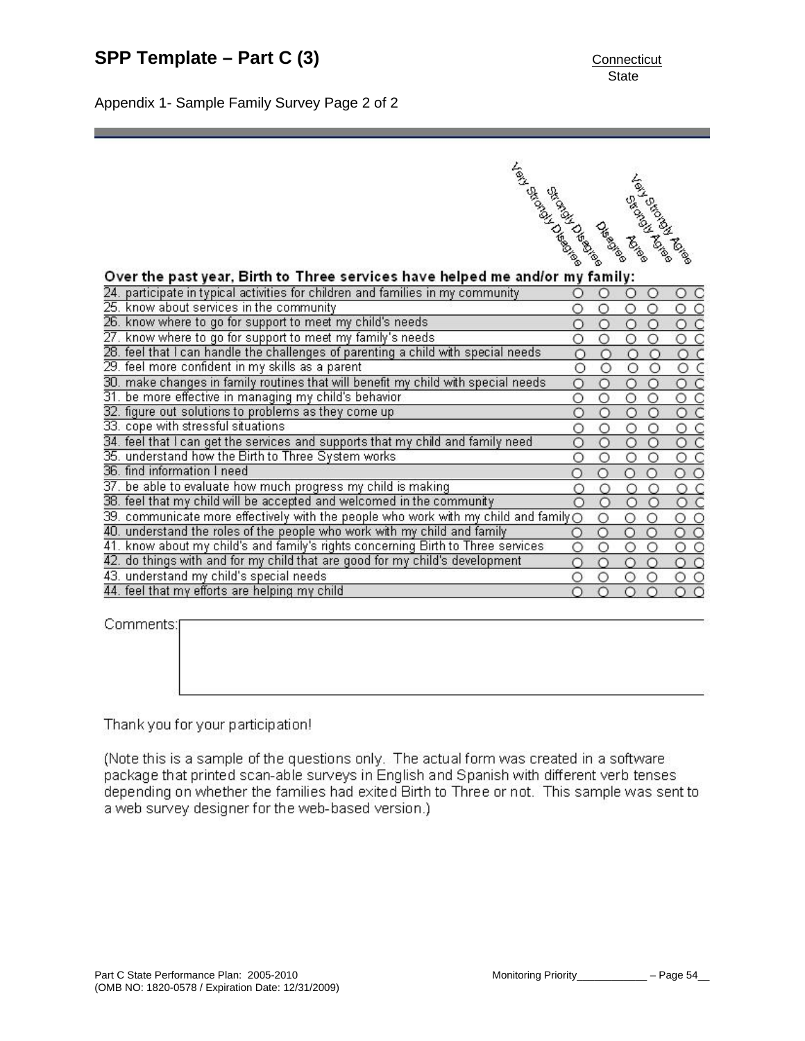## SPP Template – Part C (3)

Connecticut
State

Appendix 1- Sample Family Survey Page 2 of 2

| Over the past year, Birth to Three services have helped me and/or my family: | Very Strongly Disagree | Strongly Disagree | Disagree | Agree | Strongly Agree | Very Strongly Agree |
|---|---|---|---|---|---|---|
| 24. participate in typical activities for children and families in my community | ○ | ○ | ○ | ○ | ○ | ○ |
| 25. know about services in the community | ○ | ○ | ○ | ○ | ○ | ○ |
| 26. know where to go for support to meet my child's needs | ○ | ○ | ○ | ○ | ○ | ○ |
| 27. know where to go for support to meet my family's needs | ○ | ○ | ○ | ○ | ○ | ○ |
| 28. feel that I can handle the challenges of parenting a child with special needs | ○ | ○ | ○ | ○ | ○ | ○ |
| 29. feel more confident in my skills as a parent | ○ | ○ | ○ | ○ | ○ | ○ |
| 30. make changes in family routines that will benefit my child with special needs | ○ | ○ | ○ | ○ | ○ | ○ |
| 31. be more effective in managing my child's behavior | ○ | ○ | ○ | ○ | ○ | ○ |
| 32. figure out solutions to problems as they come up | ○ | ○ | ○ | ○ | ○ | ○ |
| 33. cope with stressful situations | ○ | ○ | ○ | ○ | ○ | ○ |
| 34. feel that I can get the services and supports that my child and family need | ○ | ○ | ○ | ○ | ○ | ○ |
| 35. understand how the Birth to Three System works | ○ | ○ | ○ | ○ | ○ | ○ |
| 36. find information I need | ○ | ○ | ○ | ○ | ○ | ○ |
| 37. be able to evaluate how much progress my child is making | ○ | ○ | ○ | ○ | ○ | ○ |
| 38. feel that my child will be accepted and welcomed in the community | ○ | ○ | ○ | ○ | ○ | ○ |
| 39. communicate more effectively with the people who work with my child and family | ○ | ○ | ○ | ○ | ○ | ○ |
| 40. understand the roles of the people who work with my child and family | ○ | ○ | ○ | ○ | ○ | ○ |
| 41. know about my child's and family's rights concerning Birth to Three services | ○ | ○ | ○ | ○ | ○ | ○ |
| 42. do things with and for my child that are good for my child's development | ○ | ○ | ○ | ○ | ○ | ○ |
| 43. understand my child's special needs | ○ | ○ | ○ | ○ | ○ | ○ |
| 44. feel that my efforts are helping my child | ○ | ○ | ○ | ○ | ○ | ○ |

Comments:

Thank you for your participation!

(Note this is a sample of the questions only. The actual form was created in a software package that printed scan-able surveys in English and Spanish with different verb tenses depending on whether the families had exited Birth to Three or not. This sample was sent to a web survey designer for the web-based version.)

Part C State Performance Plan: 2005-2010
(OMB NO: 1820-0578 / Expiration Date: 12/31/2009)

Monitoring Priority____________ – Page 54__